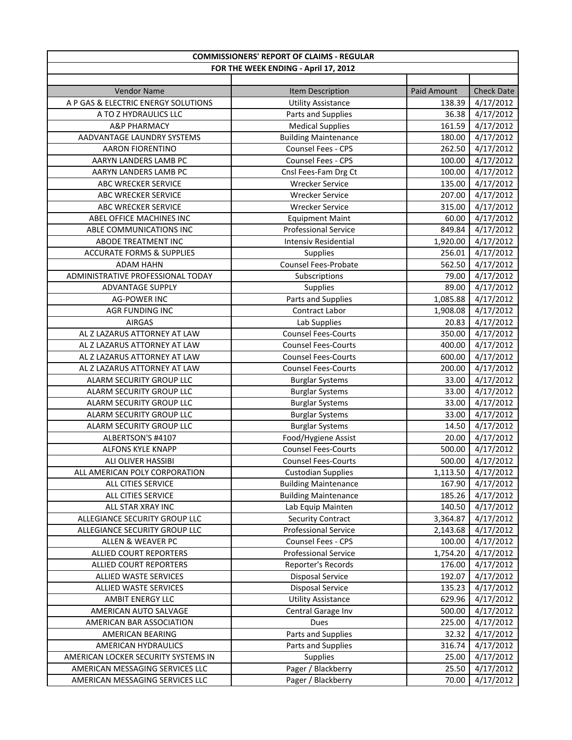| COMMISSIONERS' REPORT OF CLAIMS - REGULAR | | | |
|---|---|---|---|
| FOR THE WEEK ENDING - April 17, 2012 | | | |
| | | | |
| Vendor Name | Item Description | Paid Amount | Check Date |
| A P GAS & ELECTRIC ENERGY SOLUTIONS | Utility Assistance | 138.39 | 4/17/2012 |
| A TO Z HYDRAULICS LLC | Parts and Supplies | 36.38 | 4/17/2012 |
| A&P PHARMACY | Medical Supplies | 161.59 | 4/17/2012 |
| AADVANTAGE LAUNDRY SYSTEMS | Building Maintenance | 180.00 | 4/17/2012 |
| AARON FIORENTINO | Counsel Fees - CPS | 262.50 | 4/17/2012 |
| AARYN LANDERS LAMB PC | Counsel Fees - CPS | 100.00 | 4/17/2012 |
| AARYN LANDERS LAMB PC | Cnsl Fees-Fam Drg Ct | 100.00 | 4/17/2012 |
| ABC WRECKER SERVICE | Wrecker Service | 135.00 | 4/17/2012 |
| ABC WRECKER SERVICE | Wrecker Service | 207.00 | 4/17/2012 |
| ABC WRECKER SERVICE | Wrecker Service | 315.00 | 4/17/2012 |
| ABEL OFFICE MACHINES INC | Equipment Maint | 60.00 | 4/17/2012 |
| ABLE COMMUNICATIONS INC | Professional Service | 849.84 | 4/17/2012 |
| ABODE TREATMENT INC | Intensiv Residential | 1,920.00 | 4/17/2012 |
| ACCURATE FORMS & SUPPLIES | Supplies | 256.01 | 4/17/2012 |
| ADAM HAHN | Counsel Fees-Probate | 562.50 | 4/17/2012 |
| ADMINISTRATIVE PROFESSIONAL TODAY | Subscriptions | 79.00 | 4/17/2012 |
| ADVANTAGE SUPPLY | Supplies | 89.00 | 4/17/2012 |
| AG-POWER INC | Parts and Supplies | 1,085.88 | 4/17/2012 |
| AGR FUNDING INC | Contract Labor | 1,908.08 | 4/17/2012 |
| AIRGAS | Lab Supplies | 20.83 | 4/17/2012 |
| AL Z LAZARUS ATTORNEY AT LAW | Counsel Fees-Courts | 350.00 | 4/17/2012 |
| AL Z LAZARUS ATTORNEY AT LAW | Counsel Fees-Courts | 400.00 | 4/17/2012 |
| AL Z LAZARUS ATTORNEY AT LAW | Counsel Fees-Courts | 600.00 | 4/17/2012 |
| AL Z LAZARUS ATTORNEY AT LAW | Counsel Fees-Courts | 200.00 | 4/17/2012 |
| ALARM SECURITY GROUP LLC | Burglar Systems | 33.00 | 4/17/2012 |
| ALARM SECURITY GROUP LLC | Burglar Systems | 33.00 | 4/17/2012 |
| ALARM SECURITY GROUP LLC | Burglar Systems | 33.00 | 4/17/2012 |
| ALARM SECURITY GROUP LLC | Burglar Systems | 33.00 | 4/17/2012 |
| ALARM SECURITY GROUP LLC | Burglar Systems | 14.50 | 4/17/2012 |
| ALBERTSON'S #4107 | Food/Hygiene Assist | 20.00 | 4/17/2012 |
| ALFONS KYLE KNAPP | Counsel Fees-Courts | 500.00 | 4/17/2012 |
| ALI OLIVER HASSIBI | Counsel Fees-Courts | 500.00 | 4/17/2012 |
| ALL AMERICAN POLY CORPORATION | Custodian Supplies | 1,113.50 | 4/17/2012 |
| ALL CITIES SERVICE | Building Maintenance | 167.90 | 4/17/2012 |
| ALL CITIES SERVICE | Building Maintenance | 185.26 | 4/17/2012 |
| ALL STAR XRAY INC | Lab Equip Mainten | 140.50 | 4/17/2012 |
| ALLEGIANCE SECURITY GROUP LLC | Security Contract | 3,364.87 | 4/17/2012 |
| ALLEGIANCE SECURITY GROUP LLC | Professional Service | 2,143.68 | 4/17/2012 |
| ALLEN & WEAVER PC | Counsel Fees - CPS | 100.00 | 4/17/2012 |
| ALLIED COURT REPORTERS | Professional Service | 1,754.20 | 4/17/2012 |
| ALLIED COURT REPORTERS | Reporter's Records | 176.00 | 4/17/2012 |
| ALLIED WASTE SERVICES | Disposal Service | 192.07 | 4/17/2012 |
| ALLIED WASTE SERVICES | Disposal Service | 135.23 | 4/17/2012 |
| AMBIT ENERGY LLC | Utility Assistance | 629.96 | 4/17/2012 |
| AMERICAN AUTO SALVAGE | Central Garage Inv | 500.00 | 4/17/2012 |
| AMERICAN BAR ASSOCIATION | Dues | 225.00 | 4/17/2012 |
| AMERICAN BEARING | Parts and Supplies | 32.32 | 4/17/2012 |
| AMERICAN HYDRAULICS | Parts and Supplies | 316.74 | 4/17/2012 |
| AMERICAN LOCKER SECURITY SYSTEMS IN | Supplies | 25.00 | 4/17/2012 |
| AMERICAN MESSAGING SERVICES LLC | Pager / Blackberry | 25.50 | 4/17/2012 |
| AMERICAN MESSAGING SERVICES LLC | Pager / Blackberry | 70.00 | 4/17/2012 |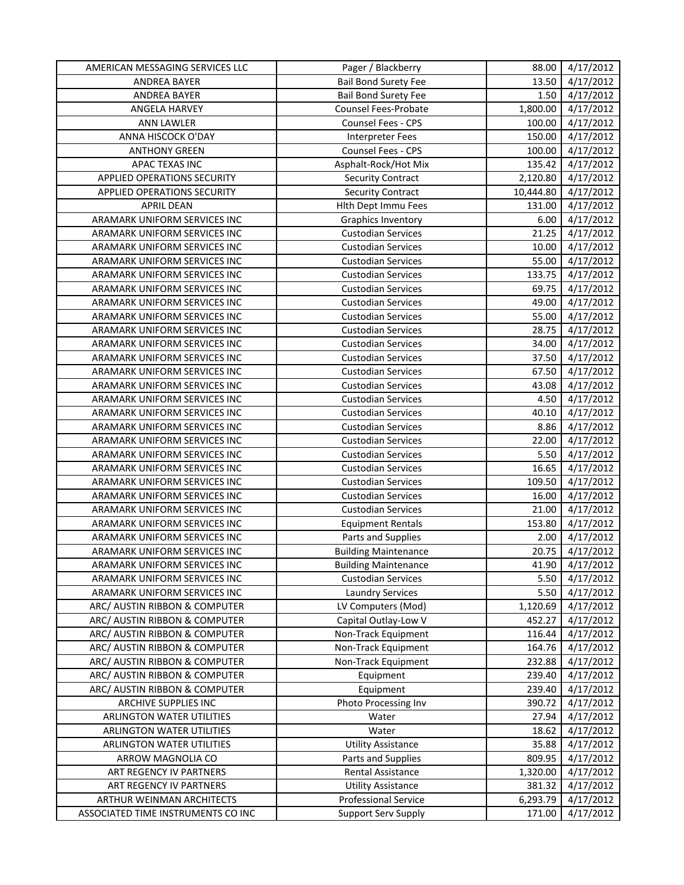| | | | |
|---|---|---|---|
| AMERICAN MESSAGING SERVICES LLC | Pager / Blackberry | 88.00 | 4/17/2012 |
| ANDREA BAYER | Bail Bond Surety Fee | 13.50 | 4/17/2012 |
| ANDREA BAYER | Bail Bond Surety Fee | 1.50 | 4/17/2012 |
| ANGELA HARVEY | Counsel Fees-Probate | 1,800.00 | 4/17/2012 |
| ANN LAWLER | Counsel Fees - CPS | 100.00 | 4/17/2012 |
| ANNA HISCOCK O'DAY | Interpreter Fees | 150.00 | 4/17/2012 |
| ANTHONY GREEN | Counsel Fees - CPS | 100.00 | 4/17/2012 |
| APAC TEXAS INC | Asphalt-Rock/Hot Mix | 135.42 | 4/17/2012 |
| APPLIED OPERATIONS SECURITY | Security Contract | 2,120.80 | 4/17/2012 |
| APPLIED OPERATIONS SECURITY | Security Contract | 10,444.80 | 4/17/2012 |
| APRIL DEAN | Hlth Dept Immu Fees | 131.00 | 4/17/2012 |
| ARAMARK UNIFORM SERVICES INC | Graphics Inventory | 6.00 | 4/17/2012 |
| ARAMARK UNIFORM SERVICES INC | Custodian Services | 21.25 | 4/17/2012 |
| ARAMARK UNIFORM SERVICES INC | Custodian Services | 10.00 | 4/17/2012 |
| ARAMARK UNIFORM SERVICES INC | Custodian Services | 55.00 | 4/17/2012 |
| ARAMARK UNIFORM SERVICES INC | Custodian Services | 133.75 | 4/17/2012 |
| ARAMARK UNIFORM SERVICES INC | Custodian Services | 69.75 | 4/17/2012 |
| ARAMARK UNIFORM SERVICES INC | Custodian Services | 49.00 | 4/17/2012 |
| ARAMARK UNIFORM SERVICES INC | Custodian Services | 55.00 | 4/17/2012 |
| ARAMARK UNIFORM SERVICES INC | Custodian Services | 28.75 | 4/17/2012 |
| ARAMARK UNIFORM SERVICES INC | Custodian Services | 34.00 | 4/17/2012 |
| ARAMARK UNIFORM SERVICES INC | Custodian Services | 37.50 | 4/17/2012 |
| ARAMARK UNIFORM SERVICES INC | Custodian Services | 67.50 | 4/17/2012 |
| ARAMARK UNIFORM SERVICES INC | Custodian Services | 43.08 | 4/17/2012 |
| ARAMARK UNIFORM SERVICES INC | Custodian Services | 4.50 | 4/17/2012 |
| ARAMARK UNIFORM SERVICES INC | Custodian Services | 40.10 | 4/17/2012 |
| ARAMARK UNIFORM SERVICES INC | Custodian Services | 8.86 | 4/17/2012 |
| ARAMARK UNIFORM SERVICES INC | Custodian Services | 22.00 | 4/17/2012 |
| ARAMARK UNIFORM SERVICES INC | Custodian Services | 5.50 | 4/17/2012 |
| ARAMARK UNIFORM SERVICES INC | Custodian Services | 16.65 | 4/17/2012 |
| ARAMARK UNIFORM SERVICES INC | Custodian Services | 109.50 | 4/17/2012 |
| ARAMARK UNIFORM SERVICES INC | Custodian Services | 16.00 | 4/17/2012 |
| ARAMARK UNIFORM SERVICES INC | Custodian Services | 21.00 | 4/17/2012 |
| ARAMARK UNIFORM SERVICES INC | Equipment Rentals | 153.80 | 4/17/2012 |
| ARAMARK UNIFORM SERVICES INC | Parts and Supplies | 2.00 | 4/17/2012 |
| ARAMARK UNIFORM SERVICES INC | Building Maintenance | 20.75 | 4/17/2012 |
| ARAMARK UNIFORM SERVICES INC | Building Maintenance | 41.90 | 4/17/2012 |
| ARAMARK UNIFORM SERVICES INC | Custodian Services | 5.50 | 4/17/2012 |
| ARAMARK UNIFORM SERVICES INC | Laundry Services | 5.50 | 4/17/2012 |
| ARC/ AUSTIN RIBBON & COMPUTER | LV Computers (Mod) | 1,120.69 | 4/17/2012 |
| ARC/ AUSTIN RIBBON & COMPUTER | Capital Outlay-Low V | 452.27 | 4/17/2012 |
| ARC/ AUSTIN RIBBON & COMPUTER | Non-Track Equipment | 116.44 | 4/17/2012 |
| ARC/ AUSTIN RIBBON & COMPUTER | Non-Track Equipment | 164.76 | 4/17/2012 |
| ARC/ AUSTIN RIBBON & COMPUTER | Non-Track Equipment | 232.88 | 4/17/2012 |
| ARC/ AUSTIN RIBBON & COMPUTER | Equipment | 239.40 | 4/17/2012 |
| ARC/ AUSTIN RIBBON & COMPUTER | Equipment | 239.40 | 4/17/2012 |
| ARCHIVE SUPPLIES INC | Photo Processing Inv | 390.72 | 4/17/2012 |
| ARLINGTON WATER UTILITIES | Water | 27.94 | 4/17/2012 |
| ARLINGTON WATER UTILITIES | Water | 18.62 | 4/17/2012 |
| ARLINGTON WATER UTILITIES | Utility Assistance | 35.88 | 4/17/2012 |
| ARROW MAGNOLIA CO | Parts and Supplies | 809.95 | 4/17/2012 |
| ART REGENCY IV PARTNERS | Rental Assistance | 1,320.00 | 4/17/2012 |
| ART REGENCY IV PARTNERS | Utility Assistance | 381.32 | 4/17/2012 |
| ARTHUR WEINMAN ARCHITECTS | Professional Service | 6,293.79 | 4/17/2012 |
| ASSOCIATED TIME INSTRUMENTS CO INC | Support Serv Supply | 171.00 | 4/17/2012 |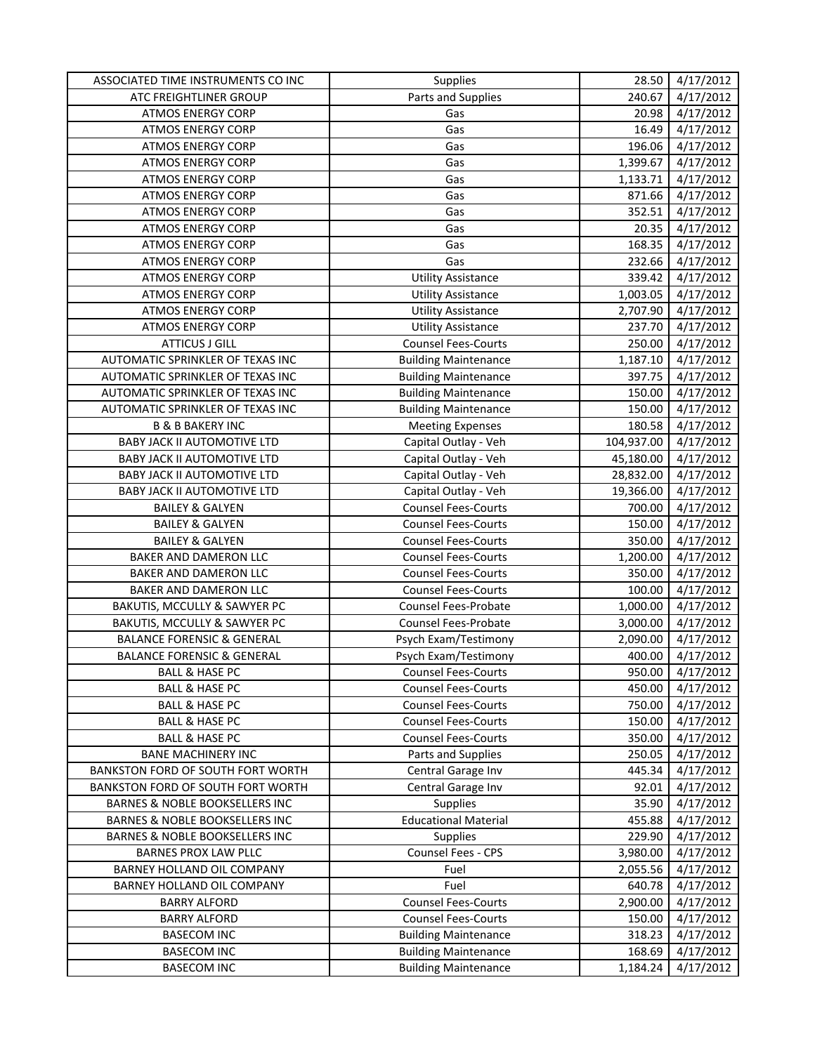| | | | |
|---|---|---|---|
| ASSOCIATED TIME INSTRUMENTS CO INC | Supplies | 28.50 | 4/17/2012 |
| ATC FREIGHTLINER GROUP | Parts and Supplies | 240.67 | 4/17/2012 |
| ATMOS ENERGY CORP | Gas | 20.98 | 4/17/2012 |
| ATMOS ENERGY CORP | Gas | 16.49 | 4/17/2012 |
| ATMOS ENERGY CORP | Gas | 196.06 | 4/17/2012 |
| ATMOS ENERGY CORP | Gas | 1,399.67 | 4/17/2012 |
| ATMOS ENERGY CORP | Gas | 1,133.71 | 4/17/2012 |
| ATMOS ENERGY CORP | Gas | 871.66 | 4/17/2012 |
| ATMOS ENERGY CORP | Gas | 352.51 | 4/17/2012 |
| ATMOS ENERGY CORP | Gas | 20.35 | 4/17/2012 |
| ATMOS ENERGY CORP | Gas | 168.35 | 4/17/2012 |
| ATMOS ENERGY CORP | Gas | 232.66 | 4/17/2012 |
| ATMOS ENERGY CORP | Utility Assistance | 339.42 | 4/17/2012 |
| ATMOS ENERGY CORP | Utility Assistance | 1,003.05 | 4/17/2012 |
| ATMOS ENERGY CORP | Utility Assistance | 2,707.90 | 4/17/2012 |
| ATMOS ENERGY CORP | Utility Assistance | 237.70 | 4/17/2012 |
| ATTICUS J GILL | Counsel Fees-Courts | 250.00 | 4/17/2012 |
| AUTOMATIC SPRINKLER OF TEXAS INC | Building Maintenance | 1,187.10 | 4/17/2012 |
| AUTOMATIC SPRINKLER OF TEXAS INC | Building Maintenance | 397.75 | 4/17/2012 |
| AUTOMATIC SPRINKLER OF TEXAS INC | Building Maintenance | 150.00 | 4/17/2012 |
| AUTOMATIC SPRINKLER OF TEXAS INC | Building Maintenance | 150.00 | 4/17/2012 |
| B & B BAKERY INC | Meeting Expenses | 180.58 | 4/17/2012 |
| BABY JACK II AUTOMOTIVE LTD | Capital Outlay - Veh | 104,937.00 | 4/17/2012 |
| BABY JACK II AUTOMOTIVE LTD | Capital Outlay - Veh | 45,180.00 | 4/17/2012 |
| BABY JACK II AUTOMOTIVE LTD | Capital Outlay - Veh | 28,832.00 | 4/17/2012 |
| BABY JACK II AUTOMOTIVE LTD | Capital Outlay - Veh | 19,366.00 | 4/17/2012 |
| BAILEY & GALYEN | Counsel Fees-Courts | 700.00 | 4/17/2012 |
| BAILEY & GALYEN | Counsel Fees-Courts | 150.00 | 4/17/2012 |
| BAILEY & GALYEN | Counsel Fees-Courts | 350.00 | 4/17/2012 |
| BAKER AND DAMERON LLC | Counsel Fees-Courts | 1,200.00 | 4/17/2012 |
| BAKER AND DAMERON LLC | Counsel Fees-Courts | 350.00 | 4/17/2012 |
| BAKER AND DAMERON LLC | Counsel Fees-Courts | 100.00 | 4/17/2012 |
| BAKUTIS, MCCULLY & SAWYER PC | Counsel Fees-Probate | 1,000.00 | 4/17/2012 |
| BAKUTIS, MCCULLY & SAWYER PC | Counsel Fees-Probate | 3,000.00 | 4/17/2012 |
| BALANCE FORENSIC & GENERAL | Psych Exam/Testimony | 2,090.00 | 4/17/2012 |
| BALANCE FORENSIC & GENERAL | Psych Exam/Testimony | 400.00 | 4/17/2012 |
| BALL & HASE PC | Counsel Fees-Courts | 950.00 | 4/17/2012 |
| BALL & HASE PC | Counsel Fees-Courts | 450.00 | 4/17/2012 |
| BALL & HASE PC | Counsel Fees-Courts | 750.00 | 4/17/2012 |
| BALL & HASE PC | Counsel Fees-Courts | 150.00 | 4/17/2012 |
| BALL & HASE PC | Counsel Fees-Courts | 350.00 | 4/17/2012 |
| BANE MACHINERY INC | Parts and Supplies | 250.05 | 4/17/2012 |
| BANKSTON FORD OF SOUTH FORT WORTH | Central Garage Inv | 445.34 | 4/17/2012 |
| BANKSTON FORD OF SOUTH FORT WORTH | Central Garage Inv | 92.01 | 4/17/2012 |
| BARNES & NOBLE BOOKSELLERS INC | Supplies | 35.90 | 4/17/2012 |
| BARNES & NOBLE BOOKSELLERS INC | Educational Material | 455.88 | 4/17/2012 |
| BARNES & NOBLE BOOKSELLERS INC | Supplies | 229.90 | 4/17/2012 |
| BARNES PROX LAW PLLC | Counsel Fees - CPS | 3,980.00 | 4/17/2012 |
| BARNEY HOLLAND OIL COMPANY | Fuel | 2,055.56 | 4/17/2012 |
| BARNEY HOLLAND OIL COMPANY | Fuel | 640.78 | 4/17/2012 |
| BARRY ALFORD | Counsel Fees-Courts | 2,900.00 | 4/17/2012 |
| BARRY ALFORD | Counsel Fees-Courts | 150.00 | 4/17/2012 |
| BASECOM INC | Building Maintenance | 318.23 | 4/17/2012 |
| BASECOM INC | Building Maintenance | 168.69 | 4/17/2012 |
| BASECOM INC | Building Maintenance | 1,184.24 | 4/17/2012 |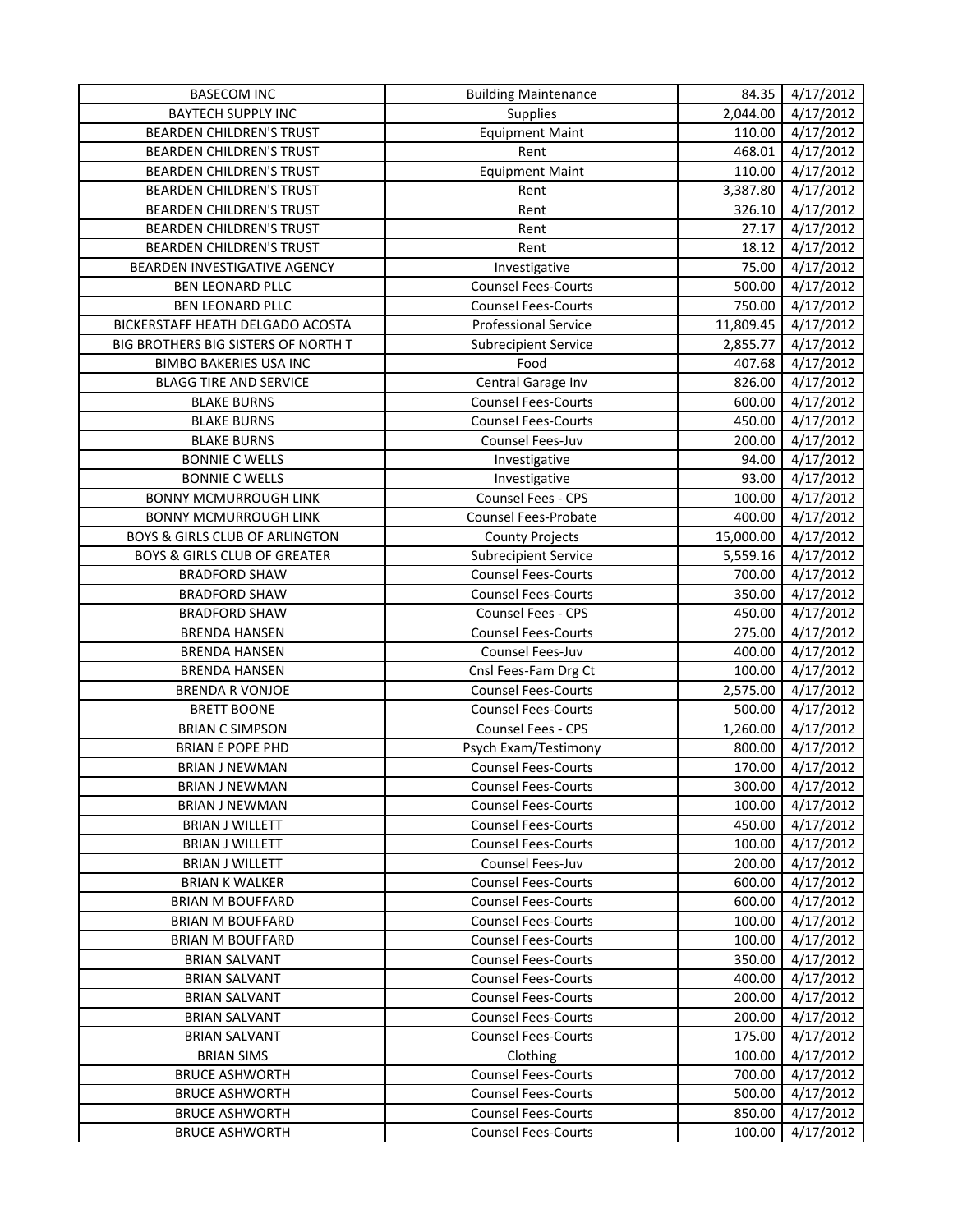| | | | |
|---|---|---|---|
| BASECOM INC | Building Maintenance | 84.35 | 4/17/2012 |
| BAYTECH SUPPLY INC | Supplies | 2,044.00 | 4/17/2012 |
| BEARDEN CHILDREN'S TRUST | Equipment Maint | 110.00 | 4/17/2012 |
| BEARDEN CHILDREN'S TRUST | Rent | 468.01 | 4/17/2012 |
| BEARDEN CHILDREN'S TRUST | Equipment Maint | 110.00 | 4/17/2012 |
| BEARDEN CHILDREN'S TRUST | Rent | 3,387.80 | 4/17/2012 |
| BEARDEN CHILDREN'S TRUST | Rent | 326.10 | 4/17/2012 |
| BEARDEN CHILDREN'S TRUST | Rent | 27.17 | 4/17/2012 |
| BEARDEN CHILDREN'S TRUST | Rent | 18.12 | 4/17/2012 |
| BEARDEN INVESTIGATIVE AGENCY | Investigative | 75.00 | 4/17/2012 |
| BEN LEONARD PLLC | Counsel Fees-Courts | 500.00 | 4/17/2012 |
| BEN LEONARD PLLC | Counsel Fees-Courts | 750.00 | 4/17/2012 |
| BICKERSTAFF HEATH DELGADO ACOSTA | Professional Service | 11,809.45 | 4/17/2012 |
| BIG BROTHERS BIG SISTERS OF NORTH T | Subrecipient Service | 2,855.77 | 4/17/2012 |
| BIMBO BAKERIES USA INC | Food | 407.68 | 4/17/2012 |
| BLAGG TIRE AND SERVICE | Central Garage Inv | 826.00 | 4/17/2012 |
| BLAKE BURNS | Counsel Fees-Courts | 600.00 | 4/17/2012 |
| BLAKE BURNS | Counsel Fees-Courts | 450.00 | 4/17/2012 |
| BLAKE BURNS | Counsel Fees-Juv | 200.00 | 4/17/2012 |
| BONNIE C WELLS | Investigative | 94.00 | 4/17/2012 |
| BONNIE C WELLS | Investigative | 93.00 | 4/17/2012 |
| BONNY MCMURROUGH LINK | Counsel Fees - CPS | 100.00 | 4/17/2012 |
| BONNY MCMURROUGH LINK | Counsel Fees-Probate | 400.00 | 4/17/2012 |
| BOYS & GIRLS CLUB OF ARLINGTON | County Projects | 15,000.00 | 4/17/2012 |
| BOYS & GIRLS CLUB OF GREATER | Subrecipient Service | 5,559.16 | 4/17/2012 |
| BRADFORD SHAW | Counsel Fees-Courts | 700.00 | 4/17/2012 |
| BRADFORD SHAW | Counsel Fees-Courts | 350.00 | 4/17/2012 |
| BRADFORD SHAW | Counsel Fees - CPS | 450.00 | 4/17/2012 |
| BRENDA HANSEN | Counsel Fees-Courts | 275.00 | 4/17/2012 |
| BRENDA HANSEN | Counsel Fees-Juv | 400.00 | 4/17/2012 |
| BRENDA HANSEN | Cnsl Fees-Fam Drg Ct | 100.00 | 4/17/2012 |
| BRENDA R VONJOE | Counsel Fees-Courts | 2,575.00 | 4/17/2012 |
| BRETT BOONE | Counsel Fees-Courts | 500.00 | 4/17/2012 |
| BRIAN C SIMPSON | Counsel Fees - CPS | 1,260.00 | 4/17/2012 |
| BRIAN E POPE PHD | Psych Exam/Testimony | 800.00 | 4/17/2012 |
| BRIAN J NEWMAN | Counsel Fees-Courts | 170.00 | 4/17/2012 |
| BRIAN J NEWMAN | Counsel Fees-Courts | 300.00 | 4/17/2012 |
| BRIAN J NEWMAN | Counsel Fees-Courts | 100.00 | 4/17/2012 |
| BRIAN J WILLETT | Counsel Fees-Courts | 450.00 | 4/17/2012 |
| BRIAN J WILLETT | Counsel Fees-Courts | 100.00 | 4/17/2012 |
| BRIAN J WILLETT | Counsel Fees-Juv | 200.00 | 4/17/2012 |
| BRIAN K WALKER | Counsel Fees-Courts | 600.00 | 4/17/2012 |
| BRIAN M BOUFFARD | Counsel Fees-Courts | 600.00 | 4/17/2012 |
| BRIAN M BOUFFARD | Counsel Fees-Courts | 100.00 | 4/17/2012 |
| BRIAN M BOUFFARD | Counsel Fees-Courts | 100.00 | 4/17/2012 |
| BRIAN SALVANT | Counsel Fees-Courts | 350.00 | 4/17/2012 |
| BRIAN SALVANT | Counsel Fees-Courts | 400.00 | 4/17/2012 |
| BRIAN SALVANT | Counsel Fees-Courts | 200.00 | 4/17/2012 |
| BRIAN SALVANT | Counsel Fees-Courts | 200.00 | 4/17/2012 |
| BRIAN SALVANT | Counsel Fees-Courts | 175.00 | 4/17/2012 |
| BRIAN SIMS | Clothing | 100.00 | 4/17/2012 |
| BRUCE ASHWORTH | Counsel Fees-Courts | 700.00 | 4/17/2012 |
| BRUCE ASHWORTH | Counsel Fees-Courts | 500.00 | 4/17/2012 |
| BRUCE ASHWORTH | Counsel Fees-Courts | 850.00 | 4/17/2012 |
| BRUCE ASHWORTH | Counsel Fees-Courts | 100.00 | 4/17/2012 |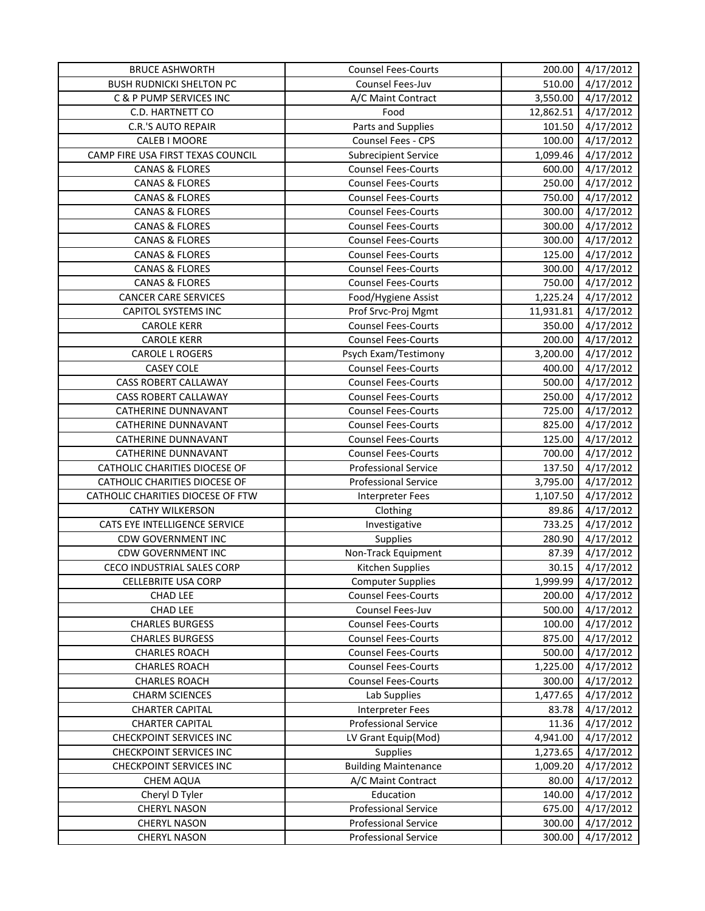| BRUCE ASHWORTH | Counsel Fees-Courts | 200.00 | 4/17/2012 |
|---|---|---|---|
| BUSH RUDNICKI SHELTON PC | Counsel Fees-Juv | 510.00 | 4/17/2012 |
| C & P PUMP SERVICES INC | A/C Maint Contract | 3,550.00 | 4/17/2012 |
| C.D. HARTNETT CO | Food | 12,862.51 | 4/17/2012 |
| C.R.'S AUTO REPAIR | Parts and Supplies | 101.50 | 4/17/2012 |
| CALEB I MOORE | Counsel Fees - CPS | 100.00 | 4/17/2012 |
| CAMP FIRE USA FIRST TEXAS COUNCIL | Subrecipient Service | 1,099.46 | 4/17/2012 |
| CANAS & FLORES | Counsel Fees-Courts | 600.00 | 4/17/2012 |
| CANAS & FLORES | Counsel Fees-Courts | 250.00 | 4/17/2012 |
| CANAS & FLORES | Counsel Fees-Courts | 750.00 | 4/17/2012 |
| CANAS & FLORES | Counsel Fees-Courts | 300.00 | 4/17/2012 |
| CANAS & FLORES | Counsel Fees-Courts | 300.00 | 4/17/2012 |
| CANAS & FLORES | Counsel Fees-Courts | 300.00 | 4/17/2012 |
| CANAS & FLORES | Counsel Fees-Courts | 125.00 | 4/17/2012 |
| CANAS & FLORES | Counsel Fees-Courts | 300.00 | 4/17/2012 |
| CANAS & FLORES | Counsel Fees-Courts | 750.00 | 4/17/2012 |
| CANCER CARE SERVICES | Food/Hygiene Assist | 1,225.24 | 4/17/2012 |
| CAPITOL SYSTEMS INC | Prof Srvc-Proj Mgmt | 11,931.81 | 4/17/2012 |
| CAROLE KERR | Counsel Fees-Courts | 350.00 | 4/17/2012 |
| CAROLE KERR | Counsel Fees-Courts | 200.00 | 4/17/2012 |
| CAROLE L ROGERS | Psych Exam/Testimony | 3,200.00 | 4/17/2012 |
| CASEY COLE | Counsel Fees-Courts | 400.00 | 4/17/2012 |
| CASS ROBERT CALLAWAY | Counsel Fees-Courts | 500.00 | 4/17/2012 |
| CASS ROBERT CALLAWAY | Counsel Fees-Courts | 250.00 | 4/17/2012 |
| CATHERINE DUNNAVANT | Counsel Fees-Courts | 725.00 | 4/17/2012 |
| CATHERINE DUNNAVANT | Counsel Fees-Courts | 825.00 | 4/17/2012 |
| CATHERINE DUNNAVANT | Counsel Fees-Courts | 125.00 | 4/17/2012 |
| CATHERINE DUNNAVANT | Counsel Fees-Courts | 700.00 | 4/17/2012 |
| CATHOLIC CHARITIES DIOCESE OF | Professional Service | 137.50 | 4/17/2012 |
| CATHOLIC CHARITIES DIOCESE OF | Professional Service | 3,795.00 | 4/17/2012 |
| CATHOLIC CHARITIES DIOCESE OF FTW | Interpreter Fees | 1,107.50 | 4/17/2012 |
| CATHY WILKERSON | Clothing | 89.86 | 4/17/2012 |
| CATS EYE INTELLIGENCE SERVICE | Investigative | 733.25 | 4/17/2012 |
| CDW GOVERNMENT INC | Supplies | 280.90 | 4/17/2012 |
| CDW GOVERNMENT INC | Non-Track Equipment | 87.39 | 4/17/2012 |
| CECO INDUSTRIAL SALES CORP | Kitchen Supplies | 30.15 | 4/17/2012 |
| CELLEBRITE USA CORP | Computer Supplies | 1,999.99 | 4/17/2012 |
| CHAD LEE | Counsel Fees-Courts | 200.00 | 4/17/2012 |
| CHAD LEE | Counsel Fees-Juv | 500.00 | 4/17/2012 |
| CHARLES BURGESS | Counsel Fees-Courts | 100.00 | 4/17/2012 |
| CHARLES BURGESS | Counsel Fees-Courts | 875.00 | 4/17/2012 |
| CHARLES ROACH | Counsel Fees-Courts | 500.00 | 4/17/2012 |
| CHARLES ROACH | Counsel Fees-Courts | 1,225.00 | 4/17/2012 |
| CHARLES ROACH | Counsel Fees-Courts | 300.00 | 4/17/2012 |
| CHARM SCIENCES | Lab Supplies | 1,477.65 | 4/17/2012 |
| CHARTER CAPITAL | Interpreter Fees | 83.78 | 4/17/2012 |
| CHARTER CAPITAL | Professional Service | 11.36 | 4/17/2012 |
| CHECKPOINT SERVICES INC | LV Grant Equip(Mod) | 4,941.00 | 4/17/2012 |
| CHECKPOINT SERVICES INC | Supplies | 1,273.65 | 4/17/2012 |
| CHECKPOINT SERVICES INC | Building Maintenance | 1,009.20 | 4/17/2012 |
| CHEM AQUA | A/C Maint Contract | 80.00 | 4/17/2012 |
| Cheryl D Tyler | Education | 140.00 | 4/17/2012 |
| CHERYL NASON | Professional Service | 675.00 | 4/17/2012 |
| CHERYL NASON | Professional Service | 300.00 | 4/17/2012 |
| CHERYL NASON | Professional Service | 300.00 | 4/17/2012 |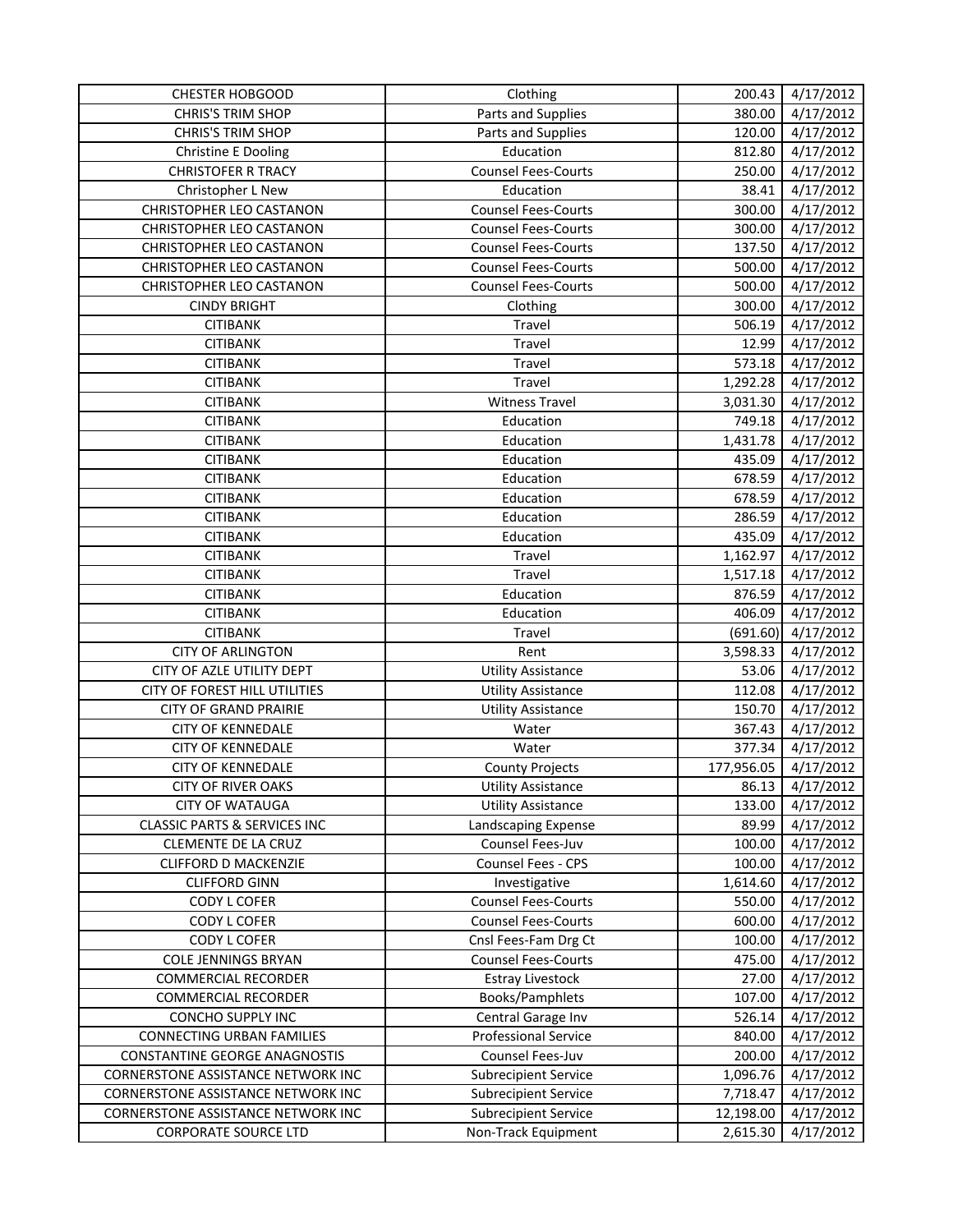| CHESTER HOBGOOD | Clothing | 200.43 | 4/17/2012 |
|---|---|---|---|
| CHRIS'S TRIM SHOP | Parts and Supplies | 380.00 | 4/17/2012 |
| CHRIS'S TRIM SHOP | Parts and Supplies | 120.00 | 4/17/2012 |
| Christine E Dooling | Education | 812.80 | 4/17/2012 |
| CHRISTOFER R TRACY | Counsel Fees-Courts | 250.00 | 4/17/2012 |
| Christopher L New | Education | 38.41 | 4/17/2012 |
| CHRISTOPHER LEO CASTANON | Counsel Fees-Courts | 300.00 | 4/17/2012 |
| CHRISTOPHER LEO CASTANON | Counsel Fees-Courts | 300.00 | 4/17/2012 |
| CHRISTOPHER LEO CASTANON | Counsel Fees-Courts | 137.50 | 4/17/2012 |
| CHRISTOPHER LEO CASTANON | Counsel Fees-Courts | 500.00 | 4/17/2012 |
| CHRISTOPHER LEO CASTANON | Counsel Fees-Courts | 500.00 | 4/17/2012 |
| CINDY BRIGHT | Clothing | 300.00 | 4/17/2012 |
| CITIBANK | Travel | 506.19 | 4/17/2012 |
| CITIBANK | Travel | 12.99 | 4/17/2012 |
| CITIBANK | Travel | 573.18 | 4/17/2012 |
| CITIBANK | Travel | 1,292.28 | 4/17/2012 |
| CITIBANK | Witness Travel | 3,031.30 | 4/17/2012 |
| CITIBANK | Education | 749.18 | 4/17/2012 |
| CITIBANK | Education | 1,431.78 | 4/17/2012 |
| CITIBANK | Education | 435.09 | 4/17/2012 |
| CITIBANK | Education | 678.59 | 4/17/2012 |
| CITIBANK | Education | 678.59 | 4/17/2012 |
| CITIBANK | Education | 286.59 | 4/17/2012 |
| CITIBANK | Education | 435.09 | 4/17/2012 |
| CITIBANK | Travel | 1,162.97 | 4/17/2012 |
| CITIBANK | Travel | 1,517.18 | 4/17/2012 |
| CITIBANK | Education | 876.59 | 4/17/2012 |
| CITIBANK | Education | 406.09 | 4/17/2012 |
| CITIBANK | Travel | (691.60) | 4/17/2012 |
| CITY OF ARLINGTON | Rent | 3,598.33 | 4/17/2012 |
| CITY OF AZLE UTILITY DEPT | Utility Assistance | 53.06 | 4/17/2012 |
| CITY OF FOREST HILL UTILITIES | Utility Assistance | 112.08 | 4/17/2012 |
| CITY OF GRAND PRAIRIE | Utility Assistance | 150.70 | 4/17/2012 |
| CITY OF KENNEDALE | Water | 367.43 | 4/17/2012 |
| CITY OF KENNEDALE | Water | 377.34 | 4/17/2012 |
| CITY OF KENNEDALE | County Projects | 177,956.05 | 4/17/2012 |
| CITY OF RIVER OAKS | Utility Assistance | 86.13 | 4/17/2012 |
| CITY OF WATAUGA | Utility Assistance | 133.00 | 4/17/2012 |
| CLASSIC PARTS & SERVICES INC | Landscaping Expense | 89.99 | 4/17/2012 |
| CLEMENTE DE LA CRUZ | Counsel Fees-Juv | 100.00 | 4/17/2012 |
| CLIFFORD D MACKENZIE | Counsel Fees - CPS | 100.00 | 4/17/2012 |
| CLIFFORD GINN | Investigative | 1,614.60 | 4/17/2012 |
| CODY L COFER | Counsel Fees-Courts | 550.00 | 4/17/2012 |
| CODY L COFER | Counsel Fees-Courts | 600.00 | 4/17/2012 |
| CODY L COFER | Cnsl Fees-Fam Drg Ct | 100.00 | 4/17/2012 |
| COLE JENNINGS BRYAN | Counsel Fees-Courts | 475.00 | 4/17/2012 |
| COMMERCIAL RECORDER | Estray Livestock | 27.00 | 4/17/2012 |
| COMMERCIAL RECORDER | Books/Pamphlets | 107.00 | 4/17/2012 |
| CONCHO SUPPLY INC | Central Garage Inv | 526.14 | 4/17/2012 |
| CONNECTING URBAN FAMILIES | Professional Service | 840.00 | 4/17/2012 |
| CONSTANTINE GEORGE ANAGNOSTIS | Counsel Fees-Juv | 200.00 | 4/17/2012 |
| CORNERSTONE ASSISTANCE NETWORK INC | Subrecipient Service | 1,096.76 | 4/17/2012 |
| CORNERSTONE ASSISTANCE NETWORK INC | Subrecipient Service | 7,718.47 | 4/17/2012 |
| CORNERSTONE ASSISTANCE NETWORK INC | Subrecipient Service | 12,198.00 | 4/17/2012 |
| CORPORATE SOURCE LTD | Non-Track Equipment | 2,615.30 | 4/17/2012 |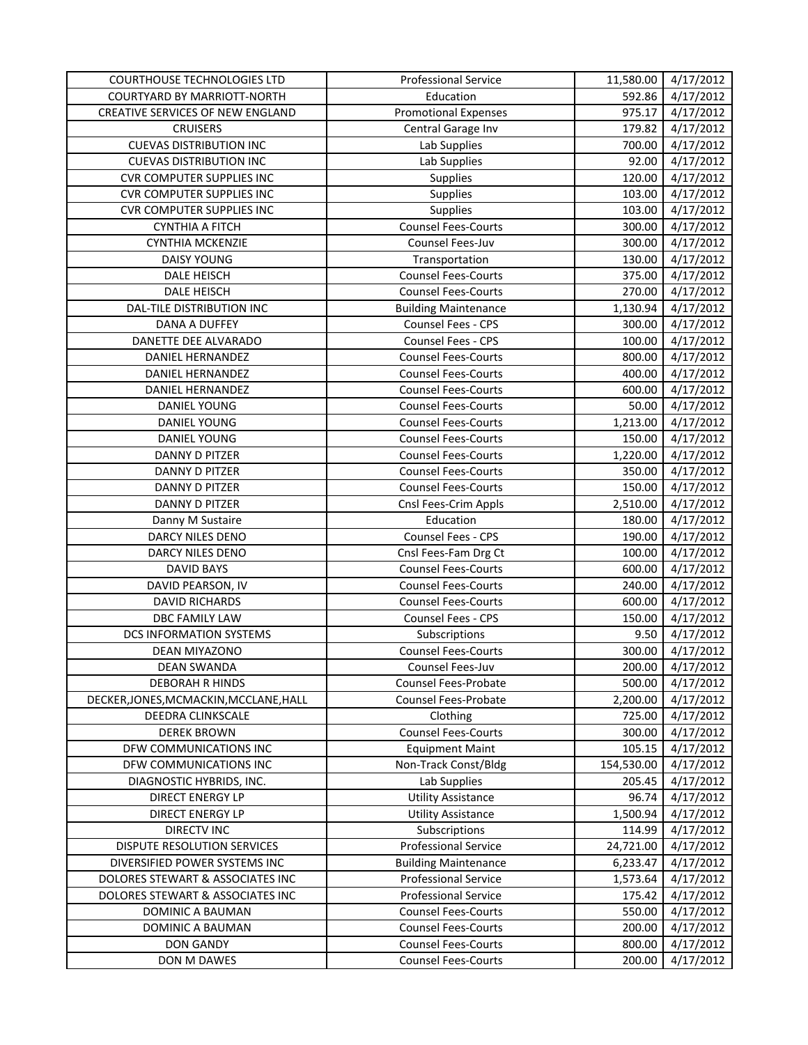| COURTHOUSE TECHNOLOGIES LTD | Professional Service | 11,580.00 | 4/17/2012 |
|---|---|---|---|
| COURTYARD BY MARRIOTT-NORTH | Education | 592.86 | 4/17/2012 |
| CREATIVE SERVICES OF NEW ENGLAND | Promotional Expenses | 975.17 | 4/17/2012 |
| CRUISERS | Central Garage Inv | 179.82 | 4/17/2012 |
| CUEVAS DISTRIBUTION INC | Lab Supplies | 700.00 | 4/17/2012 |
| CUEVAS DISTRIBUTION INC | Lab Supplies | 92.00 | 4/17/2012 |
| CVR COMPUTER SUPPLIES INC | Supplies | 120.00 | 4/17/2012 |
| CVR COMPUTER SUPPLIES INC | Supplies | 103.00 | 4/17/2012 |
| CVR COMPUTER SUPPLIES INC | Supplies | 103.00 | 4/17/2012 |
| CYNTHIA A FITCH | Counsel Fees-Courts | 300.00 | 4/17/2012 |
| CYNTHIA MCKENZIE | Counsel Fees-Juv | 300.00 | 4/17/2012 |
| DAISY YOUNG | Transportation | 130.00 | 4/17/2012 |
| DALE HEISCH | Counsel Fees-Courts | 375.00 | 4/17/2012 |
| DALE HEISCH | Counsel Fees-Courts | 270.00 | 4/17/2012 |
| DAL-TILE DISTRIBUTION INC | Building Maintenance | 1,130.94 | 4/17/2012 |
| DANA A DUFFEY | Counsel Fees - CPS | 300.00 | 4/17/2012 |
| DANETTE DEE ALVARADO | Counsel Fees - CPS | 100.00 | 4/17/2012 |
| DANIEL HERNANDEZ | Counsel Fees-Courts | 800.00 | 4/17/2012 |
| DANIEL HERNANDEZ | Counsel Fees-Courts | 400.00 | 4/17/2012 |
| DANIEL HERNANDEZ | Counsel Fees-Courts | 600.00 | 4/17/2012 |
| DANIEL YOUNG | Counsel Fees-Courts | 50.00 | 4/17/2012 |
| DANIEL YOUNG | Counsel Fees-Courts | 1,213.00 | 4/17/2012 |
| DANIEL YOUNG | Counsel Fees-Courts | 150.00 | 4/17/2012 |
| DANNY D PITZER | Counsel Fees-Courts | 1,220.00 | 4/17/2012 |
| DANNY D PITZER | Counsel Fees-Courts | 350.00 | 4/17/2012 |
| DANNY D PITZER | Counsel Fees-Courts | 150.00 | 4/17/2012 |
| DANNY D PITZER | Cnsl Fees-Crim Appls | 2,510.00 | 4/17/2012 |
| Danny M Sustaire | Education | 180.00 | 4/17/2012 |
| DARCY NILES DENO | Counsel Fees - CPS | 190.00 | 4/17/2012 |
| DARCY NILES DENO | Cnsl Fees-Fam Drg Ct | 100.00 | 4/17/2012 |
| DAVID BAYS | Counsel Fees-Courts | 600.00 | 4/17/2012 |
| DAVID PEARSON, IV | Counsel Fees-Courts | 240.00 | 4/17/2012 |
| DAVID RICHARDS | Counsel Fees-Courts | 600.00 | 4/17/2012 |
| DBC FAMILY LAW | Counsel Fees - CPS | 150.00 | 4/17/2012 |
| DCS INFORMATION SYSTEMS | Subscriptions | 9.50 | 4/17/2012 |
| DEAN MIYAZONO | Counsel Fees-Courts | 300.00 | 4/17/2012 |
| DEAN SWANDA | Counsel Fees-Juv | 200.00 | 4/17/2012 |
| DEBORAH R HINDS | Counsel Fees-Probate | 500.00 | 4/17/2012 |
| DECKER,JONES,MCMACKIN,MCCLANE,HALL | Counsel Fees-Probate | 2,200.00 | 4/17/2012 |
| DEEDRA CLINKSCALE | Clothing | 725.00 | 4/17/2012 |
| DEREK BROWN | Counsel Fees-Courts | 300.00 | 4/17/2012 |
| DFW COMMUNICATIONS INC | Equipment Maint | 105.15 | 4/17/2012 |
| DFW COMMUNICATIONS INC | Non-Track Const/Bldg | 154,530.00 | 4/17/2012 |
| DIAGNOSTIC HYBRIDS, INC. | Lab Supplies | 205.45 | 4/17/2012 |
| DIRECT ENERGY LP | Utility Assistance | 96.74 | 4/17/2012 |
| DIRECT ENERGY LP | Utility Assistance | 1,500.94 | 4/17/2012 |
| DIRECTV INC | Subscriptions | 114.99 | 4/17/2012 |
| DISPUTE RESOLUTION SERVICES | Professional Service | 24,721.00 | 4/17/2012 |
| DIVERSIFIED POWER SYSTEMS INC | Building Maintenance | 6,233.47 | 4/17/2012 |
| DOLORES STEWART & ASSOCIATES INC | Professional Service | 1,573.64 | 4/17/2012 |
| DOLORES STEWART & ASSOCIATES INC | Professional Service | 175.42 | 4/17/2012 |
| DOMINIC A BAUMAN | Counsel Fees-Courts | 550.00 | 4/17/2012 |
| DOMINIC A BAUMAN | Counsel Fees-Courts | 200.00 | 4/17/2012 |
| DON GANDY | Counsel Fees-Courts | 800.00 | 4/17/2012 |
| DON M DAWES | Counsel Fees-Courts | 200.00 | 4/17/2012 |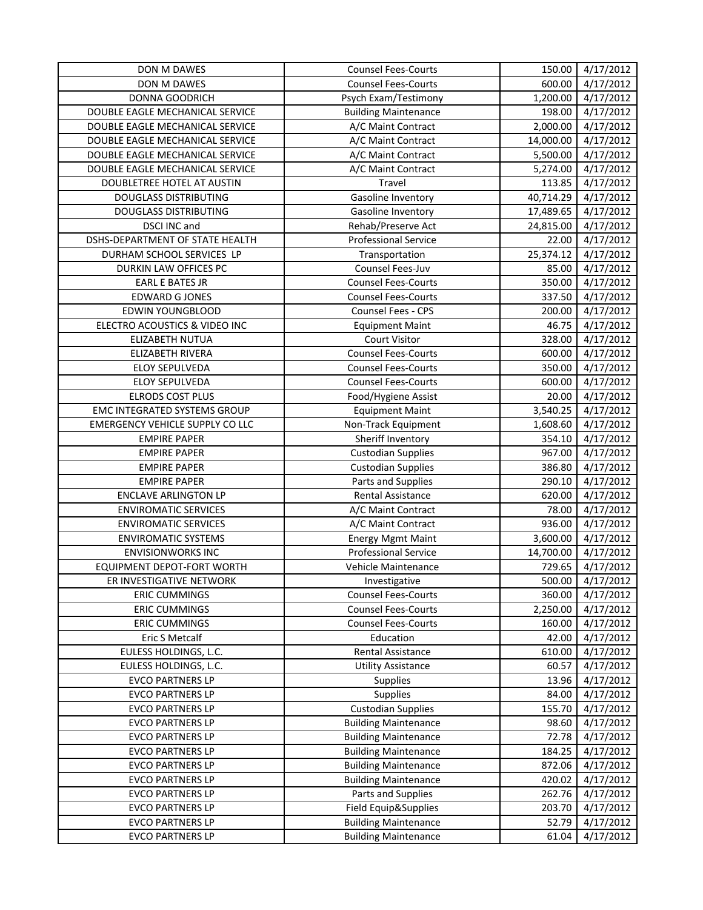| | | | |
|---|---|---|---|
| DON M DAWES | Counsel Fees-Courts | 150.00 | 4/17/2012 |
| DON M DAWES | Counsel Fees-Courts | 600.00 | 4/17/2012 |
| DONNA GOODRICH | Psych Exam/Testimony | 1,200.00 | 4/17/2012 |
| DOUBLE EAGLE MECHANICAL SERVICE | Building Maintenance | 198.00 | 4/17/2012 |
| DOUBLE EAGLE MECHANICAL SERVICE | A/C Maint Contract | 2,000.00 | 4/17/2012 |
| DOUBLE EAGLE MECHANICAL SERVICE | A/C Maint Contract | 14,000.00 | 4/17/2012 |
| DOUBLE EAGLE MECHANICAL SERVICE | A/C Maint Contract | 5,500.00 | 4/17/2012 |
| DOUBLE EAGLE MECHANICAL SERVICE | A/C Maint Contract | 5,274.00 | 4/17/2012 |
| DOUBLETREE HOTEL AT AUSTIN | Travel | 113.85 | 4/17/2012 |
| DOUGLASS DISTRIBUTING | Gasoline Inventory | 40,714.29 | 4/17/2012 |
| DOUGLASS DISTRIBUTING | Gasoline Inventory | 17,489.65 | 4/17/2012 |
| DSCI INC and | Rehab/Preserve Act | 24,815.00 | 4/17/2012 |
| DSHS-DEPARTMENT OF STATE HEALTH | Professional Service | 22.00 | 4/17/2012 |
| DURHAM SCHOOL SERVICES LP | Transportation | 25,374.12 | 4/17/2012 |
| DURKIN LAW OFFICES PC | Counsel Fees-Juv | 85.00 | 4/17/2012 |
| EARL E BATES JR | Counsel Fees-Courts | 350.00 | 4/17/2012 |
| EDWARD G JONES | Counsel Fees-Courts | 337.50 | 4/17/2012 |
| EDWIN YOUNGBLOOD | Counsel Fees - CPS | 200.00 | 4/17/2012 |
| ELECTRO ACOUSTICS & VIDEO INC | Equipment Maint | 46.75 | 4/17/2012 |
| ELIZABETH NUTUA | Court Visitor | 328.00 | 4/17/2012 |
| ELIZABETH RIVERA | Counsel Fees-Courts | 600.00 | 4/17/2012 |
| ELOY SEPULVEDA | Counsel Fees-Courts | 350.00 | 4/17/2012 |
| ELOY SEPULVEDA | Counsel Fees-Courts | 600.00 | 4/17/2012 |
| ELRODS COST PLUS | Food/Hygiene Assist | 20.00 | 4/17/2012 |
| EMC INTEGRATED SYSTEMS GROUP | Equipment Maint | 3,540.25 | 4/17/2012 |
| EMERGENCY VEHICLE SUPPLY CO LLC | Non-Track Equipment | 1,608.60 | 4/17/2012 |
| EMPIRE PAPER | Sheriff Inventory | 354.10 | 4/17/2012 |
| EMPIRE PAPER | Custodian Supplies | 967.00 | 4/17/2012 |
| EMPIRE PAPER | Custodian Supplies | 386.80 | 4/17/2012 |
| EMPIRE PAPER | Parts and Supplies | 290.10 | 4/17/2012 |
| ENCLAVE ARLINGTON LP | Rental Assistance | 620.00 | 4/17/2012 |
| ENVIROMATIC SERVICES | A/C Maint Contract | 78.00 | 4/17/2012 |
| ENVIROMATIC SERVICES | A/C Maint Contract | 936.00 | 4/17/2012 |
| ENVIROMATIC SYSTEMS | Energy Mgmt Maint | 3,600.00 | 4/17/2012 |
| ENVISIONWORKS INC | Professional Service | 14,700.00 | 4/17/2012 |
| EQUIPMENT DEPOT-FORT WORTH | Vehicle Maintenance | 729.65 | 4/17/2012 |
| ER INVESTIGATIVE NETWORK | Investigative | 500.00 | 4/17/2012 |
| ERIC CUMMINGS | Counsel Fees-Courts | 360.00 | 4/17/2012 |
| ERIC CUMMINGS | Counsel Fees-Courts | 2,250.00 | 4/17/2012 |
| ERIC CUMMINGS | Counsel Fees-Courts | 160.00 | 4/17/2012 |
| Eric S Metcalf | Education | 42.00 | 4/17/2012 |
| EULESS HOLDINGS, L.C. | Rental Assistance | 610.00 | 4/17/2012 |
| EULESS HOLDINGS, L.C. | Utility Assistance | 60.57 | 4/17/2012 |
| EVCO PARTNERS LP | Supplies | 13.96 | 4/17/2012 |
| EVCO PARTNERS LP | Supplies | 84.00 | 4/17/2012 |
| EVCO PARTNERS LP | Custodian Supplies | 155.70 | 4/17/2012 |
| EVCO PARTNERS LP | Building Maintenance | 98.60 | 4/17/2012 |
| EVCO PARTNERS LP | Building Maintenance | 72.78 | 4/17/2012 |
| EVCO PARTNERS LP | Building Maintenance | 184.25 | 4/17/2012 |
| EVCO PARTNERS LP | Building Maintenance | 872.06 | 4/17/2012 |
| EVCO PARTNERS LP | Building Maintenance | 420.02 | 4/17/2012 |
| EVCO PARTNERS LP | Parts and Supplies | 262.76 | 4/17/2012 |
| EVCO PARTNERS LP | Field Equip&Supplies | 203.70 | 4/17/2012 |
| EVCO PARTNERS LP | Building Maintenance | 52.79 | 4/17/2012 |
| EVCO PARTNERS LP | Building Maintenance | 61.04 | 4/17/2012 |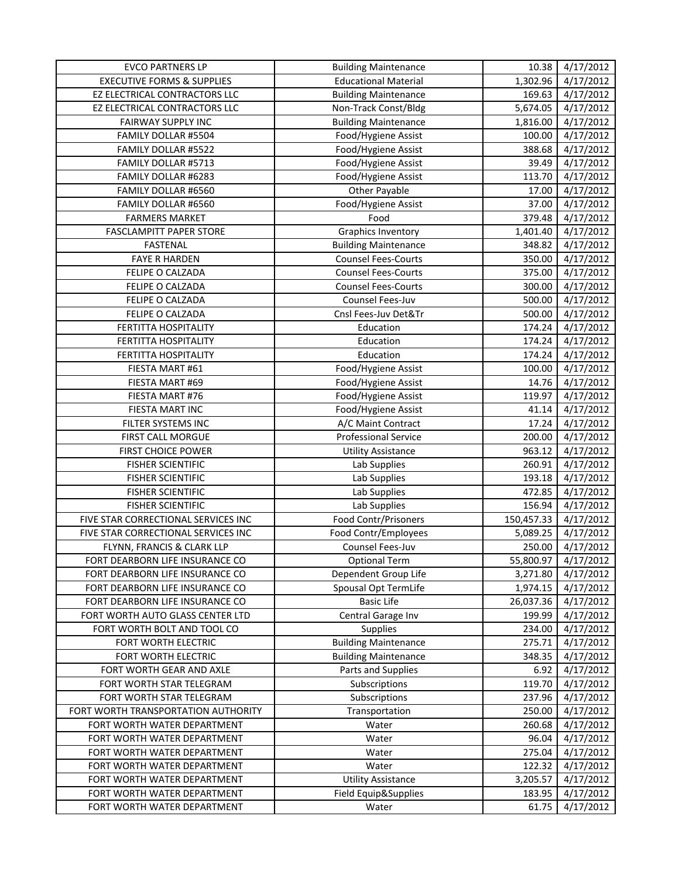| | | | |
|---|---|---|---|
| EVCO PARTNERS LP | Building Maintenance | 10.38 | 4/17/2012 |
| EXECUTIVE FORMS & SUPPLIES | Educational Material | 1,302.96 | 4/17/2012 |
| EZ ELECTRICAL CONTRACTORS LLC | Building Maintenance | 169.63 | 4/17/2012 |
| EZ ELECTRICAL CONTRACTORS LLC | Non-Track Const/Bldg | 5,674.05 | 4/17/2012 |
| FAIRWAY SUPPLY INC | Building Maintenance | 1,816.00 | 4/17/2012 |
| FAMILY DOLLAR #5504 | Food/Hygiene Assist | 100.00 | 4/17/2012 |
| FAMILY DOLLAR #5522 | Food/Hygiene Assist | 388.68 | 4/17/2012 |
| FAMILY DOLLAR #5713 | Food/Hygiene Assist | 39.49 | 4/17/2012 |
| FAMILY DOLLAR #6283 | Food/Hygiene Assist | 113.70 | 4/17/2012 |
| FAMILY DOLLAR #6560 | Other Payable | 17.00 | 4/17/2012 |
| FAMILY DOLLAR #6560 | Food/Hygiene Assist | 37.00 | 4/17/2012 |
| FARMERS MARKET | Food | 379.48 | 4/17/2012 |
| FASCLAMPITT PAPER STORE | Graphics Inventory | 1,401.40 | 4/17/2012 |
| FASTENAL | Building Maintenance | 348.82 | 4/17/2012 |
| FAYE R HARDEN | Counsel Fees-Courts | 350.00 | 4/17/2012 |
| FELIPE O CALZADA | Counsel Fees-Courts | 375.00 | 4/17/2012 |
| FELIPE O CALZADA | Counsel Fees-Courts | 300.00 | 4/17/2012 |
| FELIPE O CALZADA | Counsel Fees-Juv | 500.00 | 4/17/2012 |
| FELIPE O CALZADA | Cnsl Fees-Juv Det&Tr | 500.00 | 4/17/2012 |
| FERTITTA HOSPITALITY | Education | 174.24 | 4/17/2012 |
| FERTITTA HOSPITALITY | Education | 174.24 | 4/17/2012 |
| FERTITTA HOSPITALITY | Education | 174.24 | 4/17/2012 |
| FIESTA MART #61 | Food/Hygiene Assist | 100.00 | 4/17/2012 |
| FIESTA MART #69 | Food/Hygiene Assist | 14.76 | 4/17/2012 |
| FIESTA MART #76 | Food/Hygiene Assist | 119.97 | 4/17/2012 |
| FIESTA MART INC | Food/Hygiene Assist | 41.14 | 4/17/2012 |
| FILTER SYSTEMS INC | A/C Maint Contract | 17.24 | 4/17/2012 |
| FIRST CALL MORGUE | Professional Service | 200.00 | 4/17/2012 |
| FIRST CHOICE POWER | Utility Assistance | 963.12 | 4/17/2012 |
| FISHER SCIENTIFIC | Lab Supplies | 260.91 | 4/17/2012 |
| FISHER SCIENTIFIC | Lab Supplies | 193.18 | 4/17/2012 |
| FISHER SCIENTIFIC | Lab Supplies | 472.85 | 4/17/2012 |
| FISHER SCIENTIFIC | Lab Supplies | 156.94 | 4/17/2012 |
| FIVE STAR CORRECTIONAL SERVICES INC | Food Contr/Prisoners | 150,457.33 | 4/17/2012 |
| FIVE STAR CORRECTIONAL SERVICES INC | Food Contr/Employees | 5,089.25 | 4/17/2012 |
| FLYNN, FRANCIS & CLARK LLP | Counsel Fees-Juv | 250.00 | 4/17/2012 |
| FORT DEARBORN LIFE INSURANCE CO | Optional Term | 55,800.97 | 4/17/2012 |
| FORT DEARBORN LIFE INSURANCE CO | Dependent Group Life | 3,271.80 | 4/17/2012 |
| FORT DEARBORN LIFE INSURANCE CO | Spousal Opt TermLife | 1,974.15 | 4/17/2012 |
| FORT DEARBORN LIFE INSURANCE CO | Basic Life | 26,037.36 | 4/17/2012 |
| FORT WORTH AUTO GLASS CENTER LTD | Central Garage Inv | 199.99 | 4/17/2012 |
| FORT WORTH BOLT AND TOOL CO | Supplies | 234.00 | 4/17/2012 |
| FORT WORTH ELECTRIC | Building Maintenance | 275.71 | 4/17/2012 |
| FORT WORTH ELECTRIC | Building Maintenance | 348.35 | 4/17/2012 |
| FORT WORTH GEAR AND AXLE | Parts and Supplies | 6.92 | 4/17/2012 |
| FORT WORTH STAR TELEGRAM | Subscriptions | 119.70 | 4/17/2012 |
| FORT WORTH STAR TELEGRAM | Subscriptions | 237.96 | 4/17/2012 |
| FORT WORTH TRANSPORTATION AUTHORITY | Transportation | 250.00 | 4/17/2012 |
| FORT WORTH WATER DEPARTMENT | Water | 260.68 | 4/17/2012 |
| FORT WORTH WATER DEPARTMENT | Water | 96.04 | 4/17/2012 |
| FORT WORTH WATER DEPARTMENT | Water | 275.04 | 4/17/2012 |
| FORT WORTH WATER DEPARTMENT | Water | 122.32 | 4/17/2012 |
| FORT WORTH WATER DEPARTMENT | Utility Assistance | 3,205.57 | 4/17/2012 |
| FORT WORTH WATER DEPARTMENT | Field Equip&Supplies | 183.95 | 4/17/2012 |
| FORT WORTH WATER DEPARTMENT | Water | 61.75 | 4/17/2012 |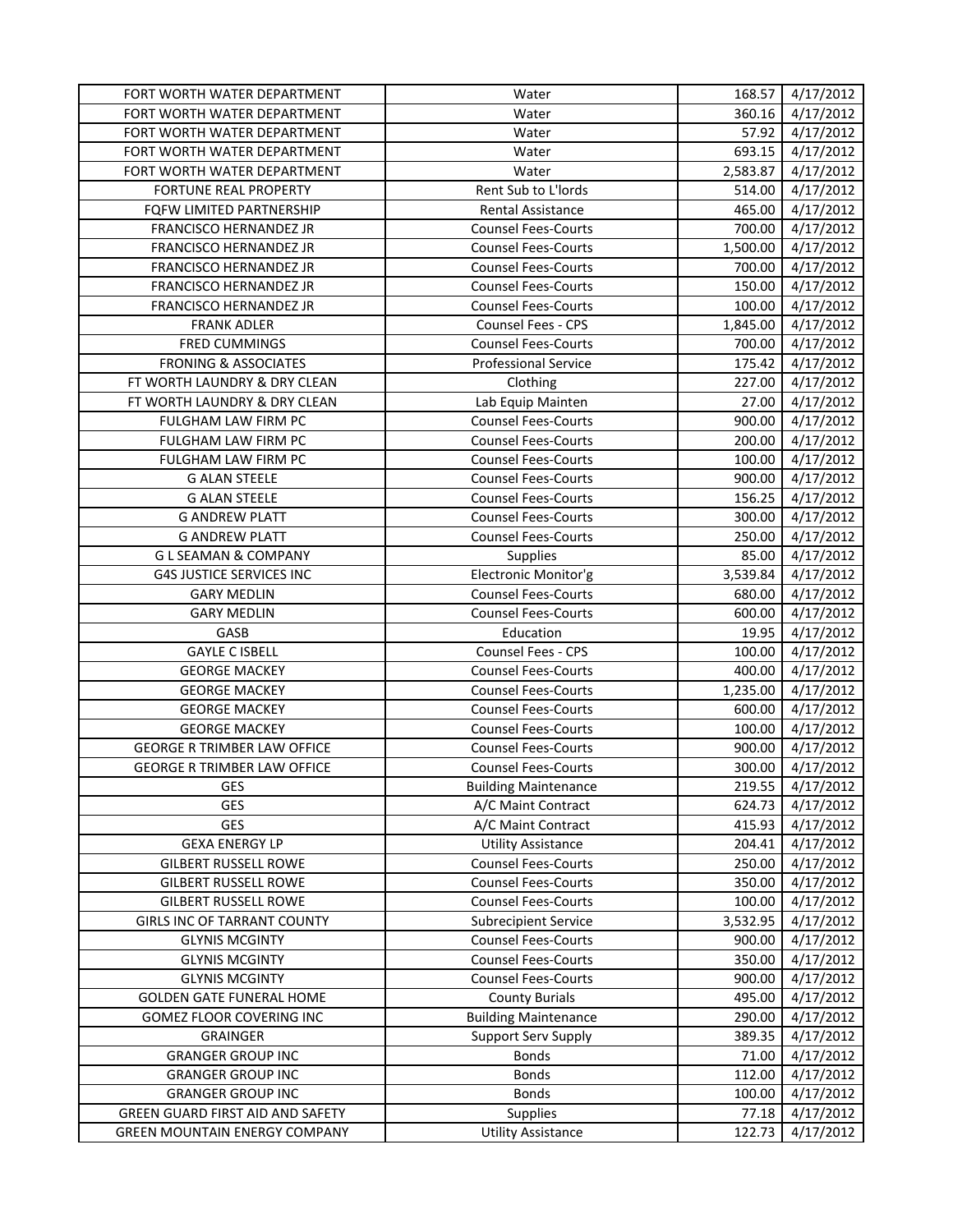| FORT WORTH WATER DEPARTMENT | Water | 168.57 | 4/17/2012 |
|---|---|---|---|
| FORT WORTH WATER DEPARTMENT | Water | 360.16 | 4/17/2012 |
| FORT WORTH WATER DEPARTMENT | Water | 57.92 | 4/17/2012 |
| FORT WORTH WATER DEPARTMENT | Water | 693.15 | 4/17/2012 |
| FORT WORTH WATER DEPARTMENT | Water | 2,583.87 | 4/17/2012 |
| FORTUNE REAL PROPERTY | Rent Sub to L'lords | 514.00 | 4/17/2012 |
| FQFW LIMITED PARTNERSHIP | Rental Assistance | 465.00 | 4/17/2012 |
| FRANCISCO HERNANDEZ JR | Counsel Fees-Courts | 700.00 | 4/17/2012 |
| FRANCISCO HERNANDEZ JR | Counsel Fees-Courts | 1,500.00 | 4/17/2012 |
| FRANCISCO HERNANDEZ JR | Counsel Fees-Courts | 700.00 | 4/17/2012 |
| FRANCISCO HERNANDEZ JR | Counsel Fees-Courts | 150.00 | 4/17/2012 |
| FRANCISCO HERNANDEZ JR | Counsel Fees-Courts | 100.00 | 4/17/2012 |
| FRANK ADLER | Counsel Fees - CPS | 1,845.00 | 4/17/2012 |
| FRED CUMMINGS | Counsel Fees-Courts | 700.00 | 4/17/2012 |
| FRONING & ASSOCIATES | Professional Service | 175.42 | 4/17/2012 |
| FT WORTH LAUNDRY & DRY CLEAN | Clothing | 227.00 | 4/17/2012 |
| FT WORTH LAUNDRY & DRY CLEAN | Lab Equip Mainten | 27.00 | 4/17/2012 |
| FULGHAM LAW FIRM PC | Counsel Fees-Courts | 900.00 | 4/17/2012 |
| FULGHAM LAW FIRM PC | Counsel Fees-Courts | 200.00 | 4/17/2012 |
| FULGHAM LAW FIRM PC | Counsel Fees-Courts | 100.00 | 4/17/2012 |
| G ALAN STEELE | Counsel Fees-Courts | 900.00 | 4/17/2012 |
| G ALAN STEELE | Counsel Fees-Courts | 156.25 | 4/17/2012 |
| G ANDREW PLATT | Counsel Fees-Courts | 300.00 | 4/17/2012 |
| G ANDREW PLATT | Counsel Fees-Courts | 250.00 | 4/17/2012 |
| G L SEAMAN & COMPANY | Supplies | 85.00 | 4/17/2012 |
| G4S JUSTICE SERVICES INC | Electronic Monitor'g | 3,539.84 | 4/17/2012 |
| GARY MEDLIN | Counsel Fees-Courts | 680.00 | 4/17/2012 |
| GARY MEDLIN | Counsel Fees-Courts | 600.00 | 4/17/2012 |
| GASB | Education | 19.95 | 4/17/2012 |
| GAYLE C ISBELL | Counsel Fees - CPS | 100.00 | 4/17/2012 |
| GEORGE MACKEY | Counsel Fees-Courts | 400.00 | 4/17/2012 |
| GEORGE MACKEY | Counsel Fees-Courts | 1,235.00 | 4/17/2012 |
| GEORGE MACKEY | Counsel Fees-Courts | 600.00 | 4/17/2012 |
| GEORGE MACKEY | Counsel Fees-Courts | 100.00 | 4/17/2012 |
| GEORGE R TRIMBER LAW OFFICE | Counsel Fees-Courts | 900.00 | 4/17/2012 |
| GEORGE R TRIMBER LAW OFFICE | Counsel Fees-Courts | 300.00 | 4/17/2012 |
| GES | Building Maintenance | 219.55 | 4/17/2012 |
| GES | A/C Maint Contract | 624.73 | 4/17/2012 |
| GES | A/C Maint Contract | 415.93 | 4/17/2012 |
| GEXA ENERGY LP | Utility Assistance | 204.41 | 4/17/2012 |
| GILBERT RUSSELL ROWE | Counsel Fees-Courts | 250.00 | 4/17/2012 |
| GILBERT RUSSELL ROWE | Counsel Fees-Courts | 350.00 | 4/17/2012 |
| GILBERT RUSSELL ROWE | Counsel Fees-Courts | 100.00 | 4/17/2012 |
| GIRLS INC OF TARRANT COUNTY | Subrecipient Service | 3,532.95 | 4/17/2012 |
| GLYNIS MCGINTY | Counsel Fees-Courts | 900.00 | 4/17/2012 |
| GLYNIS MCGINTY | Counsel Fees-Courts | 350.00 | 4/17/2012 |
| GLYNIS MCGINTY | Counsel Fees-Courts | 900.00 | 4/17/2012 |
| GOLDEN GATE FUNERAL HOME | County Burials | 495.00 | 4/17/2012 |
| GOMEZ FLOOR COVERING INC | Building Maintenance | 290.00 | 4/17/2012 |
| GRAINGER | Support Serv Supply | 389.35 | 4/17/2012 |
| GRANGER GROUP INC | Bonds | 71.00 | 4/17/2012 |
| GRANGER GROUP INC | Bonds | 112.00 | 4/17/2012 |
| GRANGER GROUP INC | Bonds | 100.00 | 4/17/2012 |
| GREEN GUARD FIRST AID AND SAFETY | Supplies | 77.18 | 4/17/2012 |
| GREEN MOUNTAIN ENERGY COMPANY | Utility Assistance | 122.73 | 4/17/2012 |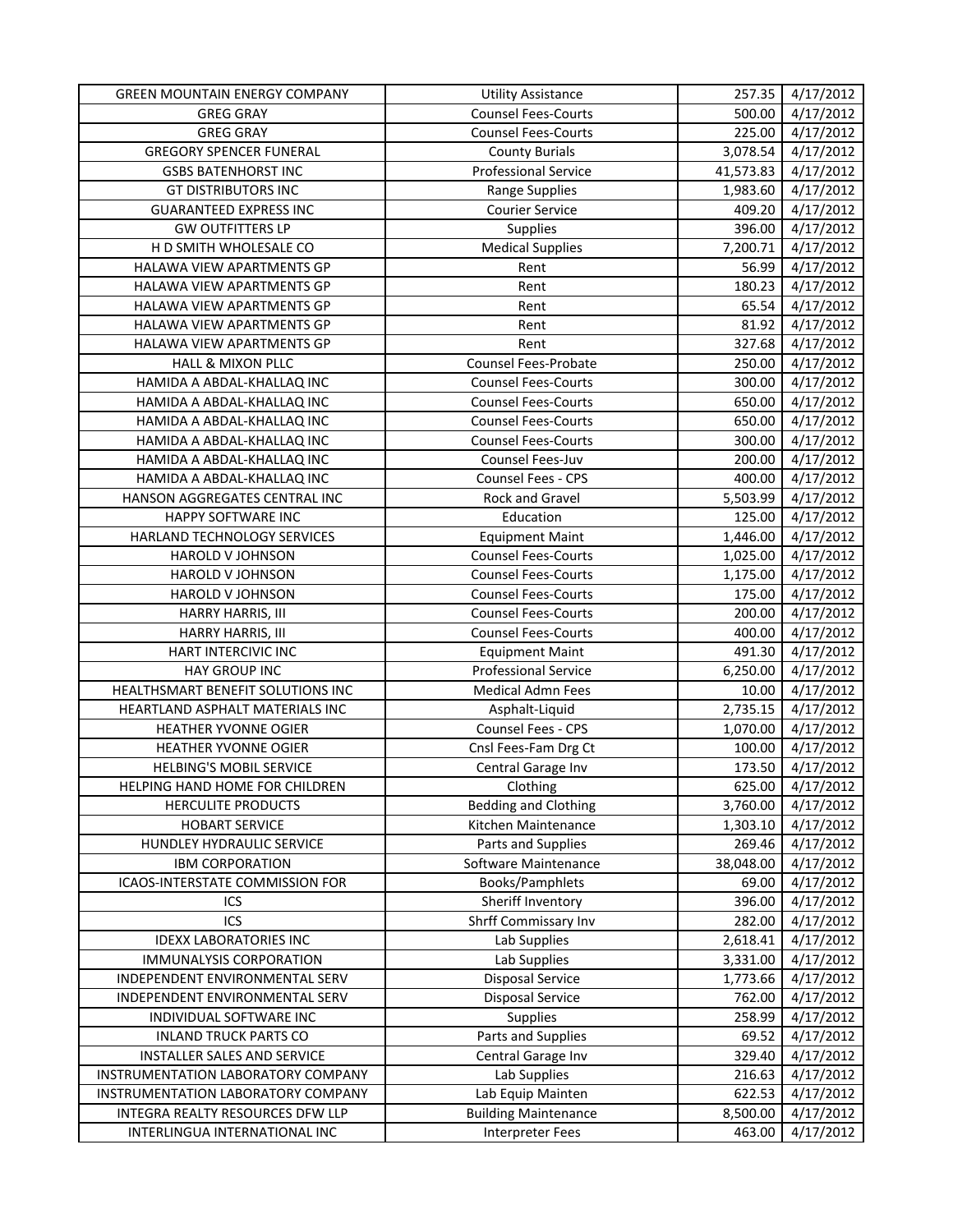| GREEN MOUNTAIN ENERGY COMPANY | Utility Assistance | 257.35 | 4/17/2012 |
|---|---|---|---|
| GREG GRAY | Counsel Fees-Courts | 500.00 | 4/17/2012 |
| GREG GRAY | Counsel Fees-Courts | 225.00 | 4/17/2012 |
| GREGORY SPENCER FUNERAL | County Burials | 3,078.54 | 4/17/2012 |
| GSBS BATENHORST INC | Professional Service | 41,573.83 | 4/17/2012 |
| GT DISTRIBUTORS INC | Range Supplies | 1,983.60 | 4/17/2012 |
| GUARANTEED EXPRESS INC | Courier Service | 409.20 | 4/17/2012 |
| GW OUTFITTERS LP | Supplies | 396.00 | 4/17/2012 |
| H D SMITH WHOLESALE CO | Medical Supplies | 7,200.71 | 4/17/2012 |
| HALAWA VIEW APARTMENTS GP | Rent | 56.99 | 4/17/2012 |
| HALAWA VIEW APARTMENTS GP | Rent | 180.23 | 4/17/2012 |
| HALAWA VIEW APARTMENTS GP | Rent | 65.54 | 4/17/2012 |
| HALAWA VIEW APARTMENTS GP | Rent | 81.92 | 4/17/2012 |
| HALAWA VIEW APARTMENTS GP | Rent | 327.68 | 4/17/2012 |
| HALL & MIXON PLLC | Counsel Fees-Probate | 250.00 | 4/17/2012 |
| HAMIDA A ABDAL-KHALLAQ INC | Counsel Fees-Courts | 300.00 | 4/17/2012 |
| HAMIDA A ABDAL-KHALLAQ INC | Counsel Fees-Courts | 650.00 | 4/17/2012 |
| HAMIDA A ABDAL-KHALLAQ INC | Counsel Fees-Courts | 650.00 | 4/17/2012 |
| HAMIDA A ABDAL-KHALLAQ INC | Counsel Fees-Courts | 300.00 | 4/17/2012 |
| HAMIDA A ABDAL-KHALLAQ INC | Counsel Fees-Juv | 200.00 | 4/17/2012 |
| HAMIDA A ABDAL-KHALLAQ INC | Counsel Fees - CPS | 400.00 | 4/17/2012 |
| HANSON AGGREGATES CENTRAL INC | Rock and Gravel | 5,503.99 | 4/17/2012 |
| HAPPY SOFTWARE INC | Education | 125.00 | 4/17/2012 |
| HARLAND TECHNOLOGY SERVICES | Equipment Maint | 1,446.00 | 4/17/2012 |
| HAROLD V JOHNSON | Counsel Fees-Courts | 1,025.00 | 4/17/2012 |
| HAROLD V JOHNSON | Counsel Fees-Courts | 1,175.00 | 4/17/2012 |
| HAROLD V JOHNSON | Counsel Fees-Courts | 175.00 | 4/17/2012 |
| HARRY HARRIS, III | Counsel Fees-Courts | 200.00 | 4/17/2012 |
| HARRY HARRIS, III | Counsel Fees-Courts | 400.00 | 4/17/2012 |
| HART INTERCIVIC INC | Equipment Maint | 491.30 | 4/17/2012 |
| HAY GROUP INC | Professional Service | 6,250.00 | 4/17/2012 |
| HEALTHSMART BENEFIT SOLUTIONS INC | Medical Admn Fees | 10.00 | 4/17/2012 |
| HEARTLAND ASPHALT MATERIALS INC | Asphalt-Liquid | 2,735.15 | 4/17/2012 |
| HEATHER YVONNE OGIER | Counsel Fees - CPS | 1,070.00 | 4/17/2012 |
| HEATHER YVONNE OGIER | Cnsl Fees-Fam Drg Ct | 100.00 | 4/17/2012 |
| HELBING'S MOBIL SERVICE | Central Garage Inv | 173.50 | 4/17/2012 |
| HELPING HAND HOME FOR CHILDREN | Clothing | 625.00 | 4/17/2012 |
| HERCULITE PRODUCTS | Bedding and Clothing | 3,760.00 | 4/17/2012 |
| HOBART SERVICE | Kitchen Maintenance | 1,303.10 | 4/17/2012 |
| HUNDLEY HYDRAULIC SERVICE | Parts and Supplies | 269.46 | 4/17/2012 |
| IBM CORPORATION | Software Maintenance | 38,048.00 | 4/17/2012 |
| ICAOS-INTERSTATE COMMISSION FOR | Books/Pamphlets | 69.00 | 4/17/2012 |
| ICS | Sheriff Inventory | 396.00 | 4/17/2012 |
| ICS | Shrff Commissary Inv | 282.00 | 4/17/2012 |
| IDEXX LABORATORIES INC | Lab Supplies | 2,618.41 | 4/17/2012 |
| IMMUNALYSIS CORPORATION | Lab Supplies | 3,331.00 | 4/17/2012 |
| INDEPENDENT ENVIRONMENTAL SERV | Disposal Service | 1,773.66 | 4/17/2012 |
| INDEPENDENT ENVIRONMENTAL SERV | Disposal Service | 762.00 | 4/17/2012 |
| INDIVIDUAL SOFTWARE INC | Supplies | 258.99 | 4/17/2012 |
| INLAND TRUCK PARTS CO | Parts and Supplies | 69.52 | 4/17/2012 |
| INSTALLER SALES AND SERVICE | Central Garage Inv | 329.40 | 4/17/2012 |
| INSTRUMENTATION LABORATORY COMPANY | Lab Supplies | 216.63 | 4/17/2012 |
| INSTRUMENTATION LABORATORY COMPANY | Lab Equip Mainten | 622.53 | 4/17/2012 |
| INTEGRA REALTY RESOURCES DFW LLP | Building Maintenance | 8,500.00 | 4/17/2012 |
| INTERLINGUA INTERNATIONAL INC | Interpreter Fees | 463.00 | 4/17/2012 |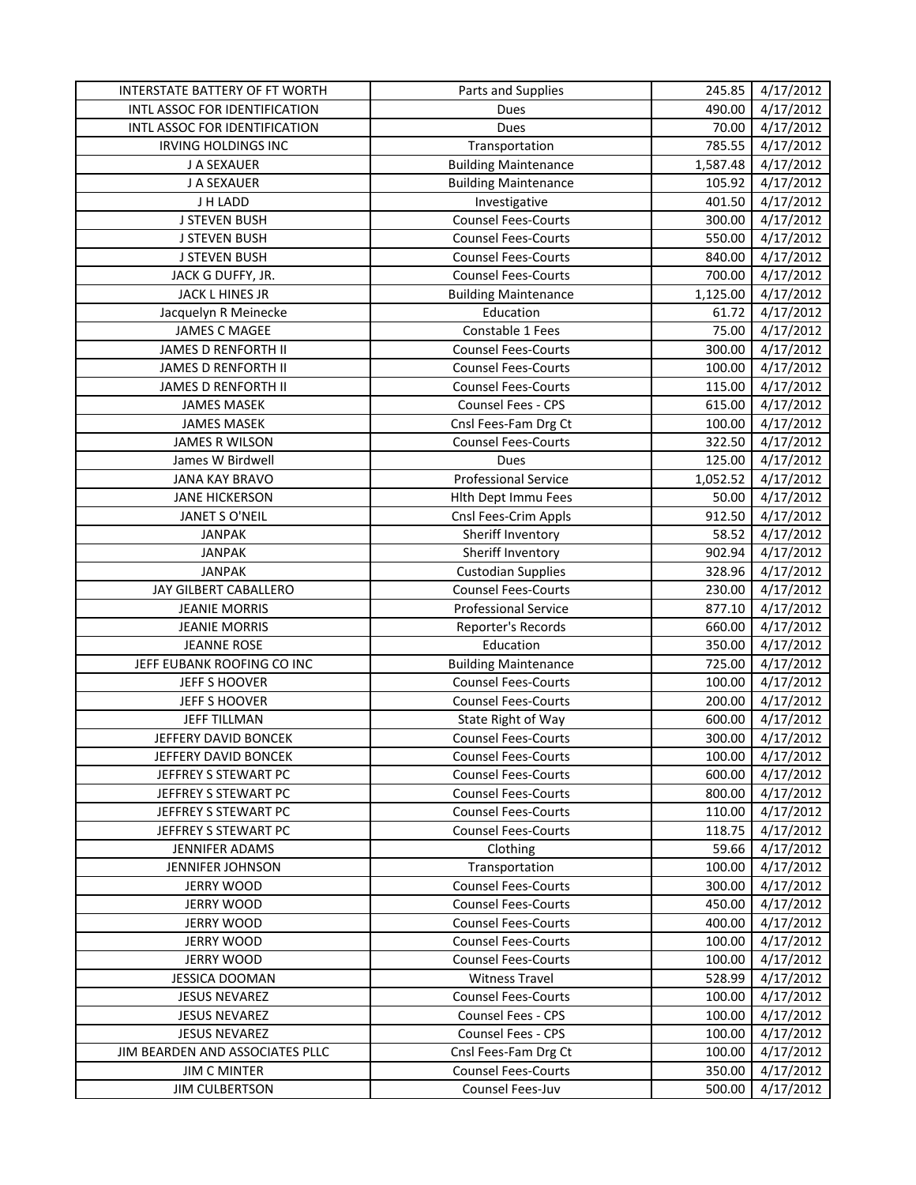| INTERSTATE BATTERY OF FT WORTH | Parts and Supplies | 245.85 | 4/17/2012 |
|---|---|---|---|
| INTL ASSOC FOR IDENTIFICATION | Dues | 490.00 | 4/17/2012 |
| INTL ASSOC FOR IDENTIFICATION | Dues | 70.00 | 4/17/2012 |
| IRVING HOLDINGS INC | Transportation | 785.55 | 4/17/2012 |
| J A SEXAUER | Building Maintenance | 1,587.48 | 4/17/2012 |
| J A SEXAUER | Building Maintenance | 105.92 | 4/17/2012 |
| J H LADD | Investigative | 401.50 | 4/17/2012 |
| J STEVEN BUSH | Counsel Fees-Courts | 300.00 | 4/17/2012 |
| J STEVEN BUSH | Counsel Fees-Courts | 550.00 | 4/17/2012 |
| J STEVEN BUSH | Counsel Fees-Courts | 840.00 | 4/17/2012 |
| JACK G DUFFY, JR. | Counsel Fees-Courts | 700.00 | 4/17/2012 |
| JACK L HINES JR | Building Maintenance | 1,125.00 | 4/17/2012 |
| Jacquelyn R Meinecke | Education | 61.72 | 4/17/2012 |
| JAMES C MAGEE | Constable 1 Fees | 75.00 | 4/17/2012 |
| JAMES D RENFORTH II | Counsel Fees-Courts | 300.00 | 4/17/2012 |
| JAMES D RENFORTH II | Counsel Fees-Courts | 100.00 | 4/17/2012 |
| JAMES D RENFORTH II | Counsel Fees-Courts | 115.00 | 4/17/2012 |
| JAMES MASEK | Counsel Fees - CPS | 615.00 | 4/17/2012 |
| JAMES MASEK | Cnsl Fees-Fam Drg Ct | 100.00 | 4/17/2012 |
| JAMES R WILSON | Counsel Fees-Courts | 322.50 | 4/17/2012 |
| James W Birdwell | Dues | 125.00 | 4/17/2012 |
| JANA KAY BRAVO | Professional Service | 1,052.52 | 4/17/2012 |
| JANE HICKERSON | Hlth Dept Immu Fees | 50.00 | 4/17/2012 |
| JANET S O'NEIL | Cnsl Fees-Crim Appls | 912.50 | 4/17/2012 |
| JANPAK | Sheriff Inventory | 58.52 | 4/17/2012 |
| JANPAK | Sheriff Inventory | 902.94 | 4/17/2012 |
| JANPAK | Custodian Supplies | 328.96 | 4/17/2012 |
| JAY GILBERT CABALLERO | Counsel Fees-Courts | 230.00 | 4/17/2012 |
| JEANIE MORRIS | Professional Service | 877.10 | 4/17/2012 |
| JEANIE MORRIS | Reporter's Records | 660.00 | 4/17/2012 |
| JEANNE ROSE | Education | 350.00 | 4/17/2012 |
| JEFF EUBANK ROOFING CO INC | Building Maintenance | 725.00 | 4/17/2012 |
| JEFF S HOOVER | Counsel Fees-Courts | 100.00 | 4/17/2012 |
| JEFF S HOOVER | Counsel Fees-Courts | 200.00 | 4/17/2012 |
| JEFF TILLMAN | State Right of Way | 600.00 | 4/17/2012 |
| JEFFERY DAVID BONCEK | Counsel Fees-Courts | 300.00 | 4/17/2012 |
| JEFFERY DAVID BONCEK | Counsel Fees-Courts | 100.00 | 4/17/2012 |
| JEFFREY S STEWART PC | Counsel Fees-Courts | 600.00 | 4/17/2012 |
| JEFFREY S STEWART PC | Counsel Fees-Courts | 800.00 | 4/17/2012 |
| JEFFREY S STEWART PC | Counsel Fees-Courts | 110.00 | 4/17/2012 |
| JEFFREY S STEWART PC | Counsel Fees-Courts | 118.75 | 4/17/2012 |
| JENNIFER ADAMS | Clothing | 59.66 | 4/17/2012 |
| JENNIFER JOHNSON | Transportation | 100.00 | 4/17/2012 |
| JERRY WOOD | Counsel Fees-Courts | 300.00 | 4/17/2012 |
| JERRY WOOD | Counsel Fees-Courts | 450.00 | 4/17/2012 |
| JERRY WOOD | Counsel Fees-Courts | 400.00 | 4/17/2012 |
| JERRY WOOD | Counsel Fees-Courts | 100.00 | 4/17/2012 |
| JERRY WOOD | Counsel Fees-Courts | 100.00 | 4/17/2012 |
| JESSICA DOOMAN | Witness Travel | 528.99 | 4/17/2012 |
| JESUS NEVAREZ | Counsel Fees-Courts | 100.00 | 4/17/2012 |
| JESUS NEVAREZ | Counsel Fees - CPS | 100.00 | 4/17/2012 |
| JESUS NEVAREZ | Counsel Fees - CPS | 100.00 | 4/17/2012 |
| JIM BEARDEN AND ASSOCIATES PLLC | Cnsl Fees-Fam Drg Ct | 100.00 | 4/17/2012 |
| JIM C MINTER | Counsel Fees-Courts | 350.00 | 4/17/2012 |
| JIM CULBERTSON | Counsel Fees-Juv | 500.00 | 4/17/2012 |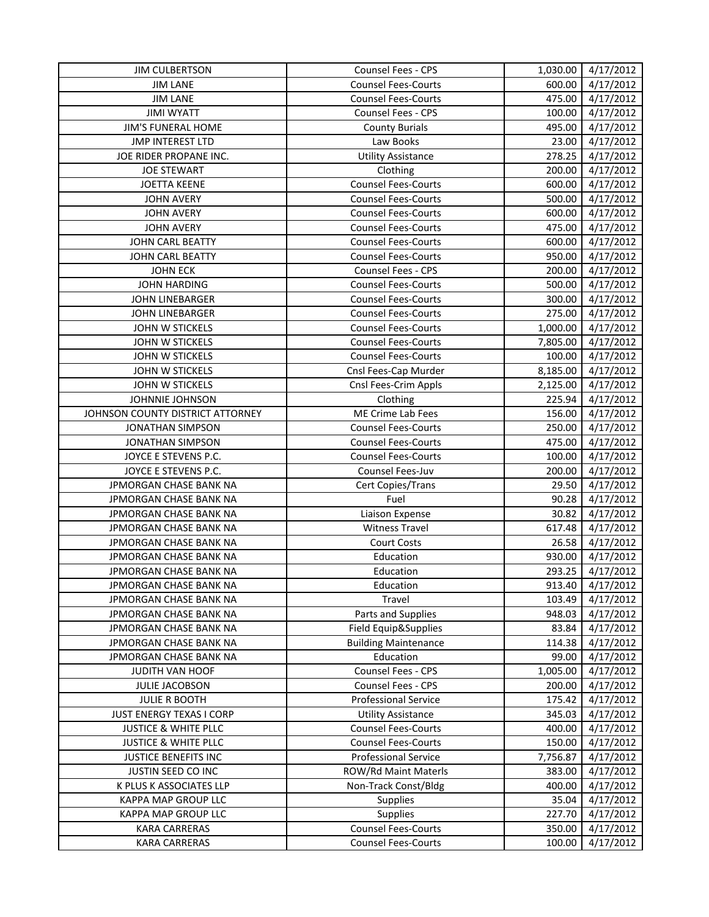| JIM CULBERTSON | Counsel Fees - CPS | 1,030.00 | 4/17/2012 |
|---|---|---|---|
| JIM LANE | Counsel Fees-Courts | 600.00 | 4/17/2012 |
| JIM LANE | Counsel Fees-Courts | 475.00 | 4/17/2012 |
| JIMI WYATT | Counsel Fees - CPS | 100.00 | 4/17/2012 |
| JIM'S FUNERAL HOME | County Burials | 495.00 | 4/17/2012 |
| JMP INTEREST LTD | Law Books | 23.00 | 4/17/2012 |
| JOE RIDER PROPANE INC. | Utility Assistance | 278.25 | 4/17/2012 |
| JOE STEWART | Clothing | 200.00 | 4/17/2012 |
| JOETTA KEENE | Counsel Fees-Courts | 600.00 | 4/17/2012 |
| JOHN AVERY | Counsel Fees-Courts | 500.00 | 4/17/2012 |
| JOHN AVERY | Counsel Fees-Courts | 600.00 | 4/17/2012 |
| JOHN AVERY | Counsel Fees-Courts | 475.00 | 4/17/2012 |
| JOHN CARL BEATTY | Counsel Fees-Courts | 600.00 | 4/17/2012 |
| JOHN CARL BEATTY | Counsel Fees-Courts | 950.00 | 4/17/2012 |
| JOHN ECK | Counsel Fees - CPS | 200.00 | 4/17/2012 |
| JOHN HARDING | Counsel Fees-Courts | 500.00 | 4/17/2012 |
| JOHN LINEBARGER | Counsel Fees-Courts | 300.00 | 4/17/2012 |
| JOHN LINEBARGER | Counsel Fees-Courts | 275.00 | 4/17/2012 |
| JOHN W STICKELS | Counsel Fees-Courts | 1,000.00 | 4/17/2012 |
| JOHN W STICKELS | Counsel Fees-Courts | 7,805.00 | 4/17/2012 |
| JOHN W STICKELS | Counsel Fees-Courts | 100.00 | 4/17/2012 |
| JOHN W STICKELS | Cnsl Fees-Cap Murder | 8,185.00 | 4/17/2012 |
| JOHN W STICKELS | Cnsl Fees-Crim Appls | 2,125.00 | 4/17/2012 |
| JOHNNIE JOHNSON | Clothing | 225.94 | 4/17/2012 |
| JOHNSON COUNTY DISTRICT ATTORNEY | ME Crime Lab Fees | 156.00 | 4/17/2012 |
| JONATHAN SIMPSON | Counsel Fees-Courts | 250.00 | 4/17/2012 |
| JONATHAN SIMPSON | Counsel Fees-Courts | 475.00 | 4/17/2012 |
| JOYCE E STEVENS P.C. | Counsel Fees-Courts | 100.00 | 4/17/2012 |
| JOYCE E STEVENS P.C. | Counsel Fees-Juv | 200.00 | 4/17/2012 |
| JPMORGAN CHASE BANK NA | Cert Copies/Trans | 29.50 | 4/17/2012 |
| JPMORGAN CHASE BANK NA | Fuel | 90.28 | 4/17/2012 |
| JPMORGAN CHASE BANK NA | Liaison Expense | 30.82 | 4/17/2012 |
| JPMORGAN CHASE BANK NA | Witness Travel | 617.48 | 4/17/2012 |
| JPMORGAN CHASE BANK NA | Court Costs | 26.58 | 4/17/2012 |
| JPMORGAN CHASE BANK NA | Education | 930.00 | 4/17/2012 |
| JPMORGAN CHASE BANK NA | Education | 293.25 | 4/17/2012 |
| JPMORGAN CHASE BANK NA | Education | 913.40 | 4/17/2012 |
| JPMORGAN CHASE BANK NA | Travel | 103.49 | 4/17/2012 |
| JPMORGAN CHASE BANK NA | Parts and Supplies | 948.03 | 4/17/2012 |
| JPMORGAN CHASE BANK NA | Field Equip&Supplies | 83.84 | 4/17/2012 |
| JPMORGAN CHASE BANK NA | Building Maintenance | 114.38 | 4/17/2012 |
| JPMORGAN CHASE BANK NA | Education | 99.00 | 4/17/2012 |
| JUDITH VAN HOOF | Counsel Fees - CPS | 1,005.00 | 4/17/2012 |
| JULIE JACOBSON | Counsel Fees - CPS | 200.00 | 4/17/2012 |
| JULIE R BOOTH | Professional Service | 175.42 | 4/17/2012 |
| JUST ENERGY TEXAS I CORP | Utility Assistance | 345.03 | 4/17/2012 |
| JUSTICE & WHITE PLLC | Counsel Fees-Courts | 400.00 | 4/17/2012 |
| JUSTICE & WHITE PLLC | Counsel Fees-Courts | 150.00 | 4/17/2012 |
| JUSTICE BENEFITS INC | Professional Service | 7,756.87 | 4/17/2012 |
| JUSTIN SEED CO INC | ROW/Rd Maint Materls | 383.00 | 4/17/2012 |
| K PLUS K ASSOCIATES LLP | Non-Track Const/Bldg | 400.00 | 4/17/2012 |
| KAPPA MAP GROUP LLC | Supplies | 35.04 | 4/17/2012 |
| KAPPA MAP GROUP LLC | Supplies | 227.70 | 4/17/2012 |
| KARA CARRERAS | Counsel Fees-Courts | 350.00 | 4/17/2012 |
| KARA CARRERAS | Counsel Fees-Courts | 100.00 | 4/17/2012 |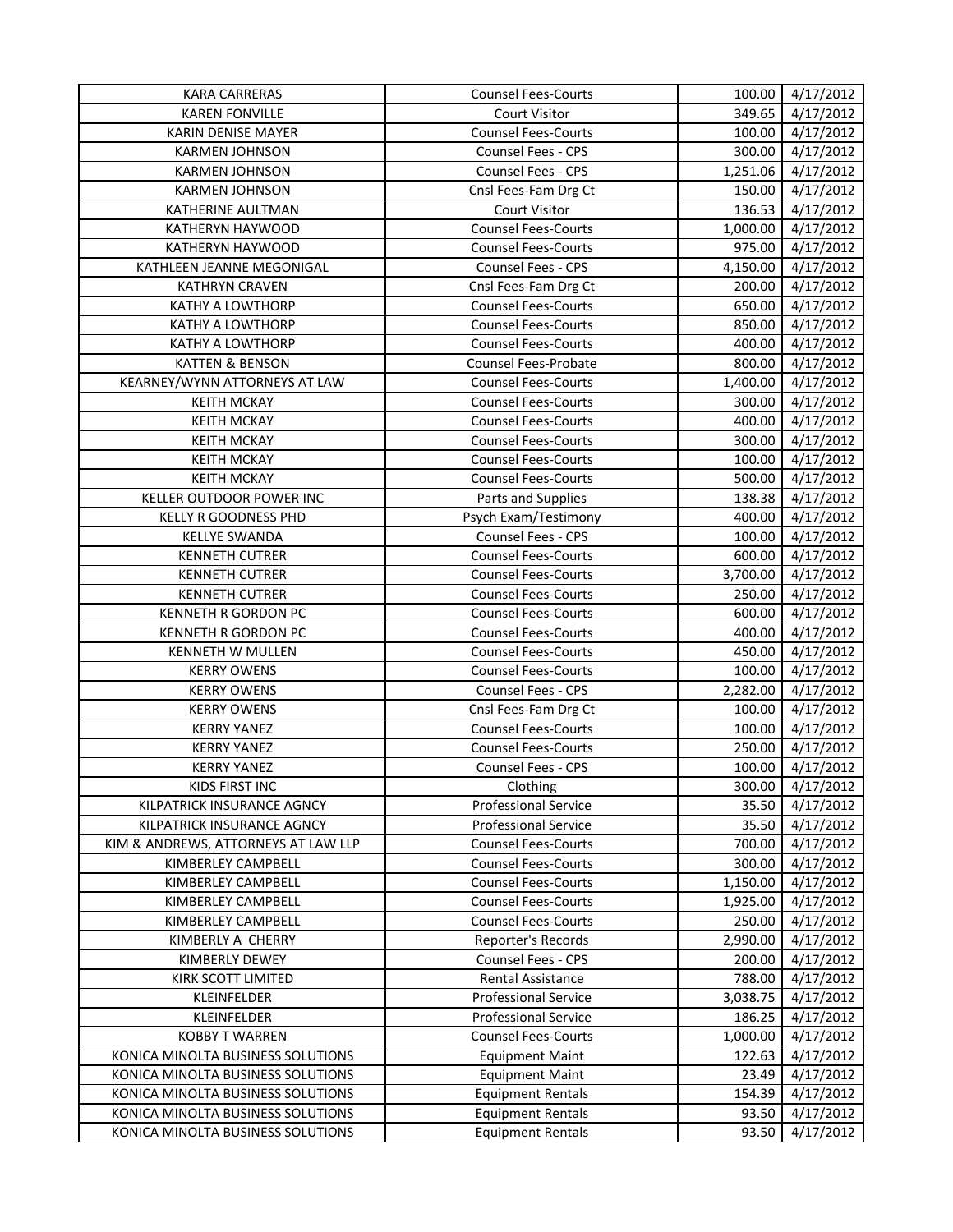| KARA CARRERAS | Counsel Fees-Courts | 100.00 | 4/17/2012 |
|---|---|---|---|
| KAREN FONVILLE | Court Visitor | 349.65 | 4/17/2012 |
| KARIN DENISE MAYER | Counsel Fees-Courts | 100.00 | 4/17/2012 |
| KARMEN JOHNSON | Counsel Fees - CPS | 300.00 | 4/17/2012 |
| KARMEN JOHNSON | Counsel Fees - CPS | 1,251.06 | 4/17/2012 |
| KARMEN JOHNSON | Cnsl Fees-Fam Drg Ct | 150.00 | 4/17/2012 |
| KATHERINE AULTMAN | Court Visitor | 136.53 | 4/17/2012 |
| KATHERYN HAYWOOD | Counsel Fees-Courts | 1,000.00 | 4/17/2012 |
| KATHERYN HAYWOOD | Counsel Fees-Courts | 975.00 | 4/17/2012 |
| KATHLEEN JEANNE MEGONIGAL | Counsel Fees - CPS | 4,150.00 | 4/17/2012 |
| KATHRYN CRAVEN | Cnsl Fees-Fam Drg Ct | 200.00 | 4/17/2012 |
| KATHY A LOWTHORP | Counsel Fees-Courts | 650.00 | 4/17/2012 |
| KATHY A LOWTHORP | Counsel Fees-Courts | 850.00 | 4/17/2012 |
| KATHY A LOWTHORP | Counsel Fees-Courts | 400.00 | 4/17/2012 |
| KATTEN & BENSON | Counsel Fees-Probate | 800.00 | 4/17/2012 |
| KEARNEY/WYNN ATTORNEYS AT LAW | Counsel Fees-Courts | 1,400.00 | 4/17/2012 |
| KEITH MCKAY | Counsel Fees-Courts | 300.00 | 4/17/2012 |
| KEITH MCKAY | Counsel Fees-Courts | 400.00 | 4/17/2012 |
| KEITH MCKAY | Counsel Fees-Courts | 300.00 | 4/17/2012 |
| KEITH MCKAY | Counsel Fees-Courts | 100.00 | 4/17/2012 |
| KEITH MCKAY | Counsel Fees-Courts | 500.00 | 4/17/2012 |
| KELLER OUTDOOR POWER INC | Parts and Supplies | 138.38 | 4/17/2012 |
| KELLY R GOODNESS PHD | Psych Exam/Testimony | 400.00 | 4/17/2012 |
| KELLYE SWANDA | Counsel Fees - CPS | 100.00 | 4/17/2012 |
| KENNETH CUTRER | Counsel Fees-Courts | 600.00 | 4/17/2012 |
| KENNETH CUTRER | Counsel Fees-Courts | 3,700.00 | 4/17/2012 |
| KENNETH CUTRER | Counsel Fees-Courts | 250.00 | 4/17/2012 |
| KENNETH R GORDON PC | Counsel Fees-Courts | 600.00 | 4/17/2012 |
| KENNETH R GORDON PC | Counsel Fees-Courts | 400.00 | 4/17/2012 |
| KENNETH W MULLEN | Counsel Fees-Courts | 450.00 | 4/17/2012 |
| KERRY OWENS | Counsel Fees-Courts | 100.00 | 4/17/2012 |
| KERRY OWENS | Counsel Fees - CPS | 2,282.00 | 4/17/2012 |
| KERRY OWENS | Cnsl Fees-Fam Drg Ct | 100.00 | 4/17/2012 |
| KERRY YANEZ | Counsel Fees-Courts | 100.00 | 4/17/2012 |
| KERRY YANEZ | Counsel Fees-Courts | 250.00 | 4/17/2012 |
| KERRY YANEZ | Counsel Fees - CPS | 100.00 | 4/17/2012 |
| KIDS FIRST INC | Clothing | 300.00 | 4/17/2012 |
| KILPATRICK INSURANCE AGNCY | Professional Service | 35.50 | 4/17/2012 |
| KILPATRICK INSURANCE AGNCY | Professional Service | 35.50 | 4/17/2012 |
| KIM & ANDREWS, ATTORNEYS AT LAW LLP | Counsel Fees-Courts | 700.00 | 4/17/2012 |
| KIMBERLEY CAMPBELL | Counsel Fees-Courts | 300.00 | 4/17/2012 |
| KIMBERLEY CAMPBELL | Counsel Fees-Courts | 1,150.00 | 4/17/2012 |
| KIMBERLEY CAMPBELL | Counsel Fees-Courts | 1,925.00 | 4/17/2012 |
| KIMBERLEY CAMPBELL | Counsel Fees-Courts | 250.00 | 4/17/2012 |
| KIMBERLY A CHERRY | Reporter's Records | 2,990.00 | 4/17/2012 |
| KIMBERLY DEWEY | Counsel Fees - CPS | 200.00 | 4/17/2012 |
| KIRK SCOTT LIMITED | Rental Assistance | 788.00 | 4/17/2012 |
| KLEINFELDER | Professional Service | 3,038.75 | 4/17/2012 |
| KLEINFELDER | Professional Service | 186.25 | 4/17/2012 |
| KOBBY T WARREN | Counsel Fees-Courts | 1,000.00 | 4/17/2012 |
| KONICA MINOLTA BUSINESS SOLUTIONS | Equipment Maint | 122.63 | 4/17/2012 |
| KONICA MINOLTA BUSINESS SOLUTIONS | Equipment Maint | 23.49 | 4/17/2012 |
| KONICA MINOLTA BUSINESS SOLUTIONS | Equipment Rentals | 154.39 | 4/17/2012 |
| KONICA MINOLTA BUSINESS SOLUTIONS | Equipment Rentals | 93.50 | 4/17/2012 |
| KONICA MINOLTA BUSINESS SOLUTIONS | Equipment Rentals | 93.50 | 4/17/2012 |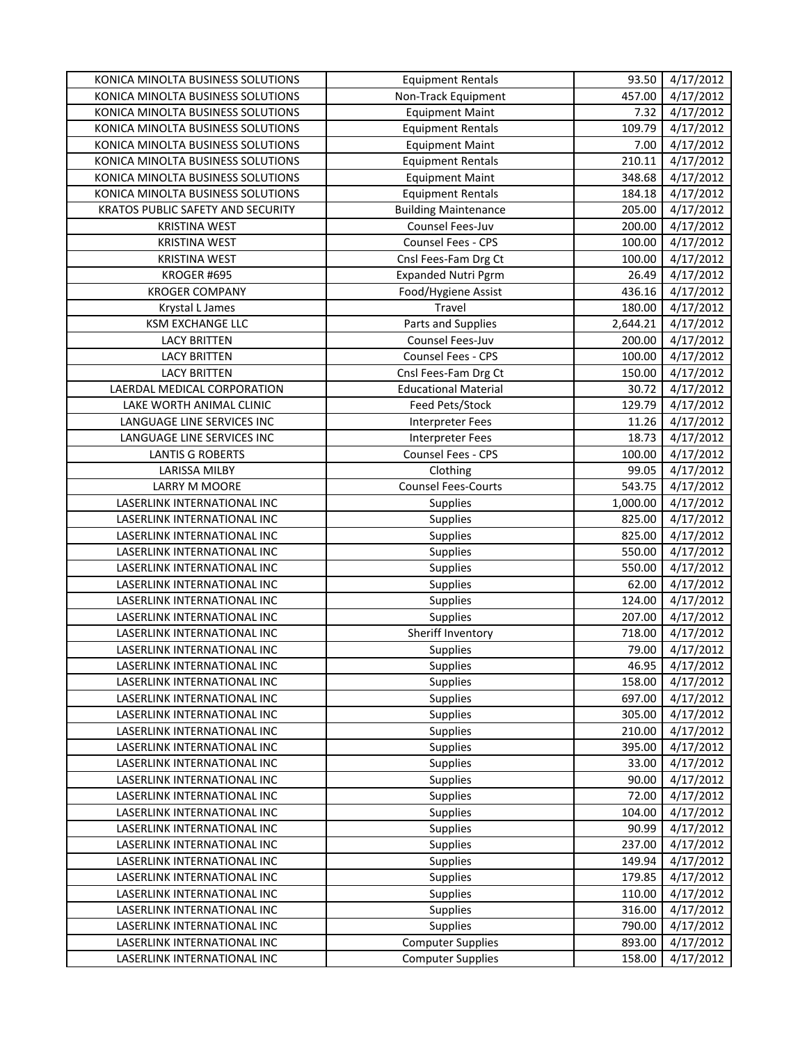| | | | |
|---|---|---|---|
| KONICA MINOLTA BUSINESS SOLUTIONS | Equipment Rentals | 93.50 | 4/17/2012 |
| KONICA MINOLTA BUSINESS SOLUTIONS | Non-Track Equipment | 457.00 | 4/17/2012 |
| KONICA MINOLTA BUSINESS SOLUTIONS | Equipment Maint | 7.32 | 4/17/2012 |
| KONICA MINOLTA BUSINESS SOLUTIONS | Equipment Rentals | 109.79 | 4/17/2012 |
| KONICA MINOLTA BUSINESS SOLUTIONS | Equipment Maint | 7.00 | 4/17/2012 |
| KONICA MINOLTA BUSINESS SOLUTIONS | Equipment Rentals | 210.11 | 4/17/2012 |
| KONICA MINOLTA BUSINESS SOLUTIONS | Equipment Maint | 348.68 | 4/17/2012 |
| KONICA MINOLTA BUSINESS SOLUTIONS | Equipment Rentals | 184.18 | 4/17/2012 |
| KRATOS PUBLIC SAFETY AND SECURITY | Building Maintenance | 205.00 | 4/17/2012 |
| KRISTINA WEST | Counsel Fees-Juv | 200.00 | 4/17/2012 |
| KRISTINA WEST | Counsel Fees - CPS | 100.00 | 4/17/2012 |
| KRISTINA WEST | Cnsl Fees-Fam Drg Ct | 100.00 | 4/17/2012 |
| KROGER #695 | Expanded Nutri Pgrm | 26.49 | 4/17/2012 |
| KROGER COMPANY | Food/Hygiene Assist | 436.16 | 4/17/2012 |
| Krystal L James | Travel | 180.00 | 4/17/2012 |
| KSM EXCHANGE LLC | Parts and Supplies | 2,644.21 | 4/17/2012 |
| LACY BRITTEN | Counsel Fees-Juv | 200.00 | 4/17/2012 |
| LACY BRITTEN | Counsel Fees - CPS | 100.00 | 4/17/2012 |
| LACY BRITTEN | Cnsl Fees-Fam Drg Ct | 150.00 | 4/17/2012 |
| LAERDAL MEDICAL CORPORATION | Educational Material | 30.72 | 4/17/2012 |
| LAKE WORTH ANIMAL CLINIC | Feed Pets/Stock | 129.79 | 4/17/2012 |
| LANGUAGE LINE SERVICES INC | Interpreter Fees | 11.26 | 4/17/2012 |
| LANGUAGE LINE SERVICES INC | Interpreter Fees | 18.73 | 4/17/2012 |
| LANTIS G ROBERTS | Counsel Fees - CPS | 100.00 | 4/17/2012 |
| LARISSA MILBY | Clothing | 99.05 | 4/17/2012 |
| LARRY M MOORE | Counsel Fees-Courts | 543.75 | 4/17/2012 |
| LASERLINK INTERNATIONAL INC | Supplies | 1,000.00 | 4/17/2012 |
| LASERLINK INTERNATIONAL INC | Supplies | 825.00 | 4/17/2012 |
| LASERLINK INTERNATIONAL INC | Supplies | 825.00 | 4/17/2012 |
| LASERLINK INTERNATIONAL INC | Supplies | 550.00 | 4/17/2012 |
| LASERLINK INTERNATIONAL INC | Supplies | 550.00 | 4/17/2012 |
| LASERLINK INTERNATIONAL INC | Supplies | 62.00 | 4/17/2012 |
| LASERLINK INTERNATIONAL INC | Supplies | 124.00 | 4/17/2012 |
| LASERLINK INTERNATIONAL INC | Supplies | 207.00 | 4/17/2012 |
| LASERLINK INTERNATIONAL INC | Sheriff Inventory | 718.00 | 4/17/2012 |
| LASERLINK INTERNATIONAL INC | Supplies | 79.00 | 4/17/2012 |
| LASERLINK INTERNATIONAL INC | Supplies | 46.95 | 4/17/2012 |
| LASERLINK INTERNATIONAL INC | Supplies | 158.00 | 4/17/2012 |
| LASERLINK INTERNATIONAL INC | Supplies | 697.00 | 4/17/2012 |
| LASERLINK INTERNATIONAL INC | Supplies | 305.00 | 4/17/2012 |
| LASERLINK INTERNATIONAL INC | Supplies | 210.00 | 4/17/2012 |
| LASERLINK INTERNATIONAL INC | Supplies | 395.00 | 4/17/2012 |
| LASERLINK INTERNATIONAL INC | Supplies | 33.00 | 4/17/2012 |
| LASERLINK INTERNATIONAL INC | Supplies | 90.00 | 4/17/2012 |
| LASERLINK INTERNATIONAL INC | Supplies | 72.00 | 4/17/2012 |
| LASERLINK INTERNATIONAL INC | Supplies | 104.00 | 4/17/2012 |
| LASERLINK INTERNATIONAL INC | Supplies | 90.99 | 4/17/2012 |
| LASERLINK INTERNATIONAL INC | Supplies | 237.00 | 4/17/2012 |
| LASERLINK INTERNATIONAL INC | Supplies | 149.94 | 4/17/2012 |
| LASERLINK INTERNATIONAL INC | Supplies | 179.85 | 4/17/2012 |
| LASERLINK INTERNATIONAL INC | Supplies | 110.00 | 4/17/2012 |
| LASERLINK INTERNATIONAL INC | Supplies | 316.00 | 4/17/2012 |
| LASERLINK INTERNATIONAL INC | Supplies | 790.00 | 4/17/2012 |
| LASERLINK INTERNATIONAL INC | Computer Supplies | 893.00 | 4/17/2012 |
| LASERLINK INTERNATIONAL INC | Computer Supplies | 158.00 | 4/17/2012 |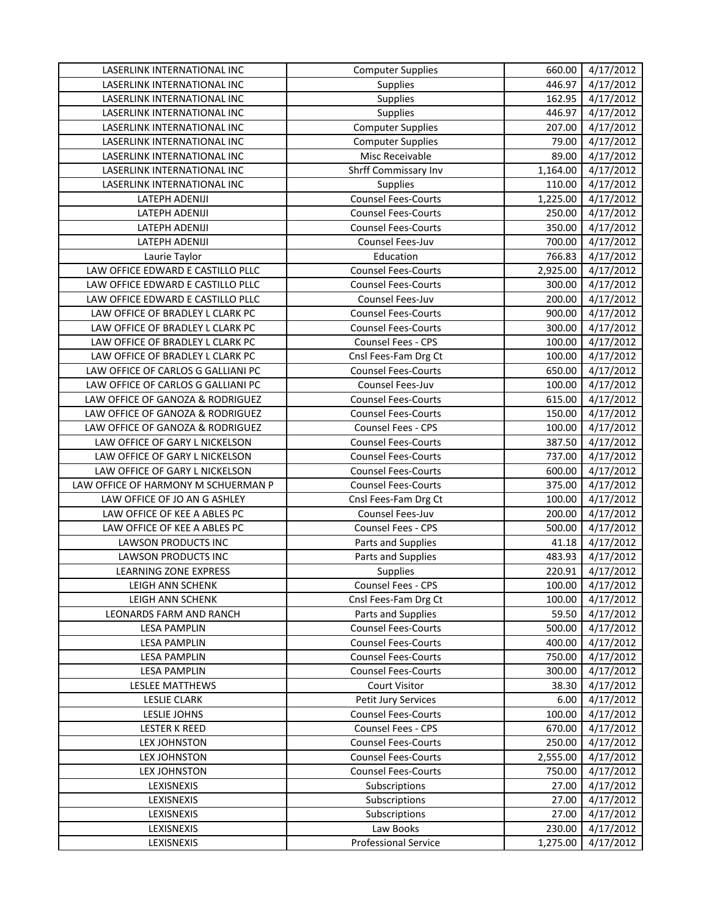| | | | |
|---|---|---|---|
| LASERLINK INTERNATIONAL INC | Computer Supplies | 660.00 | 4/17/2012 |
| LASERLINK INTERNATIONAL INC | Supplies | 446.97 | 4/17/2012 |
| LASERLINK INTERNATIONAL INC | Supplies | 162.95 | 4/17/2012 |
| LASERLINK INTERNATIONAL INC | Supplies | 446.97 | 4/17/2012 |
| LASERLINK INTERNATIONAL INC | Computer Supplies | 207.00 | 4/17/2012 |
| LASERLINK INTERNATIONAL INC | Computer Supplies | 79.00 | 4/17/2012 |
| LASERLINK INTERNATIONAL INC | Misc Receivable | 89.00 | 4/17/2012 |
| LASERLINK INTERNATIONAL INC | Shrff Commissary Inv | 1,164.00 | 4/17/2012 |
| LASERLINK INTERNATIONAL INC | Supplies | 110.00 | 4/17/2012 |
| LATEPH ADENIJI | Counsel Fees-Courts | 1,225.00 | 4/17/2012 |
| LATEPH ADENIJI | Counsel Fees-Courts | 250.00 | 4/17/2012 |
| LATEPH ADENIJI | Counsel Fees-Courts | 350.00 | 4/17/2012 |
| LATEPH ADENIJI | Counsel Fees-Juv | 700.00 | 4/17/2012 |
| Laurie Taylor | Education | 766.83 | 4/17/2012 |
| LAW OFFICE EDWARD E CASTILLO PLLC | Counsel Fees-Courts | 2,925.00 | 4/17/2012 |
| LAW OFFICE EDWARD E CASTILLO PLLC | Counsel Fees-Courts | 300.00 | 4/17/2012 |
| LAW OFFICE EDWARD E CASTILLO PLLC | Counsel Fees-Juv | 200.00 | 4/17/2012 |
| LAW OFFICE OF BRADLEY L CLARK PC | Counsel Fees-Courts | 900.00 | 4/17/2012 |
| LAW OFFICE OF BRADLEY L CLARK PC | Counsel Fees-Courts | 300.00 | 4/17/2012 |
| LAW OFFICE OF BRADLEY L CLARK PC | Counsel Fees - CPS | 100.00 | 4/17/2012 |
| LAW OFFICE OF BRADLEY L CLARK PC | Cnsl Fees-Fam Drg Ct | 100.00 | 4/17/2012 |
| LAW OFFICE OF CARLOS G GALLIANI PC | Counsel Fees-Courts | 650.00 | 4/17/2012 |
| LAW OFFICE OF CARLOS G GALLIANI PC | Counsel Fees-Juv | 100.00 | 4/17/2012 |
| LAW OFFICE OF GANOZA & RODRIGUEZ | Counsel Fees-Courts | 615.00 | 4/17/2012 |
| LAW OFFICE OF GANOZA & RODRIGUEZ | Counsel Fees-Courts | 150.00 | 4/17/2012 |
| LAW OFFICE OF GANOZA & RODRIGUEZ | Counsel Fees - CPS | 100.00 | 4/17/2012 |
| LAW OFFICE OF GARY L NICKELSON | Counsel Fees-Courts | 387.50 | 4/17/2012 |
| LAW OFFICE OF GARY L NICKELSON | Counsel Fees-Courts | 737.00 | 4/17/2012 |
| LAW OFFICE OF GARY L NICKELSON | Counsel Fees-Courts | 600.00 | 4/17/2012 |
| LAW OFFICE OF HARMONY M SCHUERMAN P | Counsel Fees-Courts | 375.00 | 4/17/2012 |
| LAW OFFICE OF JO AN G ASHLEY | Cnsl Fees-Fam Drg Ct | 100.00 | 4/17/2012 |
| LAW OFFICE OF KEE A ABLES PC | Counsel Fees-Juv | 200.00 | 4/17/2012 |
| LAW OFFICE OF KEE A ABLES PC | Counsel Fees - CPS | 500.00 | 4/17/2012 |
| LAWSON PRODUCTS INC | Parts and Supplies | 41.18 | 4/17/2012 |
| LAWSON PRODUCTS INC | Parts and Supplies | 483.93 | 4/17/2012 |
| LEARNING ZONE EXPRESS | Supplies | 220.91 | 4/17/2012 |
| LEIGH ANN SCHENK | Counsel Fees - CPS | 100.00 | 4/17/2012 |
| LEIGH ANN SCHENK | Cnsl Fees-Fam Drg Ct | 100.00 | 4/17/2012 |
| LEONARDS FARM AND RANCH | Parts and Supplies | 59.50 | 4/17/2012 |
| LESA PAMPLIN | Counsel Fees-Courts | 500.00 | 4/17/2012 |
| LESA PAMPLIN | Counsel Fees-Courts | 400.00 | 4/17/2012 |
| LESA PAMPLIN | Counsel Fees-Courts | 750.00 | 4/17/2012 |
| LESA PAMPLIN | Counsel Fees-Courts | 300.00 | 4/17/2012 |
| LESLEE MATTHEWS | Court Visitor | 38.30 | 4/17/2012 |
| LESLIE CLARK | Petit Jury Services | 6.00 | 4/17/2012 |
| LESLIE JOHNS | Counsel Fees-Courts | 100.00 | 4/17/2012 |
| LESTER K REED | Counsel Fees - CPS | 670.00 | 4/17/2012 |
| LEX JOHNSTON | Counsel Fees-Courts | 250.00 | 4/17/2012 |
| LEX JOHNSTON | Counsel Fees-Courts | 2,555.00 | 4/17/2012 |
| LEX JOHNSTON | Counsel Fees-Courts | 750.00 | 4/17/2012 |
| LEXISNEXIS | Subscriptions | 27.00 | 4/17/2012 |
| LEXISNEXIS | Subscriptions | 27.00 | 4/17/2012 |
| LEXISNEXIS | Subscriptions | 27.00 | 4/17/2012 |
| LEXISNEXIS | Law Books | 230.00 | 4/17/2012 |
| LEXISNEXIS | Professional Service | 1,275.00 | 4/17/2012 |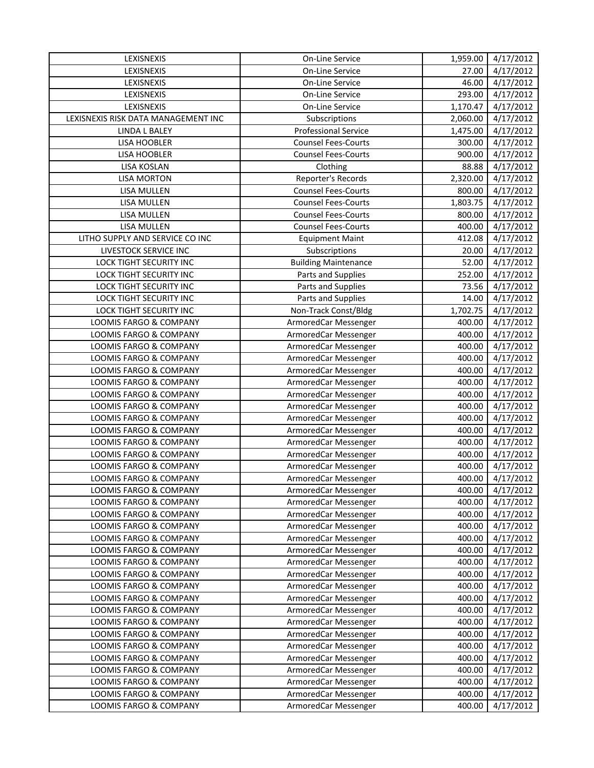| LEXISNEXIS | On-Line Service | 1,959.00 | 4/17/2012 |
|---|---|---|---|
| LEXISNEXIS | On-Line Service | 27.00 | 4/17/2012 |
| LEXISNEXIS | On-Line Service | 46.00 | 4/17/2012 |
| LEXISNEXIS | On-Line Service | 293.00 | 4/17/2012 |
| LEXISNEXIS | On-Line Service | 1,170.47 | 4/17/2012 |
| LEXISNEXIS RISK DATA MANAGEMENT INC | Subscriptions | 2,060.00 | 4/17/2012 |
| LINDA L BALEY | Professional Service | 1,475.00 | 4/17/2012 |
| LISA HOOBLER | Counsel Fees-Courts | 300.00 | 4/17/2012 |
| LISA HOOBLER | Counsel Fees-Courts | 900.00 | 4/17/2012 |
| LISA KOSLAN | Clothing | 88.88 | 4/17/2012 |
| LISA MORTON | Reporter's Records | 2,320.00 | 4/17/2012 |
| LISA MULLEN | Counsel Fees-Courts | 800.00 | 4/17/2012 |
| LISA MULLEN | Counsel Fees-Courts | 1,803.75 | 4/17/2012 |
| LISA MULLEN | Counsel Fees-Courts | 800.00 | 4/17/2012 |
| LISA MULLEN | Counsel Fees-Courts | 400.00 | 4/17/2012 |
| LITHO SUPPLY AND SERVICE CO INC | Equipment Maint | 412.08 | 4/17/2012 |
| LIVESTOCK SERVICE INC | Subscriptions | 20.00 | 4/17/2012 |
| LOCK TIGHT SECURITY INC | Building Maintenance | 52.00 | 4/17/2012 |
| LOCK TIGHT SECURITY INC | Parts and Supplies | 252.00 | 4/17/2012 |
| LOCK TIGHT SECURITY INC | Parts and Supplies | 73.56 | 4/17/2012 |
| LOCK TIGHT SECURITY INC | Parts and Supplies | 14.00 | 4/17/2012 |
| LOCK TIGHT SECURITY INC | Non-Track Const/Bldg | 1,702.75 | 4/17/2012 |
| LOOMIS FARGO & COMPANY | ArmoredCar Messenger | 400.00 | 4/17/2012 |
| LOOMIS FARGO & COMPANY | ArmoredCar Messenger | 400.00 | 4/17/2012 |
| LOOMIS FARGO & COMPANY | ArmoredCar Messenger | 400.00 | 4/17/2012 |
| LOOMIS FARGO & COMPANY | ArmoredCar Messenger | 400.00 | 4/17/2012 |
| LOOMIS FARGO & COMPANY | ArmoredCar Messenger | 400.00 | 4/17/2012 |
| LOOMIS FARGO & COMPANY | ArmoredCar Messenger | 400.00 | 4/17/2012 |
| LOOMIS FARGO & COMPANY | ArmoredCar Messenger | 400.00 | 4/17/2012 |
| LOOMIS FARGO & COMPANY | ArmoredCar Messenger | 400.00 | 4/17/2012 |
| LOOMIS FARGO & COMPANY | ArmoredCar Messenger | 400.00 | 4/17/2012 |
| LOOMIS FARGO & COMPANY | ArmoredCar Messenger | 400.00 | 4/17/2012 |
| LOOMIS FARGO & COMPANY | ArmoredCar Messenger | 400.00 | 4/17/2012 |
| LOOMIS FARGO & COMPANY | ArmoredCar Messenger | 400.00 | 4/17/2012 |
| LOOMIS FARGO & COMPANY | ArmoredCar Messenger | 400.00 | 4/17/2012 |
| LOOMIS FARGO & COMPANY | ArmoredCar Messenger | 400.00 | 4/17/2012 |
| LOOMIS FARGO & COMPANY | ArmoredCar Messenger | 400.00 | 4/17/2012 |
| LOOMIS FARGO & COMPANY | ArmoredCar Messenger | 400.00 | 4/17/2012 |
| LOOMIS FARGO & COMPANY | ArmoredCar Messenger | 400.00 | 4/17/2012 |
| LOOMIS FARGO & COMPANY | ArmoredCar Messenger | 400.00 | 4/17/2012 |
| LOOMIS FARGO & COMPANY | ArmoredCar Messenger | 400.00 | 4/17/2012 |
| LOOMIS FARGO & COMPANY | ArmoredCar Messenger | 400.00 | 4/17/2012 |
| LOOMIS FARGO & COMPANY | ArmoredCar Messenger | 400.00 | 4/17/2012 |
| LOOMIS FARGO & COMPANY | ArmoredCar Messenger | 400.00 | 4/17/2012 |
| LOOMIS FARGO & COMPANY | ArmoredCar Messenger | 400.00 | 4/17/2012 |
| LOOMIS FARGO & COMPANY | ArmoredCar Messenger | 400.00 | 4/17/2012 |
| LOOMIS FARGO & COMPANY | ArmoredCar Messenger | 400.00 | 4/17/2012 |
| LOOMIS FARGO & COMPANY | ArmoredCar Messenger | 400.00 | 4/17/2012 |
| LOOMIS FARGO & COMPANY | ArmoredCar Messenger | 400.00 | 4/17/2012 |
| LOOMIS FARGO & COMPANY | ArmoredCar Messenger | 400.00 | 4/17/2012 |
| LOOMIS FARGO & COMPANY | ArmoredCar Messenger | 400.00 | 4/17/2012 |
| LOOMIS FARGO & COMPANY | ArmoredCar Messenger | 400.00 | 4/17/2012 |
| LOOMIS FARGO & COMPANY | ArmoredCar Messenger | 400.00 | 4/17/2012 |
| LOOMIS FARGO & COMPANY | ArmoredCar Messenger | 400.00 | 4/17/2012 |
| LOOMIS FARGO & COMPANY | ArmoredCar Messenger | 400.00 | 4/17/2012 |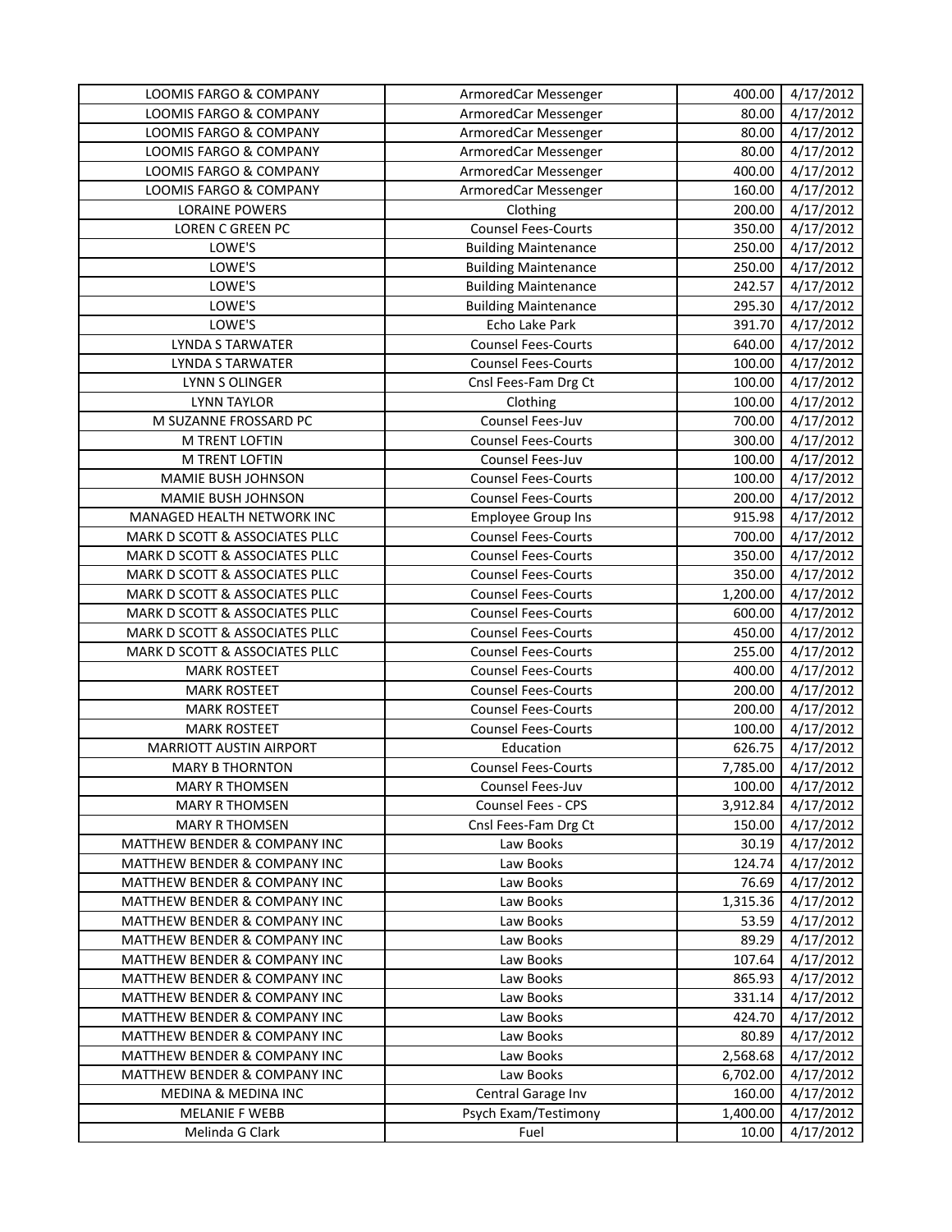| LOOMIS FARGO & COMPANY | ArmoredCar Messenger | 400.00 | 4/17/2012 |
|---|---|---|---|
| LOOMIS FARGO & COMPANY | ArmoredCar Messenger | 80.00 | 4/17/2012 |
| LOOMIS FARGO & COMPANY | ArmoredCar Messenger | 80.00 | 4/17/2012 |
| LOOMIS FARGO & COMPANY | ArmoredCar Messenger | 80.00 | 4/17/2012 |
| LOOMIS FARGO & COMPANY | ArmoredCar Messenger | 400.00 | 4/17/2012 |
| LOOMIS FARGO & COMPANY | ArmoredCar Messenger | 160.00 | 4/17/2012 |
| LORAINE POWERS | Clothing | 200.00 | 4/17/2012 |
| LOREN C GREEN PC | Counsel Fees-Courts | 350.00 | 4/17/2012 |
| LOWE'S | Building Maintenance | 250.00 | 4/17/2012 |
| LOWE'S | Building Maintenance | 250.00 | 4/17/2012 |
| LOWE'S | Building Maintenance | 242.57 | 4/17/2012 |
| LOWE'S | Building Maintenance | 295.30 | 4/17/2012 |
| LOWE'S | Echo Lake Park | 391.70 | 4/17/2012 |
| LYNDA S TARWATER | Counsel Fees-Courts | 640.00 | 4/17/2012 |
| LYNDA S TARWATER | Counsel Fees-Courts | 100.00 | 4/17/2012 |
| LYNN S OLINGER | Cnsl Fees-Fam Drg Ct | 100.00 | 4/17/2012 |
| LYNN TAYLOR | Clothing | 100.00 | 4/17/2012 |
| M SUZANNE FROSSARD PC | Counsel Fees-Juv | 700.00 | 4/17/2012 |
| M TRENT LOFTIN | Counsel Fees-Courts | 300.00 | 4/17/2012 |
| M TRENT LOFTIN | Counsel Fees-Juv | 100.00 | 4/17/2012 |
| MAMIE BUSH JOHNSON | Counsel Fees-Courts | 100.00 | 4/17/2012 |
| MAMIE BUSH JOHNSON | Counsel Fees-Courts | 200.00 | 4/17/2012 |
| MANAGED HEALTH NETWORK INC | Employee Group Ins | 915.98 | 4/17/2012 |
| MARK D SCOTT & ASSOCIATES PLLC | Counsel Fees-Courts | 700.00 | 4/17/2012 |
| MARK D SCOTT & ASSOCIATES PLLC | Counsel Fees-Courts | 350.00 | 4/17/2012 |
| MARK D SCOTT & ASSOCIATES PLLC | Counsel Fees-Courts | 350.00 | 4/17/2012 |
| MARK D SCOTT & ASSOCIATES PLLC | Counsel Fees-Courts | 1,200.00 | 4/17/2012 |
| MARK D SCOTT & ASSOCIATES PLLC | Counsel Fees-Courts | 600.00 | 4/17/2012 |
| MARK D SCOTT & ASSOCIATES PLLC | Counsel Fees-Courts | 450.00 | 4/17/2012 |
| MARK D SCOTT & ASSOCIATES PLLC | Counsel Fees-Courts | 255.00 | 4/17/2012 |
| MARK ROSTEET | Counsel Fees-Courts | 400.00 | 4/17/2012 |
| MARK ROSTEET | Counsel Fees-Courts | 200.00 | 4/17/2012 |
| MARK ROSTEET | Counsel Fees-Courts | 200.00 | 4/17/2012 |
| MARK ROSTEET | Counsel Fees-Courts | 100.00 | 4/17/2012 |
| MARRIOTT AUSTIN AIRPORT | Education | 626.75 | 4/17/2012 |
| MARY B THORNTON | Counsel Fees-Courts | 7,785.00 | 4/17/2012 |
| MARY R THOMSEN | Counsel Fees-Juv | 100.00 | 4/17/2012 |
| MARY R THOMSEN | Counsel Fees - CPS | 3,912.84 | 4/17/2012 |
| MARY R THOMSEN | Cnsl Fees-Fam Drg Ct | 150.00 | 4/17/2012 |
| MATTHEW BENDER & COMPANY INC | Law Books | 30.19 | 4/17/2012 |
| MATTHEW BENDER & COMPANY INC | Law Books | 124.74 | 4/17/2012 |
| MATTHEW BENDER & COMPANY INC | Law Books | 76.69 | 4/17/2012 |
| MATTHEW BENDER & COMPANY INC | Law Books | 1,315.36 | 4/17/2012 |
| MATTHEW BENDER & COMPANY INC | Law Books | 53.59 | 4/17/2012 |
| MATTHEW BENDER & COMPANY INC | Law Books | 89.29 | 4/17/2012 |
| MATTHEW BENDER & COMPANY INC | Law Books | 107.64 | 4/17/2012 |
| MATTHEW BENDER & COMPANY INC | Law Books | 865.93 | 4/17/2012 |
| MATTHEW BENDER & COMPANY INC | Law Books | 331.14 | 4/17/2012 |
| MATTHEW BENDER & COMPANY INC | Law Books | 424.70 | 4/17/2012 |
| MATTHEW BENDER & COMPANY INC | Law Books | 80.89 | 4/17/2012 |
| MATTHEW BENDER & COMPANY INC | Law Books | 2,568.68 | 4/17/2012 |
| MATTHEW BENDER & COMPANY INC | Law Books | 6,702.00 | 4/17/2012 |
| MEDINA & MEDINA INC | Central Garage Inv | 160.00 | 4/17/2012 |
| MELANIE F WEBB | Psych Exam/Testimony | 1,400.00 | 4/17/2012 |
| Melinda G Clark | Fuel | 10.00 | 4/17/2012 |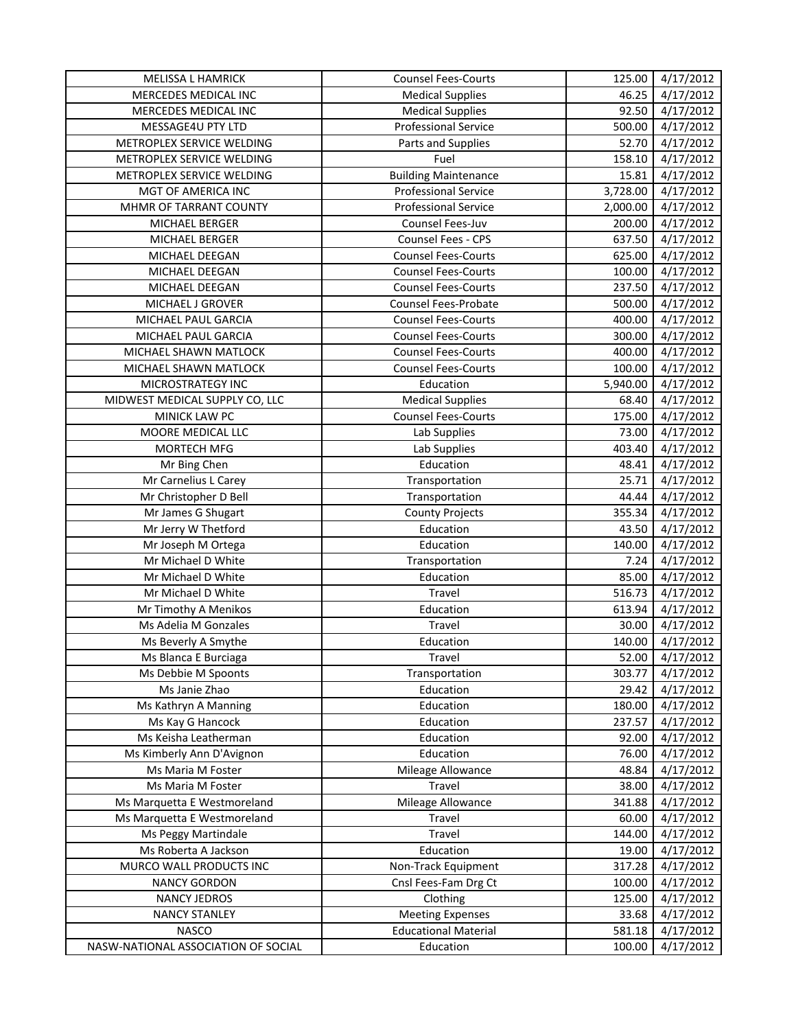| | | | |
|---|---|---|---|
| MELISSA L HAMRICK | Counsel Fees-Courts | 125.00 | 4/17/2012 |
| MERCEDES MEDICAL INC | Medical Supplies | 46.25 | 4/17/2012 |
| MERCEDES MEDICAL INC | Medical Supplies | 92.50 | 4/17/2012 |
| MESSAGE4U PTY LTD | Professional Service | 500.00 | 4/17/2012 |
| METROPLEX SERVICE WELDING | Parts and Supplies | 52.70 | 4/17/2012 |
| METROPLEX SERVICE WELDING | Fuel | 158.10 | 4/17/2012 |
| METROPLEX SERVICE WELDING | Building Maintenance | 15.81 | 4/17/2012 |
| MGT OF AMERICA INC | Professional Service | 3,728.00 | 4/17/2012 |
| MHMR OF TARRANT COUNTY | Professional Service | 2,000.00 | 4/17/2012 |
| MICHAEL BERGER | Counsel Fees-Juv | 200.00 | 4/17/2012 |
| MICHAEL BERGER | Counsel Fees - CPS | 637.50 | 4/17/2012 |
| MICHAEL DEEGAN | Counsel Fees-Courts | 625.00 | 4/17/2012 |
| MICHAEL DEEGAN | Counsel Fees-Courts | 100.00 | 4/17/2012 |
| MICHAEL DEEGAN | Counsel Fees-Courts | 237.50 | 4/17/2012 |
| MICHAEL J GROVER | Counsel Fees-Probate | 500.00 | 4/17/2012 |
| MICHAEL PAUL GARCIA | Counsel Fees-Courts | 400.00 | 4/17/2012 |
| MICHAEL PAUL GARCIA | Counsel Fees-Courts | 300.00 | 4/17/2012 |
| MICHAEL SHAWN MATLOCK | Counsel Fees-Courts | 400.00 | 4/17/2012 |
| MICHAEL SHAWN MATLOCK | Counsel Fees-Courts | 100.00 | 4/17/2012 |
| MICROSTRATEGY INC | Education | 5,940.00 | 4/17/2012 |
| MIDWEST MEDICAL SUPPLY CO, LLC | Medical Supplies | 68.40 | 4/17/2012 |
| MINICK LAW PC | Counsel Fees-Courts | 175.00 | 4/17/2012 |
| MOORE MEDICAL LLC | Lab Supplies | 73.00 | 4/17/2012 |
| MORTECH MFG | Lab Supplies | 403.40 | 4/17/2012 |
| Mr Bing Chen | Education | 48.41 | 4/17/2012 |
| Mr Carnelius L Carey | Transportation | 25.71 | 4/17/2012 |
| Mr Christopher D Bell | Transportation | 44.44 | 4/17/2012 |
| Mr James G Shugart | County Projects | 355.34 | 4/17/2012 |
| Mr Jerry W Thetford | Education | 43.50 | 4/17/2012 |
| Mr Joseph M Ortega | Education | 140.00 | 4/17/2012 |
| Mr Michael D White | Transportation | 7.24 | 4/17/2012 |
| Mr Michael D White | Education | 85.00 | 4/17/2012 |
| Mr Michael D White | Travel | 516.73 | 4/17/2012 |
| Mr Timothy A Menikos | Education | 613.94 | 4/17/2012 |
| Ms Adelia M Gonzales | Travel | 30.00 | 4/17/2012 |
| Ms Beverly A Smythe | Education | 140.00 | 4/17/2012 |
| Ms Blanca E Burciaga | Travel | 52.00 | 4/17/2012 |
| Ms Debbie M Spoonts | Transportation | 303.77 | 4/17/2012 |
| Ms Janie Zhao | Education | 29.42 | 4/17/2012 |
| Ms Kathryn A Manning | Education | 180.00 | 4/17/2012 |
| Ms Kay G Hancock | Education | 237.57 | 4/17/2012 |
| Ms Keisha Leatherman | Education | 92.00 | 4/17/2012 |
| Ms Kimberly Ann D'Avignon | Education | 76.00 | 4/17/2012 |
| Ms Maria M Foster | Mileage Allowance | 48.84 | 4/17/2012 |
| Ms Maria M Foster | Travel | 38.00 | 4/17/2012 |
| Ms Marquetta E Westmoreland | Mileage Allowance | 341.88 | 4/17/2012 |
| Ms Marquetta E Westmoreland | Travel | 60.00 | 4/17/2012 |
| Ms Peggy Martindale | Travel | 144.00 | 4/17/2012 |
| Ms Roberta A Jackson | Education | 19.00 | 4/17/2012 |
| MURCO WALL PRODUCTS INC | Non-Track Equipment | 317.28 | 4/17/2012 |
| NANCY GORDON | Cnsl Fees-Fam Drg Ct | 100.00 | 4/17/2012 |
| NANCY JEDROS | Clothing | 125.00 | 4/17/2012 |
| NANCY STANLEY | Meeting Expenses | 33.68 | 4/17/2012 |
| NASCO | Educational Material | 581.18 | 4/17/2012 |
| NASW-NATIONAL ASSOCIATION OF SOCIAL | Education | 100.00 | 4/17/2012 |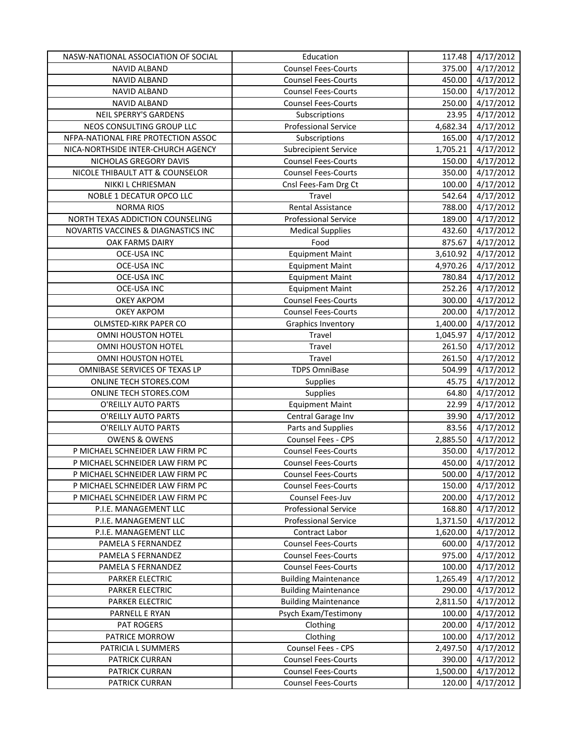| | | | |
|---|---|---|---|
| NASW-NATIONAL ASSOCIATION OF SOCIAL | Education | 117.48 | 4/17/2012 |
| NAVID ALBAND | Counsel Fees-Courts | 375.00 | 4/17/2012 |
| NAVID ALBAND | Counsel Fees-Courts | 450.00 | 4/17/2012 |
| NAVID ALBAND | Counsel Fees-Courts | 150.00 | 4/17/2012 |
| NAVID ALBAND | Counsel Fees-Courts | 250.00 | 4/17/2012 |
| NEIL SPERRY'S GARDENS | Subscriptions | 23.95 | 4/17/2012 |
| NEOS CONSULTING GROUP LLC | Professional Service | 4,682.34 | 4/17/2012 |
| NFPA-NATIONAL FIRE PROTECTION ASSOC | Subscriptions | 165.00 | 4/17/2012 |
| NICA-NORTHSIDE INTER-CHURCH AGENCY | Subrecipient Service | 1,705.21 | 4/17/2012 |
| NICHOLAS GREGORY DAVIS | Counsel Fees-Courts | 150.00 | 4/17/2012 |
| NICOLE THIBAULT ATT & COUNSELOR | Counsel Fees-Courts | 350.00 | 4/17/2012 |
| NIKKI L CHRIESMAN | Cnsl Fees-Fam Drg Ct | 100.00 | 4/17/2012 |
| NOBLE 1 DECATUR OPCO LLC | Travel | 542.64 | 4/17/2012 |
| NORMA RIOS | Rental Assistance | 788.00 | 4/17/2012 |
| NORTH TEXAS ADDICTION COUNSELING | Professional Service | 189.00 | 4/17/2012 |
| NOVARTIS VACCINES & DIAGNASTICS INC | Medical Supplies | 432.60 | 4/17/2012 |
| OAK FARMS DAIRY | Food | 875.67 | 4/17/2012 |
| OCE-USA INC | Equipment Maint | 3,610.92 | 4/17/2012 |
| OCE-USA INC | Equipment Maint | 4,970.26 | 4/17/2012 |
| OCE-USA INC | Equipment Maint | 780.84 | 4/17/2012 |
| OCE-USA INC | Equipment Maint | 252.26 | 4/17/2012 |
| OKEY AKPOM | Counsel Fees-Courts | 300.00 | 4/17/2012 |
| OKEY AKPOM | Counsel Fees-Courts | 200.00 | 4/17/2012 |
| OLMSTED-KIRK PAPER CO | Graphics Inventory | 1,400.00 | 4/17/2012 |
| OMNI HOUSTON HOTEL | Travel | 1,045.97 | 4/17/2012 |
| OMNI HOUSTON HOTEL | Travel | 261.50 | 4/17/2012 |
| OMNI HOUSTON HOTEL | Travel | 261.50 | 4/17/2012 |
| OMNIBASE SERVICES OF TEXAS LP | TDPS OmniBase | 504.99 | 4/17/2012 |
| ONLINE TECH STORES.COM | Supplies | 45.75 | 4/17/2012 |
| ONLINE TECH STORES.COM | Supplies | 64.80 | 4/17/2012 |
| O'REILLY AUTO PARTS | Equipment Maint | 22.99 | 4/17/2012 |
| O'REILLY AUTO PARTS | Central Garage Inv | 39.90 | 4/17/2012 |
| O'REILLY AUTO PARTS | Parts and Supplies | 83.56 | 4/17/2012 |
| OWENS & OWENS | Counsel Fees - CPS | 2,885.50 | 4/17/2012 |
| P MICHAEL SCHNEIDER LAW FIRM PC | Counsel Fees-Courts | 350.00 | 4/17/2012 |
| P MICHAEL SCHNEIDER LAW FIRM PC | Counsel Fees-Courts | 450.00 | 4/17/2012 |
| P MICHAEL SCHNEIDER LAW FIRM PC | Counsel Fees-Courts | 500.00 | 4/17/2012 |
| P MICHAEL SCHNEIDER LAW FIRM PC | Counsel Fees-Courts | 150.00 | 4/17/2012 |
| P MICHAEL SCHNEIDER LAW FIRM PC | Counsel Fees-Juv | 200.00 | 4/17/2012 |
| P.I.E. MANAGEMENT LLC | Professional Service | 168.80 | 4/17/2012 |
| P.I.E. MANAGEMENT LLC | Professional Service | 1,371.50 | 4/17/2012 |
| P.I.E. MANAGEMENT LLC | Contract Labor | 1,620.00 | 4/17/2012 |
| PAMELA S FERNANDEZ | Counsel Fees-Courts | 600.00 | 4/17/2012 |
| PAMELA S FERNANDEZ | Counsel Fees-Courts | 975.00 | 4/17/2012 |
| PAMELA S FERNANDEZ | Counsel Fees-Courts | 100.00 | 4/17/2012 |
| PARKER ELECTRIC | Building Maintenance | 1,265.49 | 4/17/2012 |
| PARKER ELECTRIC | Building Maintenance | 290.00 | 4/17/2012 |
| PARKER ELECTRIC | Building Maintenance | 2,811.50 | 4/17/2012 |
| PARNELL E RYAN | Psych Exam/Testimony | 100.00 | 4/17/2012 |
| PAT ROGERS | Clothing | 200.00 | 4/17/2012 |
| PATRICE MORROW | Clothing | 100.00 | 4/17/2012 |
| PATRICIA L SUMMERS | Counsel Fees - CPS | 2,497.50 | 4/17/2012 |
| PATRICK CURRAN | Counsel Fees-Courts | 390.00 | 4/17/2012 |
| PATRICK CURRAN | Counsel Fees-Courts | 1,500.00 | 4/17/2012 |
| PATRICK CURRAN | Counsel Fees-Courts | 120.00 | 4/17/2012 |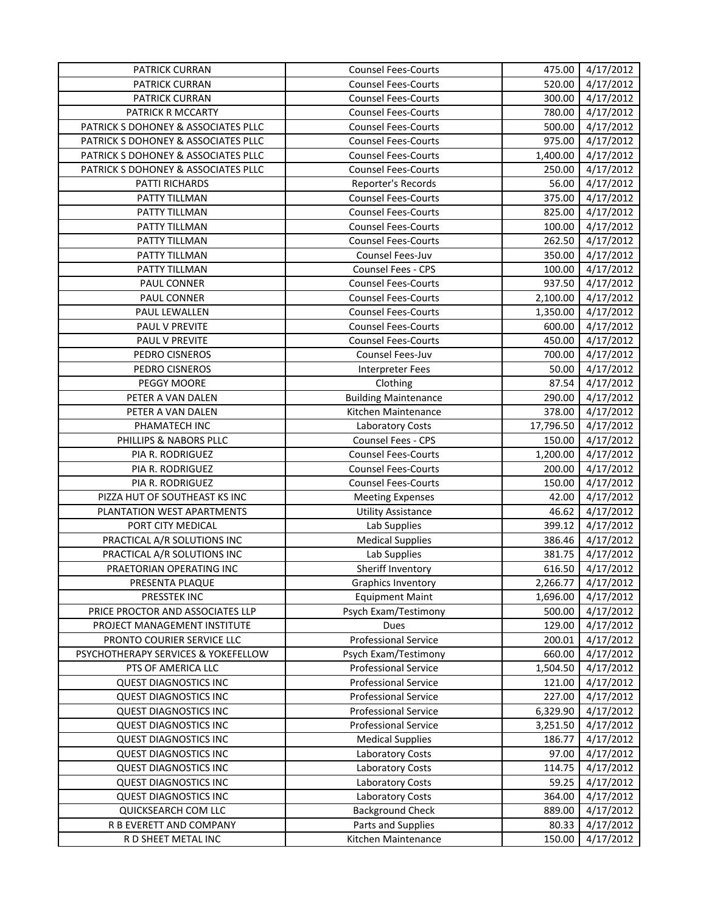| PATRICK CURRAN | Counsel Fees-Courts | 475.00 | 4/17/2012 |
|---|---|---|---|
| PATRICK CURRAN | Counsel Fees-Courts | 520.00 | 4/17/2012 |
| PATRICK CURRAN | Counsel Fees-Courts | 300.00 | 4/17/2012 |
| PATRICK R MCCARTY | Counsel Fees-Courts | 780.00 | 4/17/2012 |
| PATRICK S DOHONEY & ASSOCIATES PLLC | Counsel Fees-Courts | 500.00 | 4/17/2012 |
| PATRICK S DOHONEY & ASSOCIATES PLLC | Counsel Fees-Courts | 975.00 | 4/17/2012 |
| PATRICK S DOHONEY & ASSOCIATES PLLC | Counsel Fees-Courts | 1,400.00 | 4/17/2012 |
| PATRICK S DOHONEY & ASSOCIATES PLLC | Counsel Fees-Courts | 250.00 | 4/17/2012 |
| PATTI RICHARDS | Reporter's Records | 56.00 | 4/17/2012 |
| PATTY TILLMAN | Counsel Fees-Courts | 375.00 | 4/17/2012 |
| PATTY TILLMAN | Counsel Fees-Courts | 825.00 | 4/17/2012 |
| PATTY TILLMAN | Counsel Fees-Courts | 100.00 | 4/17/2012 |
| PATTY TILLMAN | Counsel Fees-Courts | 262.50 | 4/17/2012 |
| PATTY TILLMAN | Counsel Fees-Juv | 350.00 | 4/17/2012 |
| PATTY TILLMAN | Counsel Fees - CPS | 100.00 | 4/17/2012 |
| PAUL CONNER | Counsel Fees-Courts | 937.50 | 4/17/2012 |
| PAUL CONNER | Counsel Fees-Courts | 2,100.00 | 4/17/2012 |
| PAUL LEWALLEN | Counsel Fees-Courts | 1,350.00 | 4/17/2012 |
| PAUL V PREVITE | Counsel Fees-Courts | 600.00 | 4/17/2012 |
| PAUL V PREVITE | Counsel Fees-Courts | 450.00 | 4/17/2012 |
| PEDRO CISNEROS | Counsel Fees-Juv | 700.00 | 4/17/2012 |
| PEDRO CISNEROS | Interpreter Fees | 50.00 | 4/17/2012 |
| PEGGY MOORE | Clothing | 87.54 | 4/17/2012 |
| PETER A VAN DALEN | Building Maintenance | 290.00 | 4/17/2012 |
| PETER A VAN DALEN | Kitchen Maintenance | 378.00 | 4/17/2012 |
| PHAMATECH INC | Laboratory Costs | 17,796.50 | 4/17/2012 |
| PHILLIPS & NABORS PLLC | Counsel Fees - CPS | 150.00 | 4/17/2012 |
| PIA R. RODRIGUEZ | Counsel Fees-Courts | 1,200.00 | 4/17/2012 |
| PIA R. RODRIGUEZ | Counsel Fees-Courts | 200.00 | 4/17/2012 |
| PIA R. RODRIGUEZ | Counsel Fees-Courts | 150.00 | 4/17/2012 |
| PIZZA HUT OF SOUTHEAST KS INC | Meeting Expenses | 42.00 | 4/17/2012 |
| PLANTATION WEST APARTMENTS | Utility Assistance | 46.62 | 4/17/2012 |
| PORT CITY MEDICAL | Lab Supplies | 399.12 | 4/17/2012 |
| PRACTICAL A/R SOLUTIONS INC | Medical Supplies | 386.46 | 4/17/2012 |
| PRACTICAL A/R SOLUTIONS INC | Lab Supplies | 381.75 | 4/17/2012 |
| PRAETORIAN OPERATING INC | Sheriff Inventory | 616.50 | 4/17/2012 |
| PRESENTA PLAQUE | Graphics Inventory | 2,266.77 | 4/17/2012 |
| PRESSTEK INC | Equipment Maint | 1,696.00 | 4/17/2012 |
| PRICE PROCTOR AND ASSOCIATES LLP | Psych Exam/Testimony | 500.00 | 4/17/2012 |
| PROJECT MANAGEMENT INSTITUTE | Dues | 129.00 | 4/17/2012 |
| PRONTO COURIER SERVICE LLC | Professional Service | 200.01 | 4/17/2012 |
| PSYCHOTHERAPY SERVICES & YOKEFELLOW | Psych Exam/Testimony | 660.00 | 4/17/2012 |
| PTS OF AMERICA LLC | Professional Service | 1,504.50 | 4/17/2012 |
| QUEST DIAGNOSTICS INC | Professional Service | 121.00 | 4/17/2012 |
| QUEST DIAGNOSTICS INC | Professional Service | 227.00 | 4/17/2012 |
| QUEST DIAGNOSTICS INC | Professional Service | 6,329.90 | 4/17/2012 |
| QUEST DIAGNOSTICS INC | Professional Service | 3,251.50 | 4/17/2012 |
| QUEST DIAGNOSTICS INC | Medical Supplies | 186.77 | 4/17/2012 |
| QUEST DIAGNOSTICS INC | Laboratory Costs | 97.00 | 4/17/2012 |
| QUEST DIAGNOSTICS INC | Laboratory Costs | 114.75 | 4/17/2012 |
| QUEST DIAGNOSTICS INC | Laboratory Costs | 59.25 | 4/17/2012 |
| QUEST DIAGNOSTICS INC | Laboratory Costs | 364.00 | 4/17/2012 |
| QUICKSEARCH COM LLC | Background Check | 889.00 | 4/17/2012 |
| R B EVERETT AND COMPANY | Parts and Supplies | 80.33 | 4/17/2012 |
| R D SHEET METAL INC | Kitchen Maintenance | 150.00 | 4/17/2012 |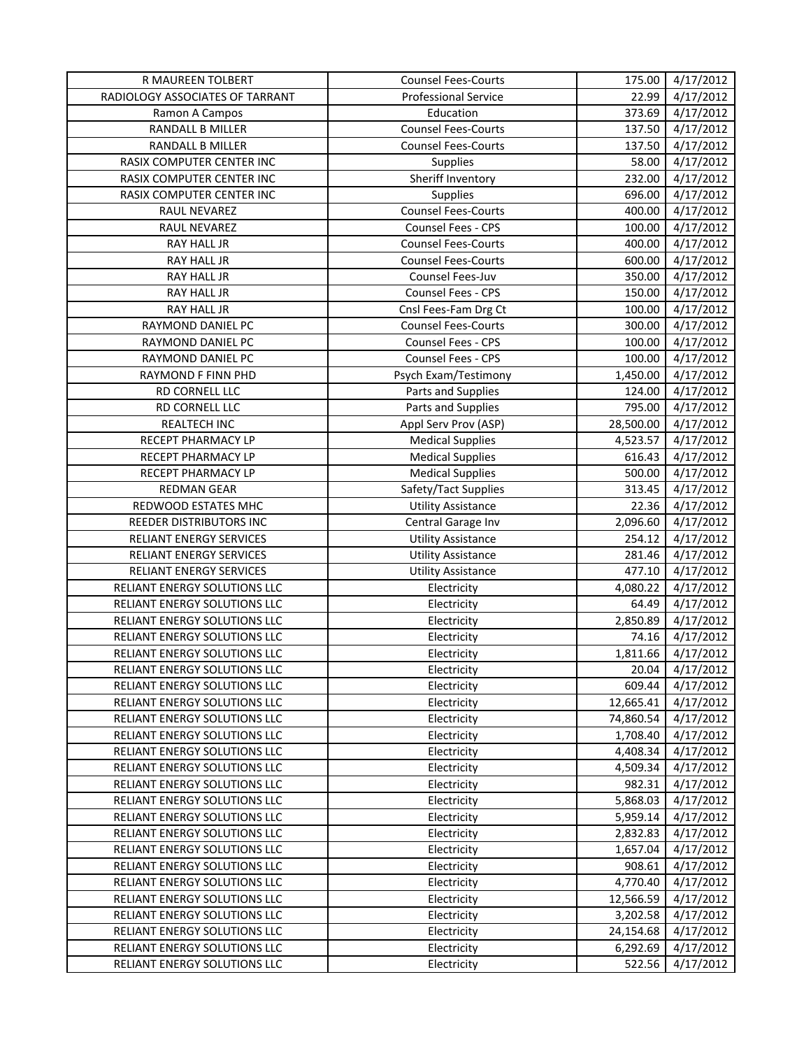| | | | |
|---|---|---|---|
| R MAUREEN TOLBERT | Counsel Fees-Courts | 175.00 | 4/17/2012 |
| RADIOLOGY ASSOCIATES OF TARRANT | Professional Service | 22.99 | 4/17/2012 |
| Ramon A Campos | Education | 373.69 | 4/17/2012 |
| RANDALL B MILLER | Counsel Fees-Courts | 137.50 | 4/17/2012 |
| RANDALL B MILLER | Counsel Fees-Courts | 137.50 | 4/17/2012 |
| RASIX COMPUTER CENTER INC | Supplies | 58.00 | 4/17/2012 |
| RASIX COMPUTER CENTER INC | Sheriff Inventory | 232.00 | 4/17/2012 |
| RASIX COMPUTER CENTER INC | Supplies | 696.00 | 4/17/2012 |
| RAUL NEVAREZ | Counsel Fees-Courts | 400.00 | 4/17/2012 |
| RAUL NEVAREZ | Counsel Fees - CPS | 100.00 | 4/17/2012 |
| RAY HALL JR | Counsel Fees-Courts | 400.00 | 4/17/2012 |
| RAY HALL JR | Counsel Fees-Courts | 600.00 | 4/17/2012 |
| RAY HALL JR | Counsel Fees-Juv | 350.00 | 4/17/2012 |
| RAY HALL JR | Counsel Fees - CPS | 150.00 | 4/17/2012 |
| RAY HALL JR | Cnsl Fees-Fam Drg Ct | 100.00 | 4/17/2012 |
| RAYMOND DANIEL PC | Counsel Fees-Courts | 300.00 | 4/17/2012 |
| RAYMOND DANIEL PC | Counsel Fees - CPS | 100.00 | 4/17/2012 |
| RAYMOND DANIEL PC | Counsel Fees - CPS | 100.00 | 4/17/2012 |
| RAYMOND F FINN PHD | Psych Exam/Testimony | 1,450.00 | 4/17/2012 |
| RD CORNELL LLC | Parts and Supplies | 124.00 | 4/17/2012 |
| RD CORNELL LLC | Parts and Supplies | 795.00 | 4/17/2012 |
| REALTECH INC | Appl Serv Prov (ASP) | 28,500.00 | 4/17/2012 |
| RECEPT PHARMACY LP | Medical Supplies | 4,523.57 | 4/17/2012 |
| RECEPT PHARMACY LP | Medical Supplies | 616.43 | 4/17/2012 |
| RECEPT PHARMACY LP | Medical Supplies | 500.00 | 4/17/2012 |
| REDMAN GEAR | Safety/Tact Supplies | 313.45 | 4/17/2012 |
| REDWOOD ESTATES MHC | Utility Assistance | 22.36 | 4/17/2012 |
| REEDER DISTRIBUTORS INC | Central Garage Inv | 2,096.60 | 4/17/2012 |
| RELIANT ENERGY SERVICES | Utility Assistance | 254.12 | 4/17/2012 |
| RELIANT ENERGY SERVICES | Utility Assistance | 281.46 | 4/17/2012 |
| RELIANT ENERGY SERVICES | Utility Assistance | 477.10 | 4/17/2012 |
| RELIANT ENERGY SOLUTIONS LLC | Electricity | 4,080.22 | 4/17/2012 |
| RELIANT ENERGY SOLUTIONS LLC | Electricity | 64.49 | 4/17/2012 |
| RELIANT ENERGY SOLUTIONS LLC | Electricity | 2,850.89 | 4/17/2012 |
| RELIANT ENERGY SOLUTIONS LLC | Electricity | 74.16 | 4/17/2012 |
| RELIANT ENERGY SOLUTIONS LLC | Electricity | 1,811.66 | 4/17/2012 |
| RELIANT ENERGY SOLUTIONS LLC | Electricity | 20.04 | 4/17/2012 |
| RELIANT ENERGY SOLUTIONS LLC | Electricity | 609.44 | 4/17/2012 |
| RELIANT ENERGY SOLUTIONS LLC | Electricity | 12,665.41 | 4/17/2012 |
| RELIANT ENERGY SOLUTIONS LLC | Electricity | 74,860.54 | 4/17/2012 |
| RELIANT ENERGY SOLUTIONS LLC | Electricity | 1,708.40 | 4/17/2012 |
| RELIANT ENERGY SOLUTIONS LLC | Electricity | 4,408.34 | 4/17/2012 |
| RELIANT ENERGY SOLUTIONS LLC | Electricity | 4,509.34 | 4/17/2012 |
| RELIANT ENERGY SOLUTIONS LLC | Electricity | 982.31 | 4/17/2012 |
| RELIANT ENERGY SOLUTIONS LLC | Electricity | 5,868.03 | 4/17/2012 |
| RELIANT ENERGY SOLUTIONS LLC | Electricity | 5,959.14 | 4/17/2012 |
| RELIANT ENERGY SOLUTIONS LLC | Electricity | 2,832.83 | 4/17/2012 |
| RELIANT ENERGY SOLUTIONS LLC | Electricity | 1,657.04 | 4/17/2012 |
| RELIANT ENERGY SOLUTIONS LLC | Electricity | 908.61 | 4/17/2012 |
| RELIANT ENERGY SOLUTIONS LLC | Electricity | 4,770.40 | 4/17/2012 |
| RELIANT ENERGY SOLUTIONS LLC | Electricity | 12,566.59 | 4/17/2012 |
| RELIANT ENERGY SOLUTIONS LLC | Electricity | 3,202.58 | 4/17/2012 |
| RELIANT ENERGY SOLUTIONS LLC | Electricity | 24,154.68 | 4/17/2012 |
| RELIANT ENERGY SOLUTIONS LLC | Electricity | 6,292.69 | 4/17/2012 |
| RELIANT ENERGY SOLUTIONS LLC | Electricity | 522.56 | 4/17/2012 |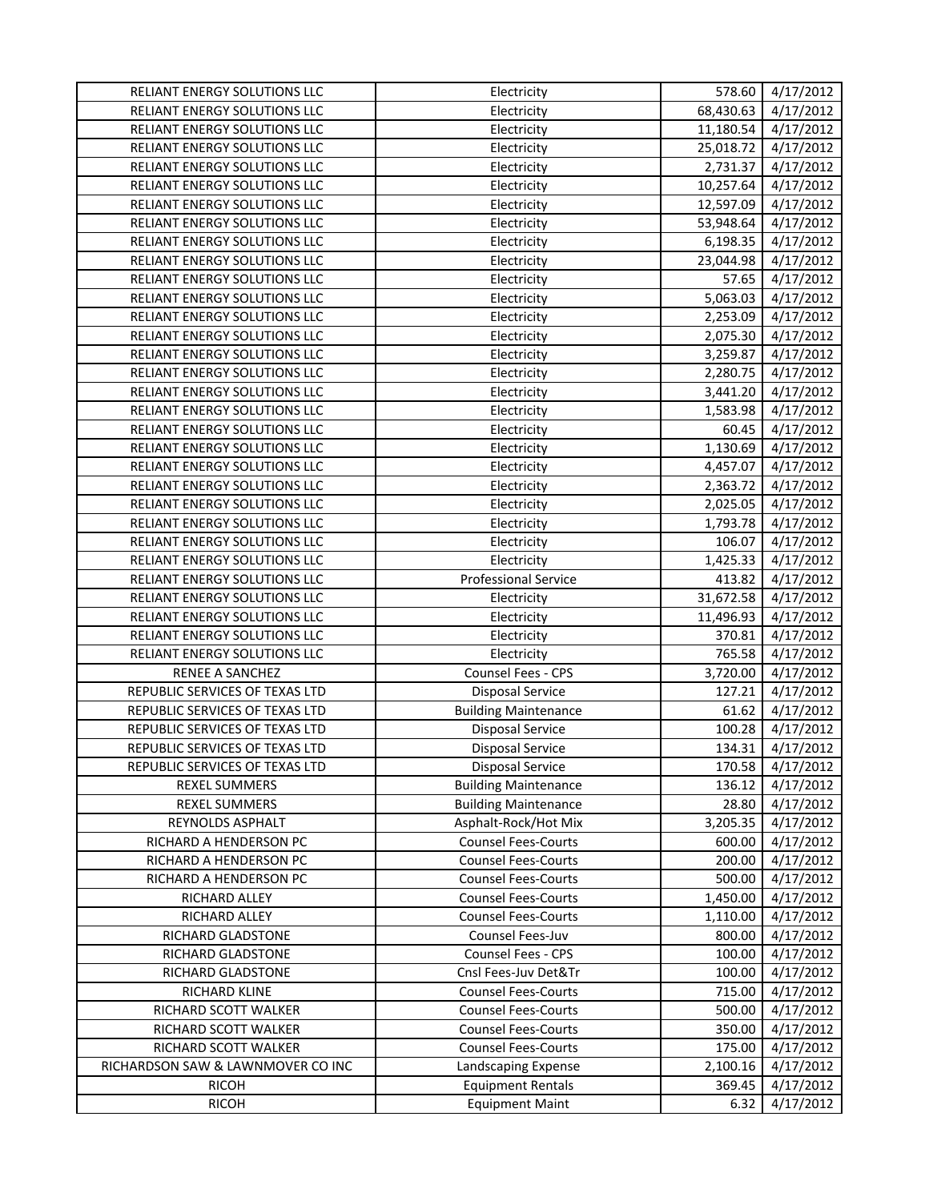| | | | |
|---|---|---|---|
| RELIANT ENERGY SOLUTIONS LLC | Electricity | 578.60 | 4/17/2012 |
| RELIANT ENERGY SOLUTIONS LLC | Electricity | 68,430.63 | 4/17/2012 |
| RELIANT ENERGY SOLUTIONS LLC | Electricity | 11,180.54 | 4/17/2012 |
| RELIANT ENERGY SOLUTIONS LLC | Electricity | 25,018.72 | 4/17/2012 |
| RELIANT ENERGY SOLUTIONS LLC | Electricity | 2,731.37 | 4/17/2012 |
| RELIANT ENERGY SOLUTIONS LLC | Electricity | 10,257.64 | 4/17/2012 |
| RELIANT ENERGY SOLUTIONS LLC | Electricity | 12,597.09 | 4/17/2012 |
| RELIANT ENERGY SOLUTIONS LLC | Electricity | 53,948.64 | 4/17/2012 |
| RELIANT ENERGY SOLUTIONS LLC | Electricity | 6,198.35 | 4/17/2012 |
| RELIANT ENERGY SOLUTIONS LLC | Electricity | 23,044.98 | 4/17/2012 |
| RELIANT ENERGY SOLUTIONS LLC | Electricity | 57.65 | 4/17/2012 |
| RELIANT ENERGY SOLUTIONS LLC | Electricity | 5,063.03 | 4/17/2012 |
| RELIANT ENERGY SOLUTIONS LLC | Electricity | 2,253.09 | 4/17/2012 |
| RELIANT ENERGY SOLUTIONS LLC | Electricity | 2,075.30 | 4/17/2012 |
| RELIANT ENERGY SOLUTIONS LLC | Electricity | 3,259.87 | 4/17/2012 |
| RELIANT ENERGY SOLUTIONS LLC | Electricity | 2,280.75 | 4/17/2012 |
| RELIANT ENERGY SOLUTIONS LLC | Electricity | 3,441.20 | 4/17/2012 |
| RELIANT ENERGY SOLUTIONS LLC | Electricity | 1,583.98 | 4/17/2012 |
| RELIANT ENERGY SOLUTIONS LLC | Electricity | 60.45 | 4/17/2012 |
| RELIANT ENERGY SOLUTIONS LLC | Electricity | 1,130.69 | 4/17/2012 |
| RELIANT ENERGY SOLUTIONS LLC | Electricity | 4,457.07 | 4/17/2012 |
| RELIANT ENERGY SOLUTIONS LLC | Electricity | 2,363.72 | 4/17/2012 |
| RELIANT ENERGY SOLUTIONS LLC | Electricity | 2,025.05 | 4/17/2012 |
| RELIANT ENERGY SOLUTIONS LLC | Electricity | 1,793.78 | 4/17/2012 |
| RELIANT ENERGY SOLUTIONS LLC | Electricity | 106.07 | 4/17/2012 |
| RELIANT ENERGY SOLUTIONS LLC | Electricity | 1,425.33 | 4/17/2012 |
| RELIANT ENERGY SOLUTIONS LLC | Professional Service | 413.82 | 4/17/2012 |
| RELIANT ENERGY SOLUTIONS LLC | Electricity | 31,672.58 | 4/17/2012 |
| RELIANT ENERGY SOLUTIONS LLC | Electricity | 11,496.93 | 4/17/2012 |
| RELIANT ENERGY SOLUTIONS LLC | Electricity | 370.81 | 4/17/2012 |
| RELIANT ENERGY SOLUTIONS LLC | Electricity | 765.58 | 4/17/2012 |
| RENEE A SANCHEZ | Counsel Fees - CPS | 3,720.00 | 4/17/2012 |
| REPUBLIC SERVICES OF TEXAS LTD | Disposal Service | 127.21 | 4/17/2012 |
| REPUBLIC SERVICES OF TEXAS LTD | Building Maintenance | 61.62 | 4/17/2012 |
| REPUBLIC SERVICES OF TEXAS LTD | Disposal Service | 100.28 | 4/17/2012 |
| REPUBLIC SERVICES OF TEXAS LTD | Disposal Service | 134.31 | 4/17/2012 |
| REPUBLIC SERVICES OF TEXAS LTD | Disposal Service | 170.58 | 4/17/2012 |
| REXEL SUMMERS | Building Maintenance | 136.12 | 4/17/2012 |
| REXEL SUMMERS | Building Maintenance | 28.80 | 4/17/2012 |
| REYNOLDS ASPHALT | Asphalt-Rock/Hot Mix | 3,205.35 | 4/17/2012 |
| RICHARD A HENDERSON PC | Counsel Fees-Courts | 600.00 | 4/17/2012 |
| RICHARD A HENDERSON PC | Counsel Fees-Courts | 200.00 | 4/17/2012 |
| RICHARD A HENDERSON PC | Counsel Fees-Courts | 500.00 | 4/17/2012 |
| RICHARD ALLEY | Counsel Fees-Courts | 1,450.00 | 4/17/2012 |
| RICHARD ALLEY | Counsel Fees-Courts | 1,110.00 | 4/17/2012 |
| RICHARD GLADSTONE | Counsel Fees-Juv | 800.00 | 4/17/2012 |
| RICHARD GLADSTONE | Counsel Fees - CPS | 100.00 | 4/17/2012 |
| RICHARD GLADSTONE | Cnsl Fees-Juv Det&Tr | 100.00 | 4/17/2012 |
| RICHARD KLINE | Counsel Fees-Courts | 715.00 | 4/17/2012 |
| RICHARD SCOTT WALKER | Counsel Fees-Courts | 500.00 | 4/17/2012 |
| RICHARD SCOTT WALKER | Counsel Fees-Courts | 350.00 | 4/17/2012 |
| RICHARD SCOTT WALKER | Counsel Fees-Courts | 175.00 | 4/17/2012 |
| RICHARDSON SAW & LAWNMOVER CO INC | Landscaping Expense | 2,100.16 | 4/17/2012 |
| RICOH | Equipment Rentals | 369.45 | 4/17/2012 |
| RICOH | Equipment Maint | 6.32 | 4/17/2012 |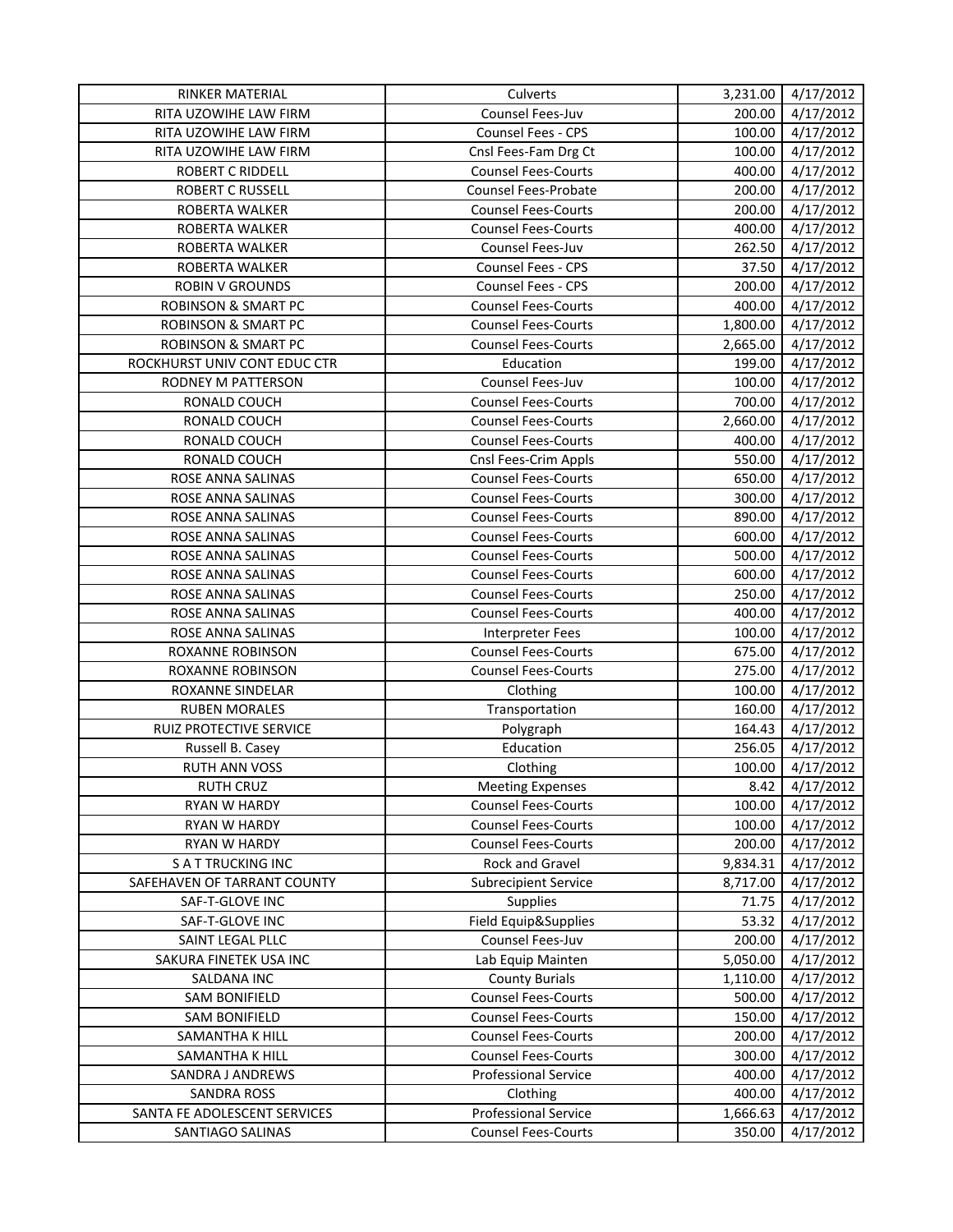| RINKER MATERIAL | Culverts | 3,231.00 | 4/17/2012 |
|---|---|---|---|
| RITA UZOWIHE LAW FIRM | Counsel Fees-Juv | 200.00 | 4/17/2012 |
| RITA UZOWIHE LAW FIRM | Counsel Fees - CPS | 100.00 | 4/17/2012 |
| RITA UZOWIHE LAW FIRM | Cnsl Fees-Fam Drg Ct | 100.00 | 4/17/2012 |
| ROBERT C RIDDELL | Counsel Fees-Courts | 400.00 | 4/17/2012 |
| ROBERT C RUSSELL | Counsel Fees-Probate | 200.00 | 4/17/2012 |
| ROBERTA WALKER | Counsel Fees-Courts | 200.00 | 4/17/2012 |
| ROBERTA WALKER | Counsel Fees-Courts | 400.00 | 4/17/2012 |
| ROBERTA WALKER | Counsel Fees-Juv | 262.50 | 4/17/2012 |
| ROBERTA WALKER | Counsel Fees - CPS | 37.50 | 4/17/2012 |
| ROBIN V GROUNDS | Counsel Fees - CPS | 200.00 | 4/17/2012 |
| ROBINSON & SMART PC | Counsel Fees-Courts | 400.00 | 4/17/2012 |
| ROBINSON & SMART PC | Counsel Fees-Courts | 1,800.00 | 4/17/2012 |
| ROBINSON & SMART PC | Counsel Fees-Courts | 2,665.00 | 4/17/2012 |
| ROCKHURST UNIV CONT EDUC CTR | Education | 199.00 | 4/17/2012 |
| RODNEY M PATTERSON | Counsel Fees-Juv | 100.00 | 4/17/2012 |
| RONALD COUCH | Counsel Fees-Courts | 700.00 | 4/17/2012 |
| RONALD COUCH | Counsel Fees-Courts | 2,660.00 | 4/17/2012 |
| RONALD COUCH | Counsel Fees-Courts | 400.00 | 4/17/2012 |
| RONALD COUCH | Cnsl Fees-Crim Appls | 550.00 | 4/17/2012 |
| ROSE ANNA SALINAS | Counsel Fees-Courts | 650.00 | 4/17/2012 |
| ROSE ANNA SALINAS | Counsel Fees-Courts | 300.00 | 4/17/2012 |
| ROSE ANNA SALINAS | Counsel Fees-Courts | 890.00 | 4/17/2012 |
| ROSE ANNA SALINAS | Counsel Fees-Courts | 600.00 | 4/17/2012 |
| ROSE ANNA SALINAS | Counsel Fees-Courts | 500.00 | 4/17/2012 |
| ROSE ANNA SALINAS | Counsel Fees-Courts | 600.00 | 4/17/2012 |
| ROSE ANNA SALINAS | Counsel Fees-Courts | 250.00 | 4/17/2012 |
| ROSE ANNA SALINAS | Counsel Fees-Courts | 400.00 | 4/17/2012 |
| ROSE ANNA SALINAS | Interpreter Fees | 100.00 | 4/17/2012 |
| ROXANNE ROBINSON | Counsel Fees-Courts | 675.00 | 4/17/2012 |
| ROXANNE ROBINSON | Counsel Fees-Courts | 275.00 | 4/17/2012 |
| ROXANNE SINDELAR | Clothing | 100.00 | 4/17/2012 |
| RUBEN MORALES | Transportation | 160.00 | 4/17/2012 |
| RUIZ PROTECTIVE SERVICE | Polygraph | 164.43 | 4/17/2012 |
| Russell B. Casey | Education | 256.05 | 4/17/2012 |
| RUTH ANN VOSS | Clothing | 100.00 | 4/17/2012 |
| RUTH CRUZ | Meeting Expenses | 8.42 | 4/17/2012 |
| RYAN W HARDY | Counsel Fees-Courts | 100.00 | 4/17/2012 |
| RYAN W HARDY | Counsel Fees-Courts | 100.00 | 4/17/2012 |
| RYAN W HARDY | Counsel Fees-Courts | 200.00 | 4/17/2012 |
| S A T TRUCKING INC | Rock and Gravel | 9,834.31 | 4/17/2012 |
| SAFEHAVEN OF TARRANT COUNTY | Subrecipient Service | 8,717.00 | 4/17/2012 |
| SAF-T-GLOVE INC | Supplies | 71.75 | 4/17/2012 |
| SAF-T-GLOVE INC | Field Equip&Supplies | 53.32 | 4/17/2012 |
| SAINT LEGAL PLLC | Counsel Fees-Juv | 200.00 | 4/17/2012 |
| SAKURA FINETEK USA INC | Lab Equip Mainten | 5,050.00 | 4/17/2012 |
| SALDANA INC | County Burials | 1,110.00 | 4/17/2012 |
| SAM BONIFIELD | Counsel Fees-Courts | 500.00 | 4/17/2012 |
| SAM BONIFIELD | Counsel Fees-Courts | 150.00 | 4/17/2012 |
| SAMANTHA K HILL | Counsel Fees-Courts | 200.00 | 4/17/2012 |
| SAMANTHA K HILL | Counsel Fees-Courts | 300.00 | 4/17/2012 |
| SANDRA J ANDREWS | Professional Service | 400.00 | 4/17/2012 |
| SANDRA ROSS | Clothing | 400.00 | 4/17/2012 |
| SANTA FE ADOLESCENT SERVICES | Professional Service | 1,666.63 | 4/17/2012 |
| SANTIAGO SALINAS | Counsel Fees-Courts | 350.00 | 4/17/2012 |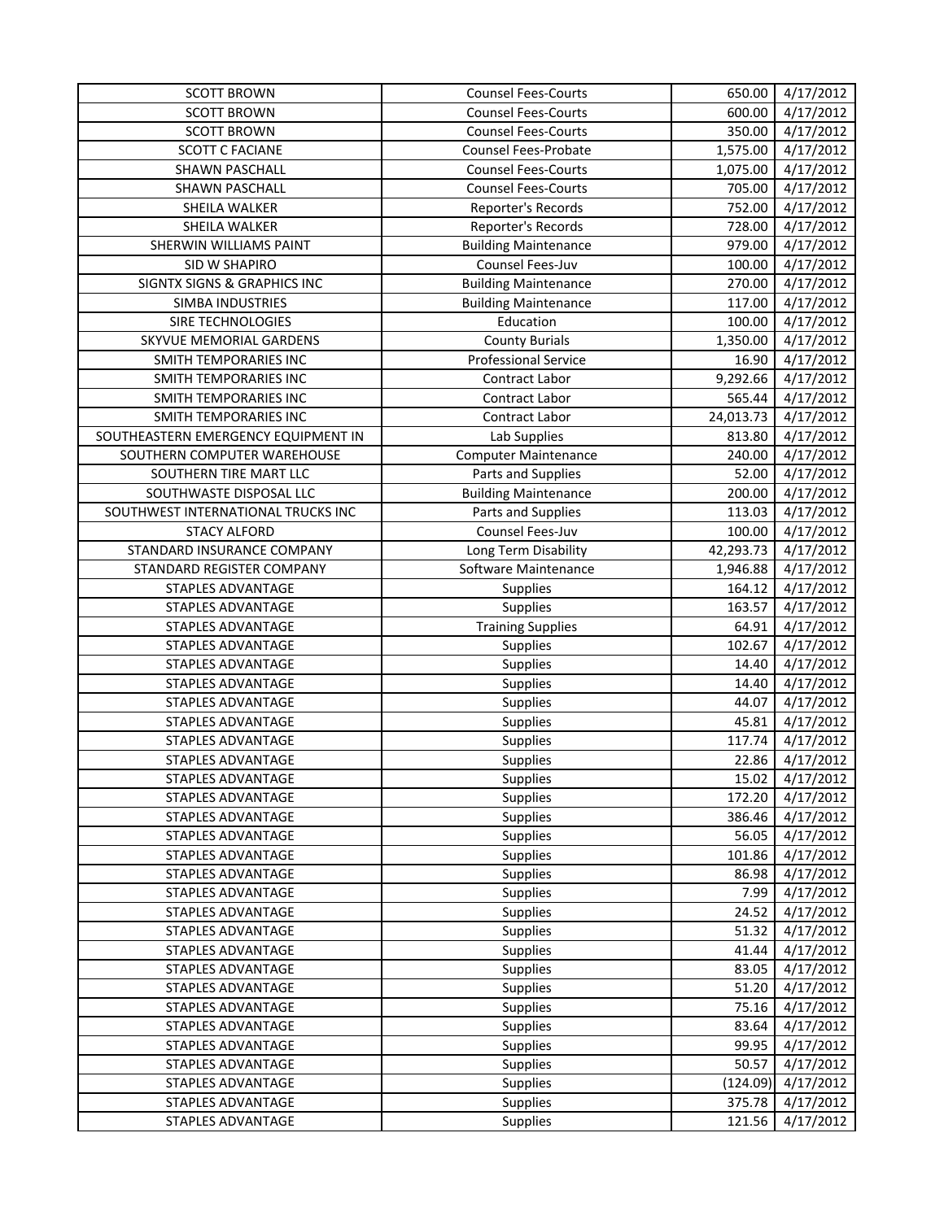| | | | |
|---|---|---|---|
| SCOTT BROWN | Counsel Fees-Courts | 650.00 | 4/17/2012 |
| SCOTT BROWN | Counsel Fees-Courts | 600.00 | 4/17/2012 |
| SCOTT BROWN | Counsel Fees-Courts | 350.00 | 4/17/2012 |
| SCOTT C FACIANE | Counsel Fees-Probate | 1,575.00 | 4/17/2012 |
| SHAWN PASCHALL | Counsel Fees-Courts | 1,075.00 | 4/17/2012 |
| SHAWN PASCHALL | Counsel Fees-Courts | 705.00 | 4/17/2012 |
| SHEILA WALKER | Reporter's Records | 752.00 | 4/17/2012 |
| SHEILA WALKER | Reporter's Records | 728.00 | 4/17/2012 |
| SHERWIN WILLIAMS PAINT | Building Maintenance | 979.00 | 4/17/2012 |
| SID W SHAPIRO | Counsel Fees-Juv | 100.00 | 4/17/2012 |
| SIGNTX SIGNS & GRAPHICS INC | Building Maintenance | 270.00 | 4/17/2012 |
| SIMBA INDUSTRIES | Building Maintenance | 117.00 | 4/17/2012 |
| SIRE TECHNOLOGIES | Education | 100.00 | 4/17/2012 |
| SKYVUE MEMORIAL GARDENS | County Burials | 1,350.00 | 4/17/2012 |
| SMITH TEMPORARIES INC | Professional Service | 16.90 | 4/17/2012 |
| SMITH TEMPORARIES INC | Contract Labor | 9,292.66 | 4/17/2012 |
| SMITH TEMPORARIES INC | Contract Labor | 565.44 | 4/17/2012 |
| SMITH TEMPORARIES INC | Contract Labor | 24,013.73 | 4/17/2012 |
| SOUTHEASTERN EMERGENCY EQUIPMENT IN | Lab Supplies | 813.80 | 4/17/2012 |
| SOUTHERN COMPUTER WAREHOUSE | Computer Maintenance | 240.00 | 4/17/2012 |
| SOUTHERN TIRE MART LLC | Parts and Supplies | 52.00 | 4/17/2012 |
| SOUTHWASTE DISPOSAL LLC | Building Maintenance | 200.00 | 4/17/2012 |
| SOUTHWEST INTERNATIONAL TRUCKS INC | Parts and Supplies | 113.03 | 4/17/2012 |
| STACY ALFORD | Counsel Fees-Juv | 100.00 | 4/17/2012 |
| STANDARD INSURANCE COMPANY | Long Term Disability | 42,293.73 | 4/17/2012 |
| STANDARD REGISTER COMPANY | Software Maintenance | 1,946.88 | 4/17/2012 |
| STAPLES ADVANTAGE | Supplies | 164.12 | 4/17/2012 |
| STAPLES ADVANTAGE | Supplies | 163.57 | 4/17/2012 |
| STAPLES ADVANTAGE | Training Supplies | 64.91 | 4/17/2012 |
| STAPLES ADVANTAGE | Supplies | 102.67 | 4/17/2012 |
| STAPLES ADVANTAGE | Supplies | 14.40 | 4/17/2012 |
| STAPLES ADVANTAGE | Supplies | 14.40 | 4/17/2012 |
| STAPLES ADVANTAGE | Supplies | 44.07 | 4/17/2012 |
| STAPLES ADVANTAGE | Supplies | 45.81 | 4/17/2012 |
| STAPLES ADVANTAGE | Supplies | 117.74 | 4/17/2012 |
| STAPLES ADVANTAGE | Supplies | 22.86 | 4/17/2012 |
| STAPLES ADVANTAGE | Supplies | 15.02 | 4/17/2012 |
| STAPLES ADVANTAGE | Supplies | 172.20 | 4/17/2012 |
| STAPLES ADVANTAGE | Supplies | 386.46 | 4/17/2012 |
| STAPLES ADVANTAGE | Supplies | 56.05 | 4/17/2012 |
| STAPLES ADVANTAGE | Supplies | 101.86 | 4/17/2012 |
| STAPLES ADVANTAGE | Supplies | 86.98 | 4/17/2012 |
| STAPLES ADVANTAGE | Supplies | 7.99 | 4/17/2012 |
| STAPLES ADVANTAGE | Supplies | 24.52 | 4/17/2012 |
| STAPLES ADVANTAGE | Supplies | 51.32 | 4/17/2012 |
| STAPLES ADVANTAGE | Supplies | 41.44 | 4/17/2012 |
| STAPLES ADVANTAGE | Supplies | 83.05 | 4/17/2012 |
| STAPLES ADVANTAGE | Supplies | 51.20 | 4/17/2012 |
| STAPLES ADVANTAGE | Supplies | 75.16 | 4/17/2012 |
| STAPLES ADVANTAGE | Supplies | 83.64 | 4/17/2012 |
| STAPLES ADVANTAGE | Supplies | 99.95 | 4/17/2012 |
| STAPLES ADVANTAGE | Supplies | 50.57 | 4/17/2012 |
| STAPLES ADVANTAGE | Supplies | (124.09) | 4/17/2012 |
| STAPLES ADVANTAGE | Supplies | 375.78 | 4/17/2012 |
| STAPLES ADVANTAGE | Supplies | 121.56 | 4/17/2012 |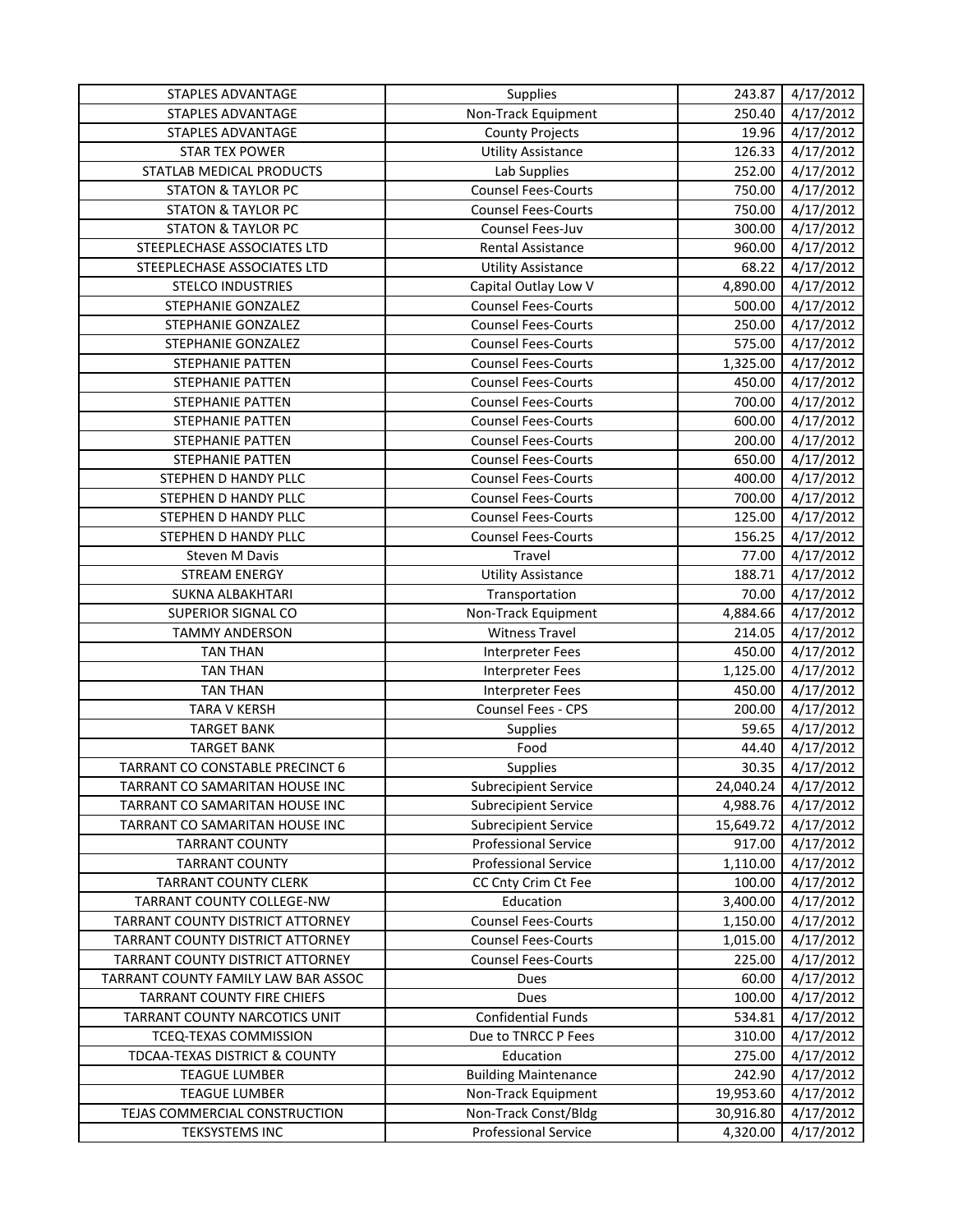| STAPLES ADVANTAGE | Supplies | 243.87 | 4/17/2012 |
|---|---|---|---|
| STAPLES ADVANTAGE | Non-Track Equipment | 250.40 | 4/17/2012 |
| STAPLES ADVANTAGE | County Projects | 19.96 | 4/17/2012 |
| STAR TEX POWER | Utility Assistance | 126.33 | 4/17/2012 |
| STATLAB MEDICAL PRODUCTS | Lab Supplies | 252.00 | 4/17/2012 |
| STATON & TAYLOR PC | Counsel Fees-Courts | 750.00 | 4/17/2012 |
| STATON & TAYLOR PC | Counsel Fees-Courts | 750.00 | 4/17/2012 |
| STATON & TAYLOR PC | Counsel Fees-Juv | 300.00 | 4/17/2012 |
| STEEPLECHASE ASSOCIATES LTD | Rental Assistance | 960.00 | 4/17/2012 |
| STEEPLECHASE ASSOCIATES LTD | Utility Assistance | 68.22 | 4/17/2012 |
| STELCO INDUSTRIES | Capital Outlay Low V | 4,890.00 | 4/17/2012 |
| STEPHANIE GONZALEZ | Counsel Fees-Courts | 500.00 | 4/17/2012 |
| STEPHANIE GONZALEZ | Counsel Fees-Courts | 250.00 | 4/17/2012 |
| STEPHANIE GONZALEZ | Counsel Fees-Courts | 575.00 | 4/17/2012 |
| STEPHANIE PATTEN | Counsel Fees-Courts | 1,325.00 | 4/17/2012 |
| STEPHANIE PATTEN | Counsel Fees-Courts | 450.00 | 4/17/2012 |
| STEPHANIE PATTEN | Counsel Fees-Courts | 700.00 | 4/17/2012 |
| STEPHANIE PATTEN | Counsel Fees-Courts | 600.00 | 4/17/2012 |
| STEPHANIE PATTEN | Counsel Fees-Courts | 200.00 | 4/17/2012 |
| STEPHANIE PATTEN | Counsel Fees-Courts | 650.00 | 4/17/2012 |
| STEPHEN D HANDY PLLC | Counsel Fees-Courts | 400.00 | 4/17/2012 |
| STEPHEN D HANDY PLLC | Counsel Fees-Courts | 700.00 | 4/17/2012 |
| STEPHEN D HANDY PLLC | Counsel Fees-Courts | 125.00 | 4/17/2012 |
| STEPHEN D HANDY PLLC | Counsel Fees-Courts | 156.25 | 4/17/2012 |
| Steven M Davis | Travel | 77.00 | 4/17/2012 |
| STREAM ENERGY | Utility Assistance | 188.71 | 4/17/2012 |
| SUKNA ALBAKHTARI | Transportation | 70.00 | 4/17/2012 |
| SUPERIOR SIGNAL CO | Non-Track Equipment | 4,884.66 | 4/17/2012 |
| TAMMY ANDERSON | Witness Travel | 214.05 | 4/17/2012 |
| TAN THAN | Interpreter Fees | 450.00 | 4/17/2012 |
| TAN THAN | Interpreter Fees | 1,125.00 | 4/17/2012 |
| TAN THAN | Interpreter Fees | 450.00 | 4/17/2012 |
| TARA V KERSH | Counsel Fees - CPS | 200.00 | 4/17/2012 |
| TARGET BANK | Supplies | 59.65 | 4/17/2012 |
| TARGET BANK | Food | 44.40 | 4/17/2012 |
| TARRANT CO CONSTABLE PRECINCT 6 | Supplies | 30.35 | 4/17/2012 |
| TARRANT CO SAMARITAN HOUSE INC | Subrecipient Service | 24,040.24 | 4/17/2012 |
| TARRANT CO SAMARITAN HOUSE INC | Subrecipient Service | 4,988.76 | 4/17/2012 |
| TARRANT CO SAMARITAN HOUSE INC | Subrecipient Service | 15,649.72 | 4/17/2012 |
| TARRANT COUNTY | Professional Service | 917.00 | 4/17/2012 |
| TARRANT COUNTY | Professional Service | 1,110.00 | 4/17/2012 |
| TARRANT COUNTY CLERK | CC Cnty Crim Ct Fee | 100.00 | 4/17/2012 |
| TARRANT COUNTY COLLEGE-NW | Education | 3,400.00 | 4/17/2012 |
| TARRANT COUNTY DISTRICT ATTORNEY | Counsel Fees-Courts | 1,150.00 | 4/17/2012 |
| TARRANT COUNTY DISTRICT ATTORNEY | Counsel Fees-Courts | 1,015.00 | 4/17/2012 |
| TARRANT COUNTY DISTRICT ATTORNEY | Counsel Fees-Courts | 225.00 | 4/17/2012 |
| TARRANT COUNTY FAMILY LAW BAR ASSOC | Dues | 60.00 | 4/17/2012 |
| TARRANT COUNTY FIRE CHIEFS | Dues | 100.00 | 4/17/2012 |
| TARRANT COUNTY NARCOTICS UNIT | Confidential Funds | 534.81 | 4/17/2012 |
| TCEQ-TEXAS COMMISSION | Due to TNRCC P Fees | 310.00 | 4/17/2012 |
| TDCAA-TEXAS DISTRICT & COUNTY | Education | 275.00 | 4/17/2012 |
| TEAGUE LUMBER | Building Maintenance | 242.90 | 4/17/2012 |
| TEAGUE LUMBER | Non-Track Equipment | 19,953.60 | 4/17/2012 |
| TEJAS COMMERCIAL CONSTRUCTION | Non-Track Const/Bldg | 30,916.80 | 4/17/2012 |
| TEKSYSTEMS INC | Professional Service | 4,320.00 | 4/17/2012 |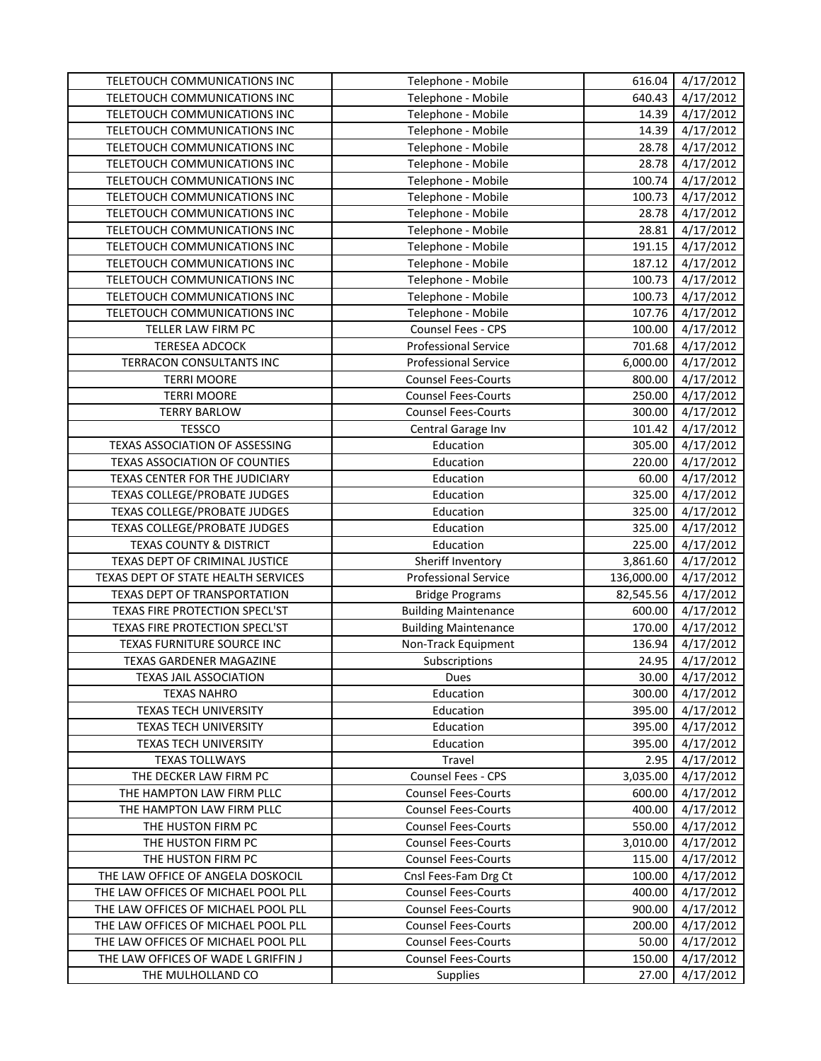| | | | |
|---|---|---|---|
| TELETOUCH COMMUNICATIONS INC | Telephone - Mobile | 616.04 | 4/17/2012 |
| TELETOUCH COMMUNICATIONS INC | Telephone - Mobile | 640.43 | 4/17/2012 |
| TELETOUCH COMMUNICATIONS INC | Telephone - Mobile | 14.39 | 4/17/2012 |
| TELETOUCH COMMUNICATIONS INC | Telephone - Mobile | 14.39 | 4/17/2012 |
| TELETOUCH COMMUNICATIONS INC | Telephone - Mobile | 28.78 | 4/17/2012 |
| TELETOUCH COMMUNICATIONS INC | Telephone - Mobile | 28.78 | 4/17/2012 |
| TELETOUCH COMMUNICATIONS INC | Telephone - Mobile | 100.74 | 4/17/2012 |
| TELETOUCH COMMUNICATIONS INC | Telephone - Mobile | 100.73 | 4/17/2012 |
| TELETOUCH COMMUNICATIONS INC | Telephone - Mobile | 28.78 | 4/17/2012 |
| TELETOUCH COMMUNICATIONS INC | Telephone - Mobile | 28.81 | 4/17/2012 |
| TELETOUCH COMMUNICATIONS INC | Telephone - Mobile | 191.15 | 4/17/2012 |
| TELETOUCH COMMUNICATIONS INC | Telephone - Mobile | 187.12 | 4/17/2012 |
| TELETOUCH COMMUNICATIONS INC | Telephone - Mobile | 100.73 | 4/17/2012 |
| TELETOUCH COMMUNICATIONS INC | Telephone - Mobile | 100.73 | 4/17/2012 |
| TELETOUCH COMMUNICATIONS INC | Telephone - Mobile | 107.76 | 4/17/2012 |
| TELLER LAW FIRM PC | Counsel Fees - CPS | 100.00 | 4/17/2012 |
| TERESEA ADCOCK | Professional Service | 701.68 | 4/17/2012 |
| TERRACON CONSULTANTS INC | Professional Service | 6,000.00 | 4/17/2012 |
| TERRI MOORE | Counsel Fees-Courts | 800.00 | 4/17/2012 |
| TERRI MOORE | Counsel Fees-Courts | 250.00 | 4/17/2012 |
| TERRY BARLOW | Counsel Fees-Courts | 300.00 | 4/17/2012 |
| TESSCO | Central Garage Inv | 101.42 | 4/17/2012 |
| TEXAS ASSOCIATION OF ASSESSING | Education | 305.00 | 4/17/2012 |
| TEXAS ASSOCIATION OF COUNTIES | Education | 220.00 | 4/17/2012 |
| TEXAS CENTER FOR THE JUDICIARY | Education | 60.00 | 4/17/2012 |
| TEXAS COLLEGE/PROBATE JUDGES | Education | 325.00 | 4/17/2012 |
| TEXAS COLLEGE/PROBATE JUDGES | Education | 325.00 | 4/17/2012 |
| TEXAS COLLEGE/PROBATE JUDGES | Education | 325.00 | 4/17/2012 |
| TEXAS COUNTY & DISTRICT | Education | 225.00 | 4/17/2012 |
| TEXAS DEPT OF CRIMINAL JUSTICE | Sheriff Inventory | 3,861.60 | 4/17/2012 |
| TEXAS DEPT OF STATE HEALTH SERVICES | Professional Service | 136,000.00 | 4/17/2012 |
| TEXAS DEPT OF TRANSPORTATION | Bridge Programs | 82,545.56 | 4/17/2012 |
| TEXAS FIRE PROTECTION SPECL'ST | Building Maintenance | 600.00 | 4/17/2012 |
| TEXAS FIRE PROTECTION SPECL'ST | Building Maintenance | 170.00 | 4/17/2012 |
| TEXAS FURNITURE SOURCE INC | Non-Track Equipment | 136.94 | 4/17/2012 |
| TEXAS GARDENER MAGAZINE | Subscriptions | 24.95 | 4/17/2012 |
| TEXAS JAIL ASSOCIATION | Dues | 30.00 | 4/17/2012 |
| TEXAS NAHRO | Education | 300.00 | 4/17/2012 |
| TEXAS TECH UNIVERSITY | Education | 395.00 | 4/17/2012 |
| TEXAS TECH UNIVERSITY | Education | 395.00 | 4/17/2012 |
| TEXAS TECH UNIVERSITY | Education | 395.00 | 4/17/2012 |
| TEXAS TOLLWAYS | Travel | 2.95 | 4/17/2012 |
| THE DECKER LAW FIRM PC | Counsel Fees - CPS | 3,035.00 | 4/17/2012 |
| THE HAMPTON LAW FIRM PLLC | Counsel Fees-Courts | 600.00 | 4/17/2012 |
| THE HAMPTON LAW FIRM PLLC | Counsel Fees-Courts | 400.00 | 4/17/2012 |
| THE HUSTON FIRM PC | Counsel Fees-Courts | 550.00 | 4/17/2012 |
| THE HUSTON FIRM PC | Counsel Fees-Courts | 3,010.00 | 4/17/2012 |
| THE HUSTON FIRM PC | Counsel Fees-Courts | 115.00 | 4/17/2012 |
| THE LAW OFFICE OF ANGELA DOSKOCIL | Cnsl Fees-Fam Drg Ct | 100.00 | 4/17/2012 |
| THE LAW OFFICES OF MICHAEL POOL PLL | Counsel Fees-Courts | 400.00 | 4/17/2012 |
| THE LAW OFFICES OF MICHAEL POOL PLL | Counsel Fees-Courts | 900.00 | 4/17/2012 |
| THE LAW OFFICES OF MICHAEL POOL PLL | Counsel Fees-Courts | 200.00 | 4/17/2012 |
| THE LAW OFFICES OF MICHAEL POOL PLL | Counsel Fees-Courts | 50.00 | 4/17/2012 |
| THE LAW OFFICES OF WADE L GRIFFIN J | Counsel Fees-Courts | 150.00 | 4/17/2012 |
| THE MULHOLLAND CO | Supplies | 27.00 | 4/17/2012 |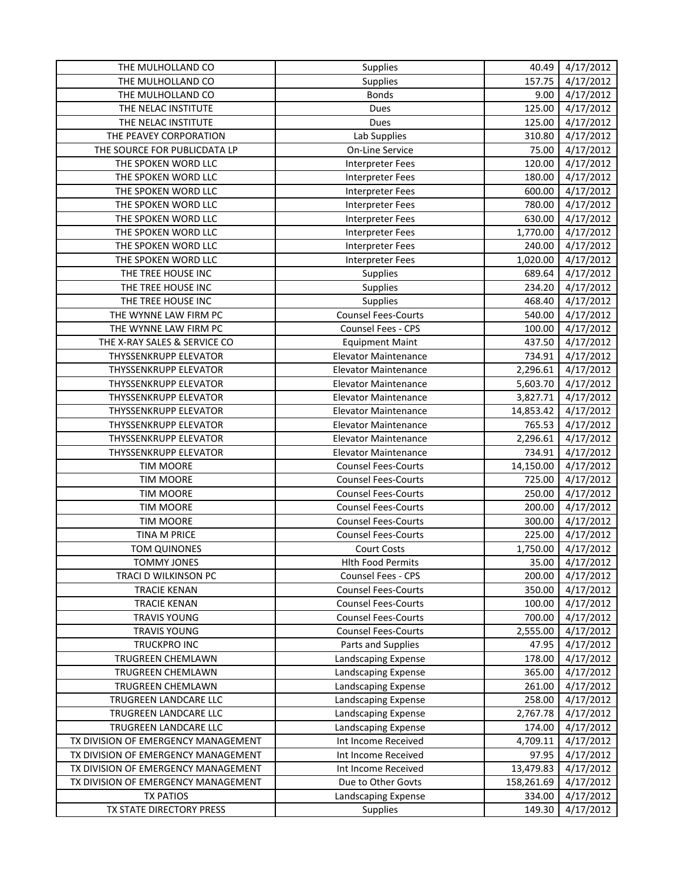| | | | |
|---|---|---|---|
| THE MULHOLLAND CO | Supplies | 40.49 | 4/17/2012 |
| THE MULHOLLAND CO | Supplies | 157.75 | 4/17/2012 |
| THE MULHOLLAND CO | Bonds | 9.00 | 4/17/2012 |
| THE NELAC INSTITUTE | Dues | 125.00 | 4/17/2012 |
| THE NELAC INSTITUTE | Dues | 125.00 | 4/17/2012 |
| THE PEAVEY CORPORATION | Lab Supplies | 310.80 | 4/17/2012 |
| THE SOURCE FOR PUBLICDATA LP | On-Line Service | 75.00 | 4/17/2012 |
| THE SPOKEN WORD LLC | Interpreter Fees | 120.00 | 4/17/2012 |
| THE SPOKEN WORD LLC | Interpreter Fees | 180.00 | 4/17/2012 |
| THE SPOKEN WORD LLC | Interpreter Fees | 600.00 | 4/17/2012 |
| THE SPOKEN WORD LLC | Interpreter Fees | 780.00 | 4/17/2012 |
| THE SPOKEN WORD LLC | Interpreter Fees | 630.00 | 4/17/2012 |
| THE SPOKEN WORD LLC | Interpreter Fees | 1,770.00 | 4/17/2012 |
| THE SPOKEN WORD LLC | Interpreter Fees | 240.00 | 4/17/2012 |
| THE SPOKEN WORD LLC | Interpreter Fees | 1,020.00 | 4/17/2012 |
| THE TREE HOUSE INC | Supplies | 689.64 | 4/17/2012 |
| THE TREE HOUSE INC | Supplies | 234.20 | 4/17/2012 |
| THE TREE HOUSE INC | Supplies | 468.40 | 4/17/2012 |
| THE WYNNE LAW FIRM PC | Counsel Fees-Courts | 540.00 | 4/17/2012 |
| THE WYNNE LAW FIRM PC | Counsel Fees - CPS | 100.00 | 4/17/2012 |
| THE X-RAY SALES & SERVICE CO | Equipment Maint | 437.50 | 4/17/2012 |
| THYSSENKRUPP ELEVATOR | Elevator Maintenance | 734.91 | 4/17/2012 |
| THYSSENKRUPP ELEVATOR | Elevator Maintenance | 2,296.61 | 4/17/2012 |
| THYSSENKRUPP ELEVATOR | Elevator Maintenance | 5,603.70 | 4/17/2012 |
| THYSSENKRUPP ELEVATOR | Elevator Maintenance | 3,827.71 | 4/17/2012 |
| THYSSENKRUPP ELEVATOR | Elevator Maintenance | 14,853.42 | 4/17/2012 |
| THYSSENKRUPP ELEVATOR | Elevator Maintenance | 765.53 | 4/17/2012 |
| THYSSENKRUPP ELEVATOR | Elevator Maintenance | 2,296.61 | 4/17/2012 |
| THYSSENKRUPP ELEVATOR | Elevator Maintenance | 734.91 | 4/17/2012 |
| TIM MOORE | Counsel Fees-Courts | 14,150.00 | 4/17/2012 |
| TIM MOORE | Counsel Fees-Courts | 725.00 | 4/17/2012 |
| TIM MOORE | Counsel Fees-Courts | 250.00 | 4/17/2012 |
| TIM MOORE | Counsel Fees-Courts | 200.00 | 4/17/2012 |
| TIM MOORE | Counsel Fees-Courts | 300.00 | 4/17/2012 |
| TINA M PRICE | Counsel Fees-Courts | 225.00 | 4/17/2012 |
| TOM QUINONES | Court Costs | 1,750.00 | 4/17/2012 |
| TOMMY JONES | Hlth Food Permits | 35.00 | 4/17/2012 |
| TRACI D WILKINSON PC | Counsel Fees - CPS | 200.00 | 4/17/2012 |
| TRACIE KENAN | Counsel Fees-Courts | 350.00 | 4/17/2012 |
| TRACIE KENAN | Counsel Fees-Courts | 100.00 | 4/17/2012 |
| TRAVIS YOUNG | Counsel Fees-Courts | 700.00 | 4/17/2012 |
| TRAVIS YOUNG | Counsel Fees-Courts | 2,555.00 | 4/17/2012 |
| TRUCKPRO INC | Parts and Supplies | 47.95 | 4/17/2012 |
| TRUGREEN CHEMLAWN | Landscaping Expense | 178.00 | 4/17/2012 |
| TRUGREEN CHEMLAWN | Landscaping Expense | 365.00 | 4/17/2012 |
| TRUGREEN CHEMLAWN | Landscaping Expense | 261.00 | 4/17/2012 |
| TRUGREEN LANDCARE LLC | Landscaping Expense | 258.00 | 4/17/2012 |
| TRUGREEN LANDCARE LLC | Landscaping Expense | 2,767.78 | 4/17/2012 |
| TRUGREEN LANDCARE LLC | Landscaping Expense | 174.00 | 4/17/2012 |
| TX DIVISION OF EMERGENCY MANAGEMENT | Int Income Received | 4,709.11 | 4/17/2012 |
| TX DIVISION OF EMERGENCY MANAGEMENT | Int Income Received | 97.95 | 4/17/2012 |
| TX DIVISION OF EMERGENCY MANAGEMENT | Int Income Received | 13,479.83 | 4/17/2012 |
| TX DIVISION OF EMERGENCY MANAGEMENT | Due to Other Govts | 158,261.69 | 4/17/2012 |
| TX PATIOS | Landscaping Expense | 334.00 | 4/17/2012 |
| TX STATE DIRECTORY PRESS | Supplies | 149.30 | 4/17/2012 |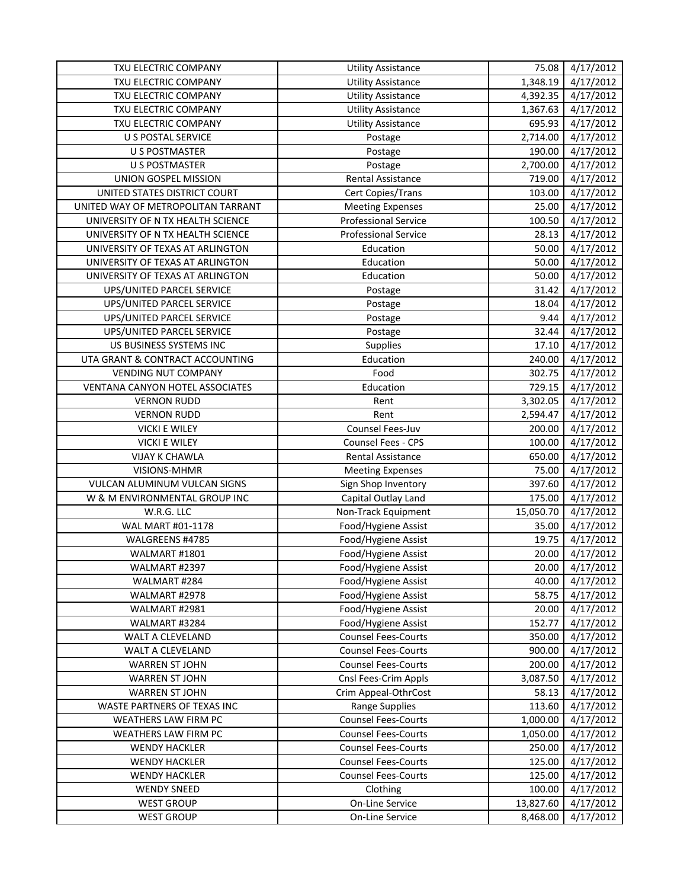| TXU ELECTRIC COMPANY | Utility Assistance | 75.08 | 4/17/2012 |
|---|---|---|---|
| TXU ELECTRIC COMPANY | Utility Assistance | 1,348.19 | 4/17/2012 |
| TXU ELECTRIC COMPANY | Utility Assistance | 4,392.35 | 4/17/2012 |
| TXU ELECTRIC COMPANY | Utility Assistance | 1,367.63 | 4/17/2012 |
| TXU ELECTRIC COMPANY | Utility Assistance | 695.93 | 4/17/2012 |
| U S POSTAL SERVICE | Postage | 2,714.00 | 4/17/2012 |
| U S POSTMASTER | Postage | 190.00 | 4/17/2012 |
| U S POSTMASTER | Postage | 2,700.00 | 4/17/2012 |
| UNION GOSPEL MISSION | Rental Assistance | 719.00 | 4/17/2012 |
| UNITED STATES DISTRICT COURT | Cert Copies/Trans | 103.00 | 4/17/2012 |
| UNITED WAY OF METROPOLITAN TARRANT | Meeting Expenses | 25.00 | 4/17/2012 |
| UNIVERSITY OF N TX HEALTH SCIENCE | Professional Service | 100.50 | 4/17/2012 |
| UNIVERSITY OF N TX HEALTH SCIENCE | Professional Service | 28.13 | 4/17/2012 |
| UNIVERSITY OF TEXAS AT ARLINGTON | Education | 50.00 | 4/17/2012 |
| UNIVERSITY OF TEXAS AT ARLINGTON | Education | 50.00 | 4/17/2012 |
| UNIVERSITY OF TEXAS AT ARLINGTON | Education | 50.00 | 4/17/2012 |
| UPS/UNITED PARCEL SERVICE | Postage | 31.42 | 4/17/2012 |
| UPS/UNITED PARCEL SERVICE | Postage | 18.04 | 4/17/2012 |
| UPS/UNITED PARCEL SERVICE | Postage | 9.44 | 4/17/2012 |
| UPS/UNITED PARCEL SERVICE | Postage | 32.44 | 4/17/2012 |
| US BUSINESS SYSTEMS INC | Supplies | 17.10 | 4/17/2012 |
| UTA GRANT & CONTRACT ACCOUNTING | Education | 240.00 | 4/17/2012 |
| VENDING NUT COMPANY | Food | 302.75 | 4/17/2012 |
| VENTANA CANYON HOTEL ASSOCIATES | Education | 729.15 | 4/17/2012 |
| VERNON RUDD | Rent | 3,302.05 | 4/17/2012 |
| VERNON RUDD | Rent | 2,594.47 | 4/17/2012 |
| VICKI E WILEY | Counsel Fees-Juv | 200.00 | 4/17/2012 |
| VICKI E WILEY | Counsel Fees - CPS | 100.00 | 4/17/2012 |
| VIJAY K CHAWLA | Rental Assistance | 650.00 | 4/17/2012 |
| VISIONS-MHMR | Meeting Expenses | 75.00 | 4/17/2012 |
| VULCAN ALUMINUM VULCAN SIGNS | Sign Shop Inventory | 397.60 | 4/17/2012 |
| W & M ENVIRONMENTAL GROUP INC | Capital Outlay Land | 175.00 | 4/17/2012 |
| W.R.G. LLC | Non-Track Equipment | 15,050.70 | 4/17/2012 |
| WAL MART #01-1178 | Food/Hygiene Assist | 35.00 | 4/17/2012 |
| WALGREENS #4785 | Food/Hygiene Assist | 19.75 | 4/17/2012 |
| WALMART #1801 | Food/Hygiene Assist | 20.00 | 4/17/2012 |
| WALMART #2397 | Food/Hygiene Assist | 20.00 | 4/17/2012 |
| WALMART #284 | Food/Hygiene Assist | 40.00 | 4/17/2012 |
| WALMART #2978 | Food/Hygiene Assist | 58.75 | 4/17/2012 |
| WALMART #2981 | Food/Hygiene Assist | 20.00 | 4/17/2012 |
| WALMART #3284 | Food/Hygiene Assist | 152.77 | 4/17/2012 |
| WALT A CLEVELAND | Counsel Fees-Courts | 350.00 | 4/17/2012 |
| WALT A CLEVELAND | Counsel Fees-Courts | 900.00 | 4/17/2012 |
| WARREN ST JOHN | Counsel Fees-Courts | 200.00 | 4/17/2012 |
| WARREN ST JOHN | Cnsl Fees-Crim Appls | 3,087.50 | 4/17/2012 |
| WARREN ST JOHN | Crim Appeal-OthrCost | 58.13 | 4/17/2012 |
| WASTE PARTNERS OF TEXAS INC | Range Supplies | 113.60 | 4/17/2012 |
| WEATHERS LAW FIRM PC | Counsel Fees-Courts | 1,000.00 | 4/17/2012 |
| WEATHERS LAW FIRM PC | Counsel Fees-Courts | 1,050.00 | 4/17/2012 |
| WENDY HACKLER | Counsel Fees-Courts | 250.00 | 4/17/2012 |
| WENDY HACKLER | Counsel Fees-Courts | 125.00 | 4/17/2012 |
| WENDY HACKLER | Counsel Fees-Courts | 125.00 | 4/17/2012 |
| WENDY SNEED | Clothing | 100.00 | 4/17/2012 |
| WEST GROUP | On-Line Service | 13,827.60 | 4/17/2012 |
| WEST GROUP | On-Line Service | 8,468.00 | 4/17/2012 |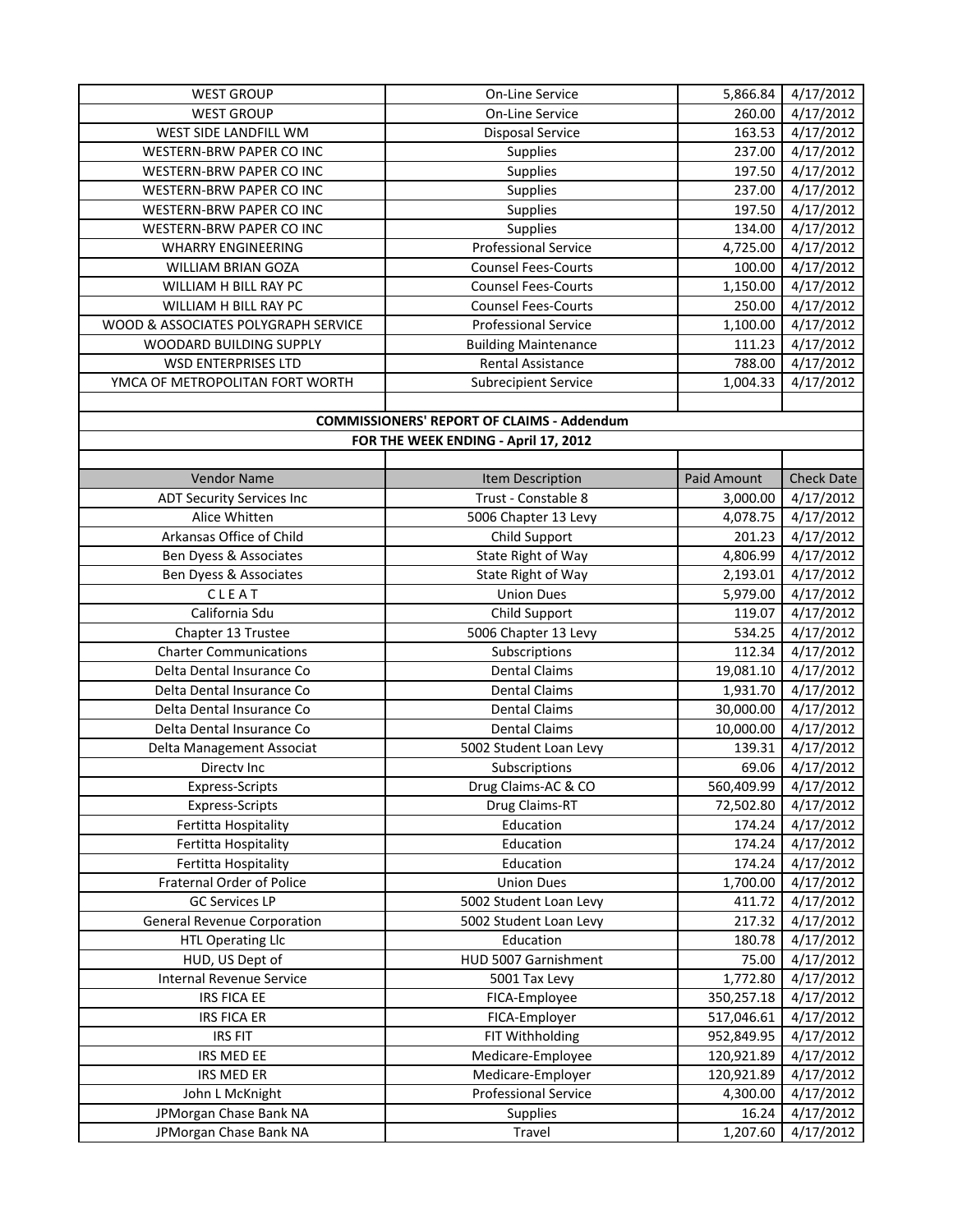| | | | |
|---|---|---|---|
| WEST GROUP | On-Line Service | 5,866.84 | 4/17/2012 |
| WEST GROUP | On-Line Service | 260.00 | 4/17/2012 |
| WEST SIDE LANDFILL WM | Disposal Service | 163.53 | 4/17/2012 |
| WESTERN-BRW PAPER CO INC | Supplies | 237.00 | 4/17/2012 |
| WESTERN-BRW PAPER CO INC | Supplies | 197.50 | 4/17/2012 |
| WESTERN-BRW PAPER CO INC | Supplies | 237.00 | 4/17/2012 |
| WESTERN-BRW PAPER CO INC | Supplies | 197.50 | 4/17/2012 |
| WESTERN-BRW PAPER CO INC | Supplies | 134.00 | 4/17/2012 |
| WHARRY ENGINEERING | Professional Service | 4,725.00 | 4/17/2012 |
| WILLIAM BRIAN GOZA | Counsel Fees-Courts | 100.00 | 4/17/2012 |
| WILLIAM H BILL RAY PC | Counsel Fees-Courts | 1,150.00 | 4/17/2012 |
| WILLIAM H BILL RAY PC | Counsel Fees-Courts | 250.00 | 4/17/2012 |
| WOOD & ASSOCIATES POLYGRAPH SERVICE | Professional Service | 1,100.00 | 4/17/2012 |
| WOODARD BUILDING SUPPLY | Building Maintenance | 111.23 | 4/17/2012 |
| WSD ENTERPRISES LTD | Rental Assistance | 788.00 | 4/17/2012 |
| YMCA OF METROPOLITAN FORT WORTH | Subrecipient Service | 1,004.33 | 4/17/2012 |

**COMMISSIONERS' REPORT OF CLAIMS - Addendum**

**FOR THE WEEK ENDING - April 17, 2012**

| Vendor Name | Item Description | Paid Amount | Check Date |
|---|---|---|---|
| ADT Security Services Inc | Trust - Constable 8 | 3,000.00 | 4/17/2012 |
| Alice Whitten | 5006 Chapter 13 Levy | 4,078.75 | 4/17/2012 |
| Arkansas Office of Child | Child Support | 201.23 | 4/17/2012 |
| Ben Dyess & Associates | State Right of Way | 4,806.99 | 4/17/2012 |
| Ben Dyess & Associates | State Right of Way | 2,193.01 | 4/17/2012 |
| C L E A T | Union Dues | 5,979.00 | 4/17/2012 |
| California Sdu | Child Support | 119.07 | 4/17/2012 |
| Chapter 13 Trustee | 5006 Chapter 13 Levy | 534.25 | 4/17/2012 |
| Charter Communications | Subscriptions | 112.34 | 4/17/2012 |
| Delta Dental Insurance Co | Dental Claims | 19,081.10 | 4/17/2012 |
| Delta Dental Insurance Co | Dental Claims | 1,931.70 | 4/17/2012 |
| Delta Dental Insurance Co | Dental Claims | 30,000.00 | 4/17/2012 |
| Delta Dental Insurance Co | Dental Claims | 10,000.00 | 4/17/2012 |
| Delta Management Associat | 5002 Student Loan Levy | 139.31 | 4/17/2012 |
| Directv Inc | Subscriptions | 69.06 | 4/17/2012 |
| Express-Scripts | Drug Claims-AC & CO | 560,409.99 | 4/17/2012 |
| Express-Scripts | Drug Claims-RT | 72,502.80 | 4/17/2012 |
| Fertitta Hospitality | Education | 174.24 | 4/17/2012 |
| Fertitta Hospitality | Education | 174.24 | 4/17/2012 |
| Fertitta Hospitality | Education | 174.24 | 4/17/2012 |
| Fraternal Order of Police | Union Dues | 1,700.00 | 4/17/2012 |
| GC Services LP | 5002 Student Loan Levy | 411.72 | 4/17/2012 |
| General Revenue Corporation | 5002 Student Loan Levy | 217.32 | 4/17/2012 |
| HTL Operating Llc | Education | 180.78 | 4/17/2012 |
| HUD, US Dept of | HUD 5007 Garnishment | 75.00 | 4/17/2012 |
| Internal Revenue Service | 5001 Tax Levy | 1,772.80 | 4/17/2012 |
| IRS FICA EE | FICA-Employee | 350,257.18 | 4/17/2012 |
| IRS FICA ER | FICA-Employer | 517,046.61 | 4/17/2012 |
| IRS FIT | FIT Withholding | 952,849.95 | 4/17/2012 |
| IRS MED EE | Medicare-Employee | 120,921.89 | 4/17/2012 |
| IRS MED ER | Medicare-Employer | 120,921.89 | 4/17/2012 |
| John L McKnight | Professional Service | 4,300.00 | 4/17/2012 |
| JPMorgan Chase Bank NA | Supplies | 16.24 | 4/17/2012 |
| JPMorgan Chase Bank NA | Travel | 1,207.60 | 4/17/2012 |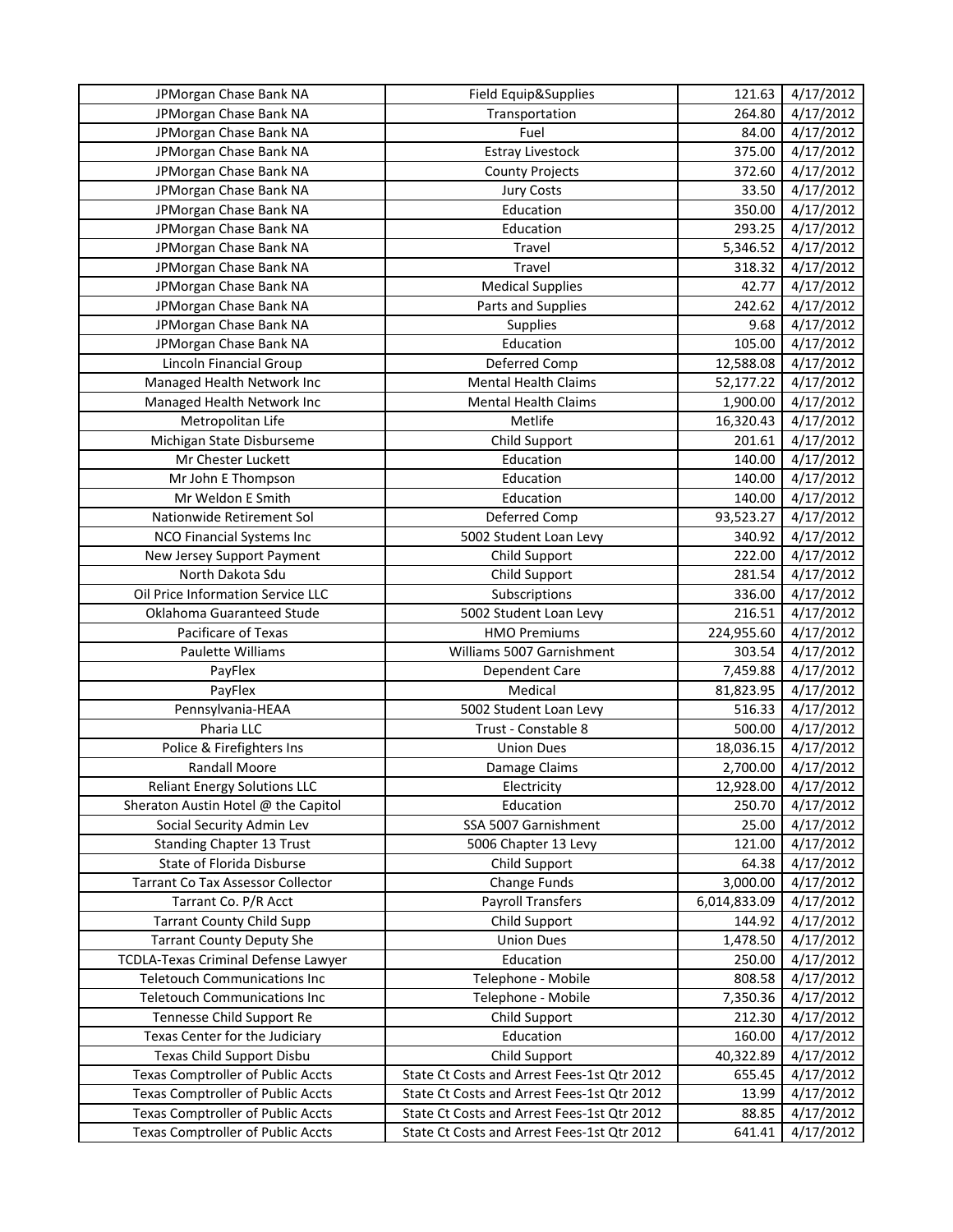| | | | |
|---|---|---|---|
| JPMorgan Chase Bank NA | Field Equip&Supplies | 121.63 | 4/17/2012 |
| JPMorgan Chase Bank NA | Transportation | 264.80 | 4/17/2012 |
| JPMorgan Chase Bank NA | Fuel | 84.00 | 4/17/2012 |
| JPMorgan Chase Bank NA | Estray Livestock | 375.00 | 4/17/2012 |
| JPMorgan Chase Bank NA | County Projects | 372.60 | 4/17/2012 |
| JPMorgan Chase Bank NA | Jury Costs | 33.50 | 4/17/2012 |
| JPMorgan Chase Bank NA | Education | 350.00 | 4/17/2012 |
| JPMorgan Chase Bank NA | Education | 293.25 | 4/17/2012 |
| JPMorgan Chase Bank NA | Travel | 5,346.52 | 4/17/2012 |
| JPMorgan Chase Bank NA | Travel | 318.32 | 4/17/2012 |
| JPMorgan Chase Bank NA | Medical Supplies | 42.77 | 4/17/2012 |
| JPMorgan Chase Bank NA | Parts and Supplies | 242.62 | 4/17/2012 |
| JPMorgan Chase Bank NA | Supplies | 9.68 | 4/17/2012 |
| JPMorgan Chase Bank NA | Education | 105.00 | 4/17/2012 |
| Lincoln Financial Group | Deferred Comp | 12,588.08 | 4/17/2012 |
| Managed Health Network Inc | Mental Health Claims | 52,177.22 | 4/17/2012 |
| Managed Health Network Inc | Mental Health Claims | 1,900.00 | 4/17/2012 |
| Metropolitan Life | Metlife | 16,320.43 | 4/17/2012 |
| Michigan State Disburseme | Child Support | 201.61 | 4/17/2012 |
| Mr Chester Luckett | Education | 140.00 | 4/17/2012 |
| Mr John E Thompson | Education | 140.00 | 4/17/2012 |
| Mr Weldon E Smith | Education | 140.00 | 4/17/2012 |
| Nationwide Retirement Sol | Deferred Comp | 93,523.27 | 4/17/2012 |
| NCO Financial Systems Inc | 5002 Student Loan Levy | 340.92 | 4/17/2012 |
| New Jersey Support Payment | Child Support | 222.00 | 4/17/2012 |
| North Dakota Sdu | Child Support | 281.54 | 4/17/2012 |
| Oil Price Information Service LLC | Subscriptions | 336.00 | 4/17/2012 |
| Oklahoma Guaranteed Stude | 5002 Student Loan Levy | 216.51 | 4/17/2012 |
| Pacificare of Texas | HMO Premiums | 224,955.60 | 4/17/2012 |
| Paulette Williams | Williams 5007 Garnishment | 303.54 | 4/17/2012 |
| PayFlex | Dependent Care | 7,459.88 | 4/17/2012 |
| PayFlex | Medical | 81,823.95 | 4/17/2012 |
| Pennsylvania-HEAA | 5002 Student Loan Levy | 516.33 | 4/17/2012 |
| Pharia LLC | Trust - Constable 8 | 500.00 | 4/17/2012 |
| Police & Firefighters Ins | Union Dues | 18,036.15 | 4/17/2012 |
| Randall Moore | Damage Claims | 2,700.00 | 4/17/2012 |
| Reliant Energy Solutions LLC | Electricity | 12,928.00 | 4/17/2012 |
| Sheraton Austin Hotel @ the Capitol | Education | 250.70 | 4/17/2012 |
| Social Security Admin Lev | SSA 5007 Garnishment | 25.00 | 4/17/2012 |
| Standing Chapter 13 Trust | 5006 Chapter 13 Levy | 121.00 | 4/17/2012 |
| State of Florida Disburse | Child Support | 64.38 | 4/17/2012 |
| Tarrant Co Tax Assessor Collector | Change Funds | 3,000.00 | 4/17/2012 |
| Tarrant Co. P/R Acct | Payroll Transfers | 6,014,833.09 | 4/17/2012 |
| Tarrant County Child Supp | Child Support | 144.92 | 4/17/2012 |
| Tarrant County Deputy She | Union Dues | 1,478.50 | 4/17/2012 |
| TCDLA-Texas Criminal Defense Lawyer | Education | 250.00 | 4/17/2012 |
| Teletouch Communications Inc | Telephone - Mobile | 808.58 | 4/17/2012 |
| Teletouch Communications Inc | Telephone - Mobile | 7,350.36 | 4/17/2012 |
| Tennesse Child Support Re | Child Support | 212.30 | 4/17/2012 |
| Texas Center for the Judiciary | Education | 160.00 | 4/17/2012 |
| Texas Child Support Disbu | Child Support | 40,322.89 | 4/17/2012 |
| Texas Comptroller of Public Accts | State Ct Costs and Arrest Fees-1st Qtr 2012 | 655.45 | 4/17/2012 |
| Texas Comptroller of Public Accts | State Ct Costs and Arrest Fees-1st Qtr 2012 | 13.99 | 4/17/2012 |
| Texas Comptroller of Public Accts | State Ct Costs and Arrest Fees-1st Qtr 2012 | 88.85 | 4/17/2012 |
| Texas Comptroller of Public Accts | State Ct Costs and Arrest Fees-1st Qtr 2012 | 641.41 | 4/17/2012 |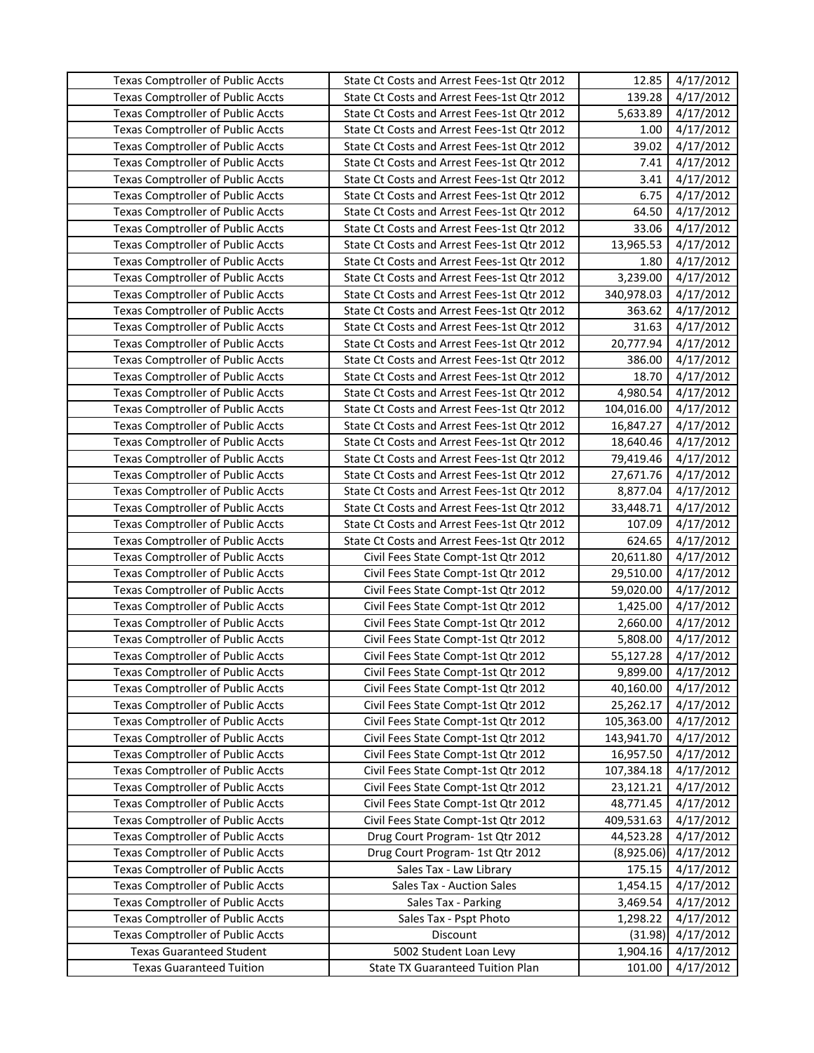| | | | |
|---|---|---|---|
| Texas Comptroller of Public Accts | State Ct Costs and Arrest Fees-1st Qtr 2012 | 12.85 | 4/17/2012 |
| Texas Comptroller of Public Accts | State Ct Costs and Arrest Fees-1st Qtr 2012 | 139.28 | 4/17/2012 |
| Texas Comptroller of Public Accts | State Ct Costs and Arrest Fees-1st Qtr 2012 | 5,633.89 | 4/17/2012 |
| Texas Comptroller of Public Accts | State Ct Costs and Arrest Fees-1st Qtr 2012 | 1.00 | 4/17/2012 |
| Texas Comptroller of Public Accts | State Ct Costs and Arrest Fees-1st Qtr 2012 | 39.02 | 4/17/2012 |
| Texas Comptroller of Public Accts | State Ct Costs and Arrest Fees-1st Qtr 2012 | 7.41 | 4/17/2012 |
| Texas Comptroller of Public Accts | State Ct Costs and Arrest Fees-1st Qtr 2012 | 3.41 | 4/17/2012 |
| Texas Comptroller of Public Accts | State Ct Costs and Arrest Fees-1st Qtr 2012 | 6.75 | 4/17/2012 |
| Texas Comptroller of Public Accts | State Ct Costs and Arrest Fees-1st Qtr 2012 | 64.50 | 4/17/2012 |
| Texas Comptroller of Public Accts | State Ct Costs and Arrest Fees-1st Qtr 2012 | 33.06 | 4/17/2012 |
| Texas Comptroller of Public Accts | State Ct Costs and Arrest Fees-1st Qtr 2012 | 13,965.53 | 4/17/2012 |
| Texas Comptroller of Public Accts | State Ct Costs and Arrest Fees-1st Qtr 2012 | 1.80 | 4/17/2012 |
| Texas Comptroller of Public Accts | State Ct Costs and Arrest Fees-1st Qtr 2012 | 3,239.00 | 4/17/2012 |
| Texas Comptroller of Public Accts | State Ct Costs and Arrest Fees-1st Qtr 2012 | 340,978.03 | 4/17/2012 |
| Texas Comptroller of Public Accts | State Ct Costs and Arrest Fees-1st Qtr 2012 | 363.62 | 4/17/2012 |
| Texas Comptroller of Public Accts | State Ct Costs and Arrest Fees-1st Qtr 2012 | 31.63 | 4/17/2012 |
| Texas Comptroller of Public Accts | State Ct Costs and Arrest Fees-1st Qtr 2012 | 20,777.94 | 4/17/2012 |
| Texas Comptroller of Public Accts | State Ct Costs and Arrest Fees-1st Qtr 2012 | 386.00 | 4/17/2012 |
| Texas Comptroller of Public Accts | State Ct Costs and Arrest Fees-1st Qtr 2012 | 18.70 | 4/17/2012 |
| Texas Comptroller of Public Accts | State Ct Costs and Arrest Fees-1st Qtr 2012 | 4,980.54 | 4/17/2012 |
| Texas Comptroller of Public Accts | State Ct Costs and Arrest Fees-1st Qtr 2012 | 104,016.00 | 4/17/2012 |
| Texas Comptroller of Public Accts | State Ct Costs and Arrest Fees-1st Qtr 2012 | 16,847.27 | 4/17/2012 |
| Texas Comptroller of Public Accts | State Ct Costs and Arrest Fees-1st Qtr 2012 | 18,640.46 | 4/17/2012 |
| Texas Comptroller of Public Accts | State Ct Costs and Arrest Fees-1st Qtr 2012 | 79,419.46 | 4/17/2012 |
| Texas Comptroller of Public Accts | State Ct Costs and Arrest Fees-1st Qtr 2012 | 27,671.76 | 4/17/2012 |
| Texas Comptroller of Public Accts | State Ct Costs and Arrest Fees-1st Qtr 2012 | 8,877.04 | 4/17/2012 |
| Texas Comptroller of Public Accts | State Ct Costs and Arrest Fees-1st Qtr 2012 | 33,448.71 | 4/17/2012 |
| Texas Comptroller of Public Accts | State Ct Costs and Arrest Fees-1st Qtr 2012 | 107.09 | 4/17/2012 |
| Texas Comptroller of Public Accts | State Ct Costs and Arrest Fees-1st Qtr 2012 | 624.65 | 4/17/2012 |
| Texas Comptroller of Public Accts | Civil Fees State Compt-1st Qtr 2012 | 20,611.80 | 4/17/2012 |
| Texas Comptroller of Public Accts | Civil Fees State Compt-1st Qtr 2012 | 29,510.00 | 4/17/2012 |
| Texas Comptroller of Public Accts | Civil Fees State Compt-1st Qtr 2012 | 59,020.00 | 4/17/2012 |
| Texas Comptroller of Public Accts | Civil Fees State Compt-1st Qtr 2012 | 1,425.00 | 4/17/2012 |
| Texas Comptroller of Public Accts | Civil Fees State Compt-1st Qtr 2012 | 2,660.00 | 4/17/2012 |
| Texas Comptroller of Public Accts | Civil Fees State Compt-1st Qtr 2012 | 5,808.00 | 4/17/2012 |
| Texas Comptroller of Public Accts | Civil Fees State Compt-1st Qtr 2012 | 55,127.28 | 4/17/2012 |
| Texas Comptroller of Public Accts | Civil Fees State Compt-1st Qtr 2012 | 9,899.00 | 4/17/2012 |
| Texas Comptroller of Public Accts | Civil Fees State Compt-1st Qtr 2012 | 40,160.00 | 4/17/2012 |
| Texas Comptroller of Public Accts | Civil Fees State Compt-1st Qtr 2012 | 25,262.17 | 4/17/2012 |
| Texas Comptroller of Public Accts | Civil Fees State Compt-1st Qtr 2012 | 105,363.00 | 4/17/2012 |
| Texas Comptroller of Public Accts | Civil Fees State Compt-1st Qtr 2012 | 143,941.70 | 4/17/2012 |
| Texas Comptroller of Public Accts | Civil Fees State Compt-1st Qtr 2012 | 16,957.50 | 4/17/2012 |
| Texas Comptroller of Public Accts | Civil Fees State Compt-1st Qtr 2012 | 107,384.18 | 4/17/2012 |
| Texas Comptroller of Public Accts | Civil Fees State Compt-1st Qtr 2012 | 23,121.21 | 4/17/2012 |
| Texas Comptroller of Public Accts | Civil Fees State Compt-1st Qtr 2012 | 48,771.45 | 4/17/2012 |
| Texas Comptroller of Public Accts | Civil Fees State Compt-1st Qtr 2012 | 409,531.63 | 4/17/2012 |
| Texas Comptroller of Public Accts | Drug Court Program- 1st Qtr 2012 | 44,523.28 | 4/17/2012 |
| Texas Comptroller of Public Accts | Drug Court Program- 1st Qtr 2012 | (8,925.06) | 4/17/2012 |
| Texas Comptroller of Public Accts | Sales Tax - Law Library | 175.15 | 4/17/2012 |
| Texas Comptroller of Public Accts | Sales Tax - Auction Sales | 1,454.15 | 4/17/2012 |
| Texas Comptroller of Public Accts | Sales Tax - Parking | 3,469.54 | 4/17/2012 |
| Texas Comptroller of Public Accts | Sales Tax - Pspt Photo | 1,298.22 | 4/17/2012 |
| Texas Comptroller of Public Accts | Discount | (31.98) | 4/17/2012 |
| Texas Guaranteed Student | 5002 Student Loan Levy | 1,904.16 | 4/17/2012 |
| Texas Guaranteed Tuition | State TX Guaranteed Tuition Plan | 101.00 | 4/17/2012 |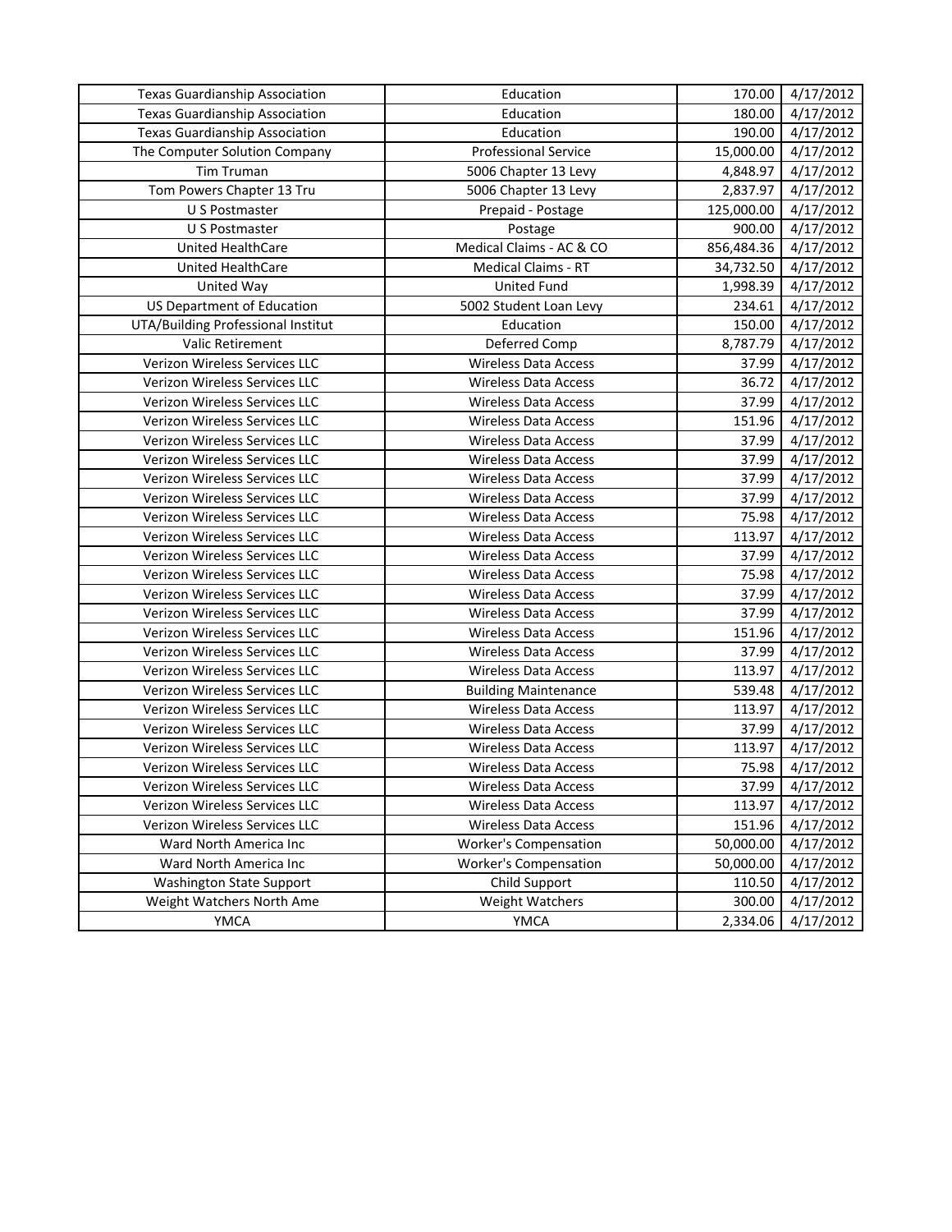| | | | |
|---|---|---|---|
| Texas Guardianship Association | Education | 170.00 | 4/17/2012 |
| Texas Guardianship Association | Education | 180.00 | 4/17/2012 |
| Texas Guardianship Association | Education | 190.00 | 4/17/2012 |
| The Computer Solution Company | Professional Service | 15,000.00 | 4/17/2012 |
| Tim Truman | 5006 Chapter 13 Levy | 4,848.97 | 4/17/2012 |
| Tom Powers Chapter 13 Tru | 5006 Chapter 13 Levy | 2,837.97 | 4/17/2012 |
| U S Postmaster | Prepaid - Postage | 125,000.00 | 4/17/2012 |
| U S Postmaster | Postage | 900.00 | 4/17/2012 |
| United HealthCare | Medical Claims - AC & CO | 856,484.36 | 4/17/2012 |
| United HealthCare | Medical Claims - RT | 34,732.50 | 4/17/2012 |
| United Way | United Fund | 1,998.39 | 4/17/2012 |
| US Department of Education | 5002 Student Loan Levy | 234.61 | 4/17/2012 |
| UTA/Building Professional Institut | Education | 150.00 | 4/17/2012 |
| Valic Retirement | Deferred Comp | 8,787.79 | 4/17/2012 |
| Verizon Wireless Services LLC | Wireless Data Access | 37.99 | 4/17/2012 |
| Verizon Wireless Services LLC | Wireless Data Access | 36.72 | 4/17/2012 |
| Verizon Wireless Services LLC | Wireless Data Access | 37.99 | 4/17/2012 |
| Verizon Wireless Services LLC | Wireless Data Access | 151.96 | 4/17/2012 |
| Verizon Wireless Services LLC | Wireless Data Access | 37.99 | 4/17/2012 |
| Verizon Wireless Services LLC | Wireless Data Access | 37.99 | 4/17/2012 |
| Verizon Wireless Services LLC | Wireless Data Access | 37.99 | 4/17/2012 |
| Verizon Wireless Services LLC | Wireless Data Access | 37.99 | 4/17/2012 |
| Verizon Wireless Services LLC | Wireless Data Access | 75.98 | 4/17/2012 |
| Verizon Wireless Services LLC | Wireless Data Access | 113.97 | 4/17/2012 |
| Verizon Wireless Services LLC | Wireless Data Access | 37.99 | 4/17/2012 |
| Verizon Wireless Services LLC | Wireless Data Access | 75.98 | 4/17/2012 |
| Verizon Wireless Services LLC | Wireless Data Access | 37.99 | 4/17/2012 |
| Verizon Wireless Services LLC | Wireless Data Access | 37.99 | 4/17/2012 |
| Verizon Wireless Services LLC | Wireless Data Access | 151.96 | 4/17/2012 |
| Verizon Wireless Services LLC | Wireless Data Access | 37.99 | 4/17/2012 |
| Verizon Wireless Services LLC | Wireless Data Access | 113.97 | 4/17/2012 |
| Verizon Wireless Services LLC | Building Maintenance | 539.48 | 4/17/2012 |
| Verizon Wireless Services LLC | Wireless Data Access | 113.97 | 4/17/2012 |
| Verizon Wireless Services LLC | Wireless Data Access | 37.99 | 4/17/2012 |
| Verizon Wireless Services LLC | Wireless Data Access | 113.97 | 4/17/2012 |
| Verizon Wireless Services LLC | Wireless Data Access | 75.98 | 4/17/2012 |
| Verizon Wireless Services LLC | Wireless Data Access | 37.99 | 4/17/2012 |
| Verizon Wireless Services LLC | Wireless Data Access | 113.97 | 4/17/2012 |
| Verizon Wireless Services LLC | Wireless Data Access | 151.96 | 4/17/2012 |
| Ward North America Inc | Worker's Compensation | 50,000.00 | 4/17/2012 |
| Ward North America Inc | Worker's Compensation | 50,000.00 | 4/17/2012 |
| Washington State Support | Child Support | 110.50 | 4/17/2012 |
| Weight Watchers North Ame | Weight Watchers | 300.00 | 4/17/2012 |
| YMCA | YMCA | 2,334.06 | 4/17/2012 |